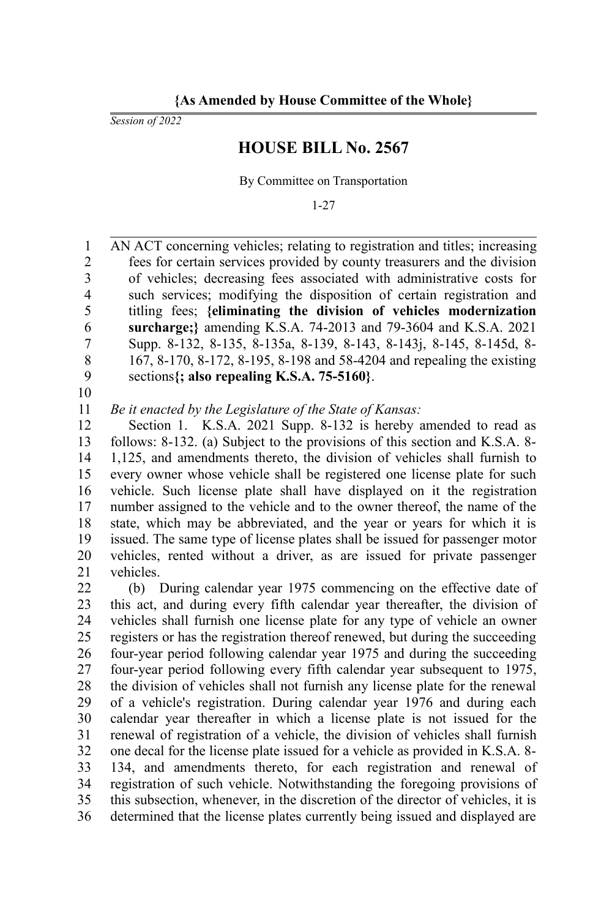**{As Amended by House Committee of the Whole}**

*Session of 2022*

# HOUSE BILL No. 2567

By Committee on Transportation

1-27

AN ACT concerning vehicles; relating to registration and titles; increasing fees for certain services provided by county treasurers and the division of vehicles; decreasing fees associated with administrative costs for such services; modifying the disposition of certain registration and titling fees; **{eliminating the division of vehicles modernization surcharge;}** amending K.S.A. 74-2013 and 79-3604 and K.S.A. 2021 Supp. 8-132, 8-135, 8-135a, 8-139, 8-143, 8-143j, 8-145, 8-145d, 8-167, 8-170, 8-172, 8-195, 8-198 and 58-4204 and repealing the existing sections**{; also repealing K.S.A. 75-5160}**.

*Be it enacted by the Legislature of the State of Kansas:*

Section 1. K.S.A. 2021 Supp. 8-132 is hereby amended to read as follows: 8-132. (a) Subject to the provisions of this section and K.S.A. 8-1,125, and amendments thereto, the division of vehicles shall furnish to every owner whose vehicle shall be registered one license plate for such vehicle. Such license plate shall have displayed on it the registration number assigned to the vehicle and to the owner thereof, the name of the state, which may be abbreviated, and the year or years for which it is issued. The same type of license plates shall be issued for passenger motor vehicles, rented without a driver, as are issued for private passenger vehicles.

(b) During calendar year 1975 commencing on the effective date of this act, and during every fifth calendar year thereafter, the division of vehicles shall furnish one license plate for any type of vehicle an owner registers or has the registration thereof renewed, but during the succeeding four-year period following calendar year 1975 and during the succeeding four-year period following every fifth calendar year subsequent to 1975, the division of vehicles shall not furnish any license plate for the renewal of a vehicle's registration. During calendar year 1976 and during each calendar year thereafter in which a license plate is not issued for the renewal of registration of a vehicle, the division of vehicles shall furnish one decal for the license plate issued for a vehicle as provided in K.S.A. 8-134, and amendments thereto, for each registration and renewal of registration of such vehicle. Notwithstanding the foregoing provisions of this subsection, whenever, in the discretion of the director of vehicles, it is determined that the license plates currently being issued and displayed are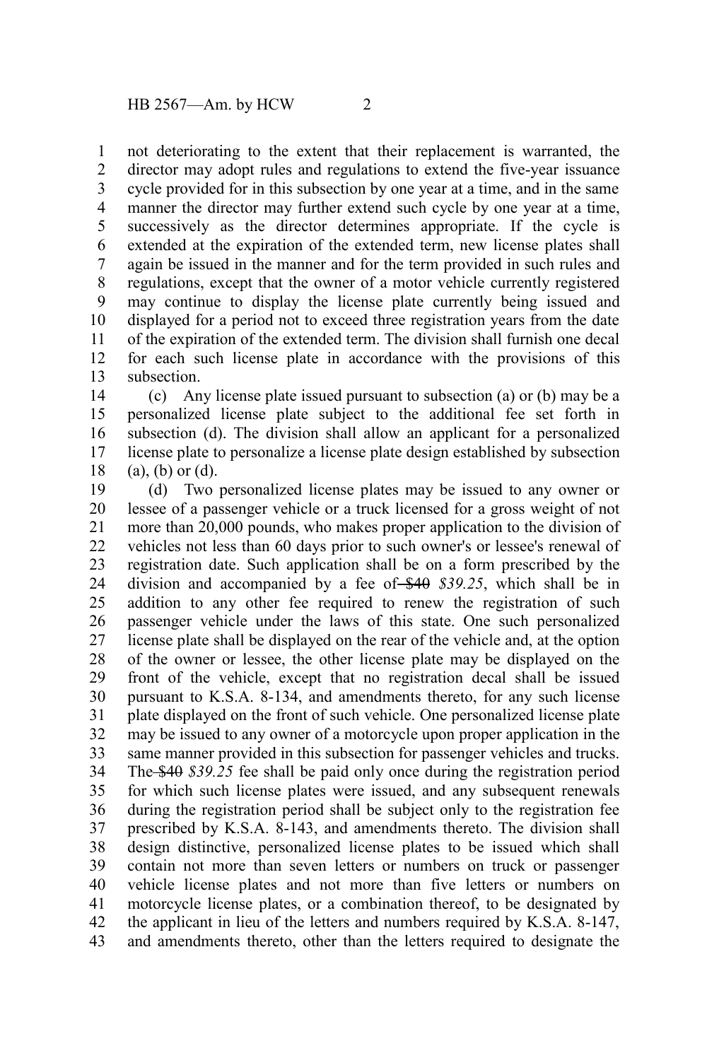not deteriorating to the extent that their replacement is warranted, the director may adopt rules and regulations to extend the five-year issuance cycle provided for in this subsection by one year at a time, and in the same manner the director may further extend such cycle by one year at a time, successively as the director determines appropriate. If the cycle is extended at the expiration of the extended term, new license plates shall again be issued in the manner and for the term provided in such rules and regulations, except that the owner of a motor vehicle currently registered may continue to display the license plate currently being issued and displayed for a period not to exceed three registration years from the date of the expiration of the extended term. The division shall furnish one decal for each such license plate in accordance with the provisions of this subsection.

(c) Any license plate issued pursuant to subsection (a) or (b) may be a personalized license plate subject to the additional fee set forth in subsection (d). The division shall allow an applicant for a personalized license plate to personalize a license plate design established by subsection (a), (b) or (d).

(d) Two personalized license plates may be issued to any owner or lessee of a passenger vehicle or a truck licensed for a gross weight of not more than 20,000 pounds, who makes proper application to the division of vehicles not less than 60 days prior to such owner's or lessee's renewal of registration date. Such application shall be on a form prescribed by the division and accompanied by a fee of ~~$40~~ *$39.25*, which shall be in addition to any other fee required to renew the registration of such passenger vehicle under the laws of this state. One such personalized license plate shall be displayed on the rear of the vehicle and, at the option of the owner or lessee, the other license plate may be displayed on the front of the vehicle, except that no registration decal shall be issued pursuant to K.S.A. 8-134, and amendments thereto, for any such license plate displayed on the front of such vehicle. One personalized license plate may be issued to any owner of a motorcycle upon proper application in the same manner provided in this subsection for passenger vehicles and trucks. The ~~$40~~ *$39.25* fee shall be paid only once during the registration period for which such license plates were issued, and any subsequent renewals during the registration period shall be subject only to the registration fee prescribed by K.S.A. 8-143, and amendments thereto. The division shall design distinctive, personalized license plates to be issued which shall contain not more than seven letters or numbers on truck or passenger vehicle license plates and not more than five letters or numbers on motorcycle license plates, or a combination thereof, to be designated by the applicant in lieu of the letters and numbers required by K.S.A. 8-147, and amendments thereto, other than the letters required to designate the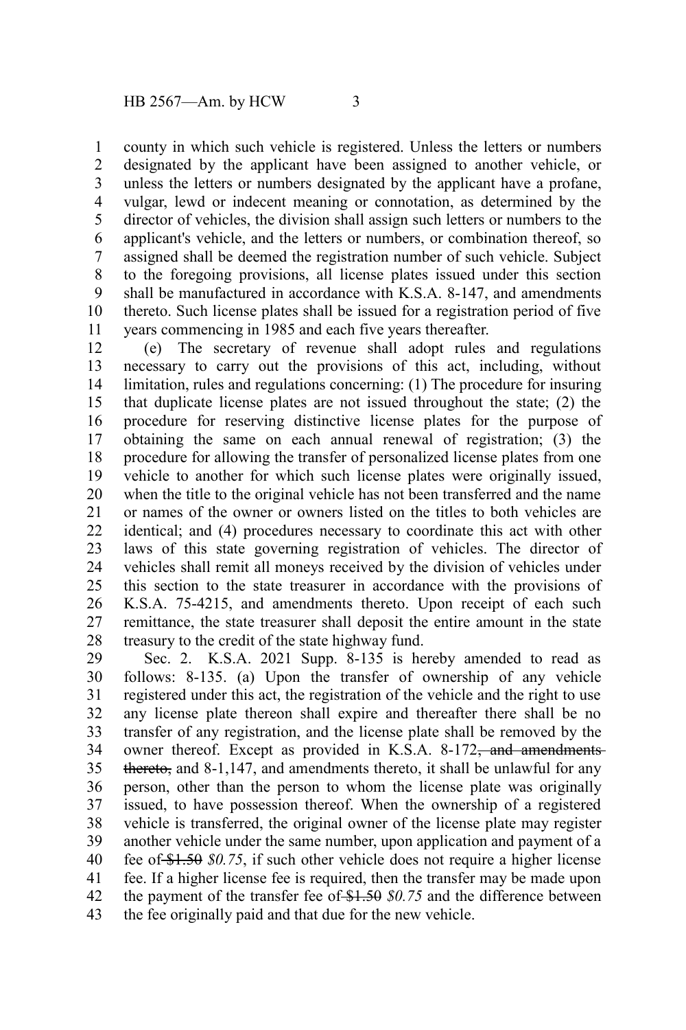county in which such vehicle is registered. Unless the letters or numbers designated by the applicant have been assigned to another vehicle, or unless the letters or numbers designated by the applicant have a profane, vulgar, lewd or indecent meaning or connotation, as determined by the director of vehicles, the division shall assign such letters or numbers to the applicant's vehicle, and the letters or numbers, or combination thereof, so assigned shall be deemed the registration number of such vehicle. Subject to the foregoing provisions, all license plates issued under this section shall be manufactured in accordance with K.S.A. 8-147, and amendments thereto. Such license plates shall be issued for a registration period of five years commencing in 1985 and each five years thereafter.

(e) The secretary of revenue shall adopt rules and regulations necessary to carry out the provisions of this act, including, without limitation, rules and regulations concerning: (1) The procedure for insuring that duplicate license plates are not issued throughout the state; (2) the procedure for reserving distinctive license plates for the purpose of obtaining the same on each annual renewal of registration; (3) the procedure for allowing the transfer of personalized license plates from one vehicle to another for which such license plates were originally issued, when the title to the original vehicle has not been transferred and the name or names of the owner or owners listed on the titles to both vehicles are identical; and (4) procedures necessary to coordinate this act with other laws of this state governing registration of vehicles. The director of vehicles shall remit all moneys received by the division of vehicles under this section to the state treasurer in accordance with the provisions of K.S.A. 75-4215, and amendments thereto. Upon receipt of each such remittance, the state treasurer shall deposit the entire amount in the state treasury to the credit of the state highway fund.

Sec. 2. K.S.A. 2021 Supp. 8-135 is hereby amended to read as follows: 8-135. (a) Upon the transfer of ownership of any vehicle registered under this act, the registration of the vehicle and the right to use any license plate thereon shall expire and thereafter there shall be no transfer of any registration, and the license plate shall be removed by the owner thereof. Except as provided in K.S.A. 8-172~~, and amendments thereto,~~ and 8-1,147, and amendments thereto, it shall be unlawful for any person, other than the person to whom the license plate was originally issued, to have possession thereof. When the ownership of a registered vehicle is transferred, the original owner of the license plate may register another vehicle under the same number, upon application and payment of a fee of ~~$1.50~~ *$0.75*, if such other vehicle does not require a higher license fee. If a higher license fee is required, then the transfer may be made upon the payment of the transfer fee of ~~$1.50~~ *$0.75* and the difference between the fee originally paid and that due for the new vehicle.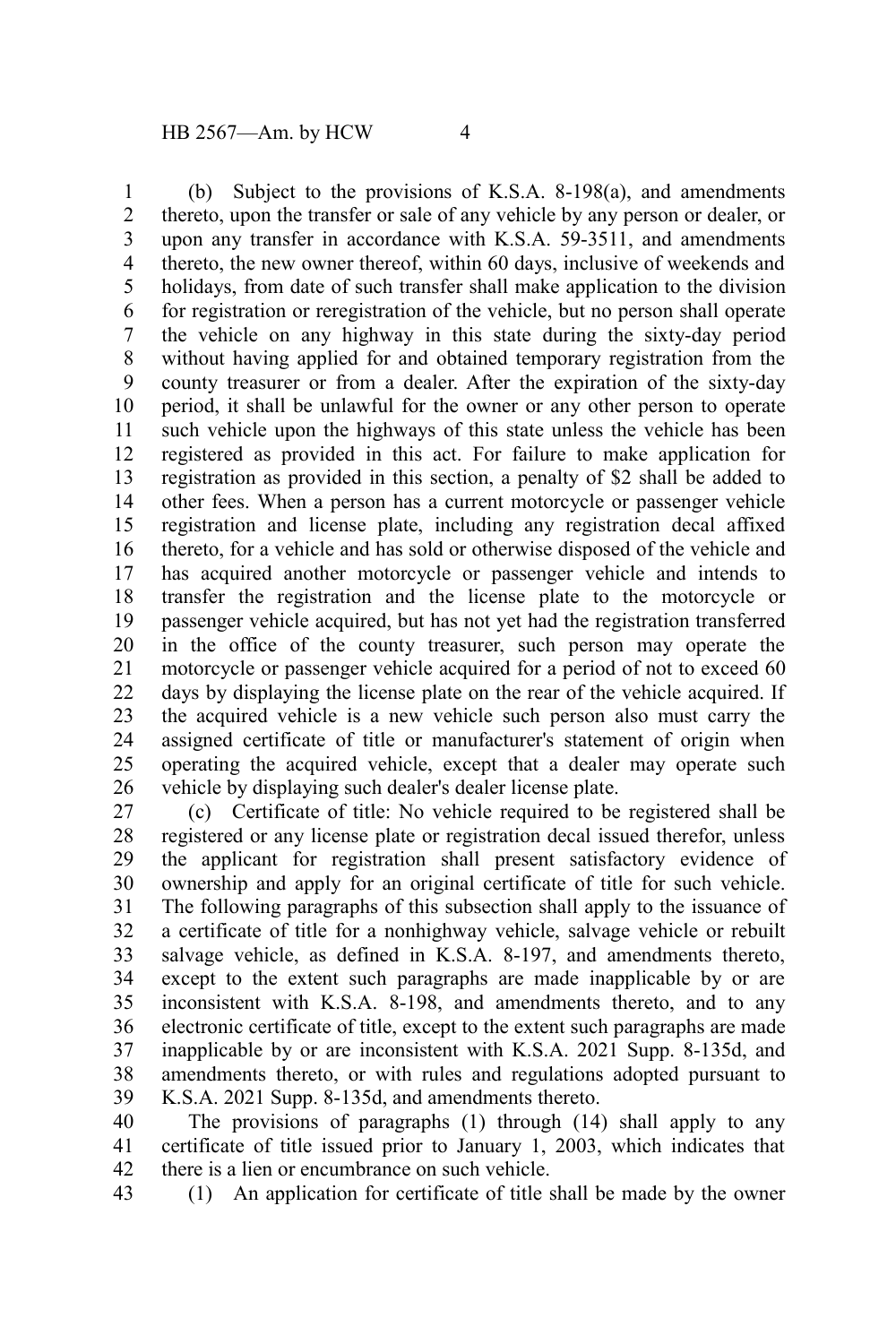(b) Subject to the provisions of K.S.A. 8-198(a), and amendments thereto, upon the transfer or sale of any vehicle by any person or dealer, or upon any transfer in accordance with K.S.A. 59-3511, and amendments thereto, the new owner thereof, within 60 days, inclusive of weekends and holidays, from date of such transfer shall make application to the division for registration or reregistration of the vehicle, but no person shall operate the vehicle on any highway in this state during the sixty-day period without having applied for and obtained temporary registration from the county treasurer or from a dealer. After the expiration of the sixty-day period, it shall be unlawful for the owner or any other person to operate such vehicle upon the highways of this state unless the vehicle has been registered as provided in this act. For failure to make application for registration as provided in this section, a penalty of $2 shall be added to other fees. When a person has a current motorcycle or passenger vehicle registration and license plate, including any registration decal affixed thereto, for a vehicle and has sold or otherwise disposed of the vehicle and has acquired another motorcycle or passenger vehicle and intends to transfer the registration and the license plate to the motorcycle or passenger vehicle acquired, but has not yet had the registration transferred in the office of the county treasurer, such person may operate the motorcycle or passenger vehicle acquired for a period of not to exceed 60 days by displaying the license plate on the rear of the vehicle acquired. If the acquired vehicle is a new vehicle such person also must carry the assigned certificate of title or manufacturer's statement of origin when operating the acquired vehicle, except that a dealer may operate such vehicle by displaying such dealer's dealer license plate.

(c) Certificate of title: No vehicle required to be registered shall be registered or any license plate or registration decal issued therefor, unless the applicant for registration shall present satisfactory evidence of ownership and apply for an original certificate of title for such vehicle. The following paragraphs of this subsection shall apply to the issuance of a certificate of title for a nonhighway vehicle, salvage vehicle or rebuilt salvage vehicle, as defined in K.S.A. 8-197, and amendments thereto, except to the extent such paragraphs are made inapplicable by or are inconsistent with K.S.A. 8-198, and amendments thereto, and to any electronic certificate of title, except to the extent such paragraphs are made inapplicable by or are inconsistent with K.S.A. 2021 Supp. 8-135d, and amendments thereto, or with rules and regulations adopted pursuant to K.S.A. 2021 Supp. 8-135d, and amendments thereto.

The provisions of paragraphs (1) through (14) shall apply to any certificate of title issued prior to January 1, 2003, which indicates that there is a lien or encumbrance on such vehicle.

(1) An application for certificate of title shall be made by the owner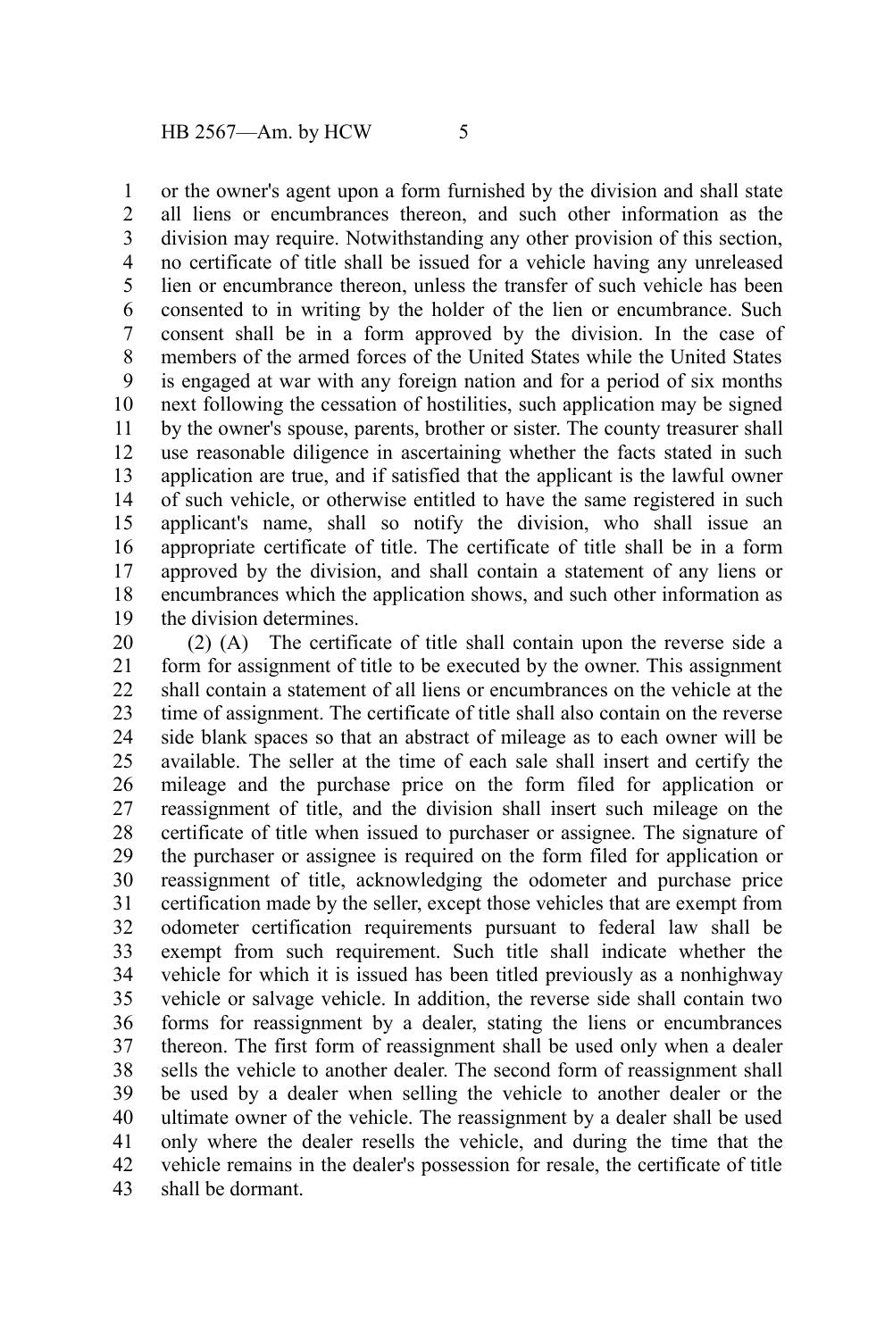or the owner's agent upon a form furnished by the division and shall state all liens or encumbrances thereon, and such other information as the division may require. Notwithstanding any other provision of this section, no certificate of title shall be issued for a vehicle having any unreleased lien or encumbrance thereon, unless the transfer of such vehicle has been consented to in writing by the holder of the lien or encumbrance. Such consent shall be in a form approved by the division. In the case of members of the armed forces of the United States while the United States is engaged at war with any foreign nation and for a period of six months next following the cessation of hostilities, such application may be signed by the owner's spouse, parents, brother or sister. The county treasurer shall use reasonable diligence in ascertaining whether the facts stated in such application are true, and if satisfied that the applicant is the lawful owner of such vehicle, or otherwise entitled to have the same registered in such applicant's name, shall so notify the division, who shall issue an appropriate certificate of title. The certificate of title shall be in a form approved by the division, and shall contain a statement of any liens or encumbrances which the application shows, and such other information as the division determines.

(2) (A) The certificate of title shall contain upon the reverse side a form for assignment of title to be executed by the owner. This assignment shall contain a statement of all liens or encumbrances on the vehicle at the time of assignment. The certificate of title shall also contain on the reverse side blank spaces so that an abstract of mileage as to each owner will be available. The seller at the time of each sale shall insert and certify the mileage and the purchase price on the form filed for application or reassignment of title, and the division shall insert such mileage on the certificate of title when issued to purchaser or assignee. The signature of the purchaser or assignee is required on the form filed for application or reassignment of title, acknowledging the odometer and purchase price certification made by the seller, except those vehicles that are exempt from odometer certification requirements pursuant to federal law shall be exempt from such requirement. Such title shall indicate whether the vehicle for which it is issued has been titled previously as a nonhighway vehicle or salvage vehicle. In addition, the reverse side shall contain two forms for reassignment by a dealer, stating the liens or encumbrances thereon. The first form of reassignment shall be used only when a dealer sells the vehicle to another dealer. The second form of reassignment shall be used by a dealer when selling the vehicle to another dealer or the ultimate owner of the vehicle. The reassignment by a dealer shall be used only where the dealer resells the vehicle, and during the time that the vehicle remains in the dealer's possession for resale, the certificate of title shall be dormant.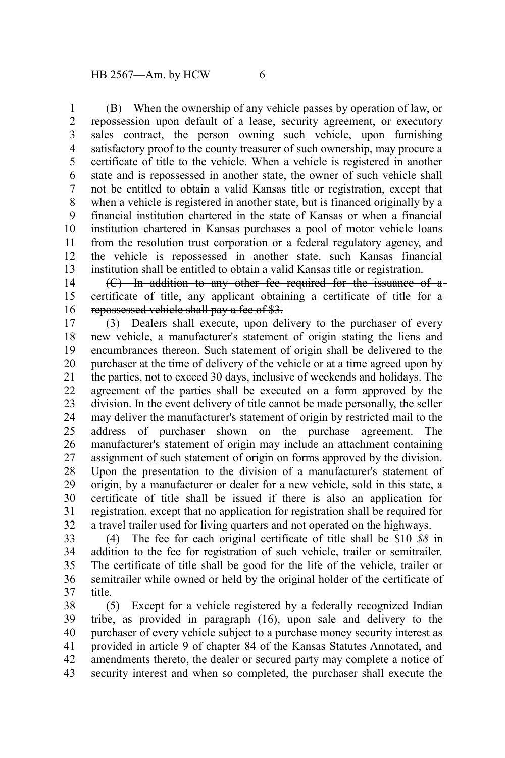(B) When the ownership of any vehicle passes by operation of law, or repossession upon default of a lease, security agreement, or executory sales contract, the person owning such vehicle, upon furnishing satisfactory proof to the county treasurer of such ownership, may procure a certificate of title to the vehicle. When a vehicle is registered in another state and is repossessed in another state, the owner of such vehicle shall not be entitled to obtain a valid Kansas title or registration, except that when a vehicle is registered in another state, but is financed originally by a financial institution chartered in the state of Kansas or when a financial institution chartered in Kansas purchases a pool of motor vehicle loans from the resolution trust corporation or a federal regulatory agency, and the vehicle is repossessed in another state, such Kansas financial institution shall be entitled to obtain a valid Kansas title or registration.

~~(C) In addition to any other fee required for the issuance of a certificate of title, any applicant obtaining a certificate of title for a repossessed vehicle shall pay a fee of $3.~~

(3) Dealers shall execute, upon delivery to the purchaser of every new vehicle, a manufacturer's statement of origin stating the liens and encumbrances thereon. Such statement of origin shall be delivered to the purchaser at the time of delivery of the vehicle or at a time agreed upon by the parties, not to exceed 30 days, inclusive of weekends and holidays. The agreement of the parties shall be executed on a form approved by the division. In the event delivery of title cannot be made personally, the seller may deliver the manufacturer's statement of origin by restricted mail to the address of purchaser shown on the purchase agreement. The manufacturer's statement of origin may include an attachment containing assignment of such statement of origin on forms approved by the division. Upon the presentation to the division of a manufacturer's statement of origin, by a manufacturer or dealer for a new vehicle, sold in this state, a certificate of title shall be issued if there is also an application for registration, except that no application for registration shall be required for a travel trailer used for living quarters and not operated on the highways.

(4) The fee for each original certificate of title shall be ~~$10~~ *$8* in addition to the fee for registration of such vehicle, trailer or semitrailer. The certificate of title shall be good for the life of the vehicle, trailer or semitrailer while owned or held by the original holder of the certificate of title.

(5) Except for a vehicle registered by a federally recognized Indian tribe, as provided in paragraph (16), upon sale and delivery to the purchaser of every vehicle subject to a purchase money security interest as provided in article 9 of chapter 84 of the Kansas Statutes Annotated, and amendments thereto, the dealer or secured party may complete a notice of security interest and when so completed, the purchaser shall execute the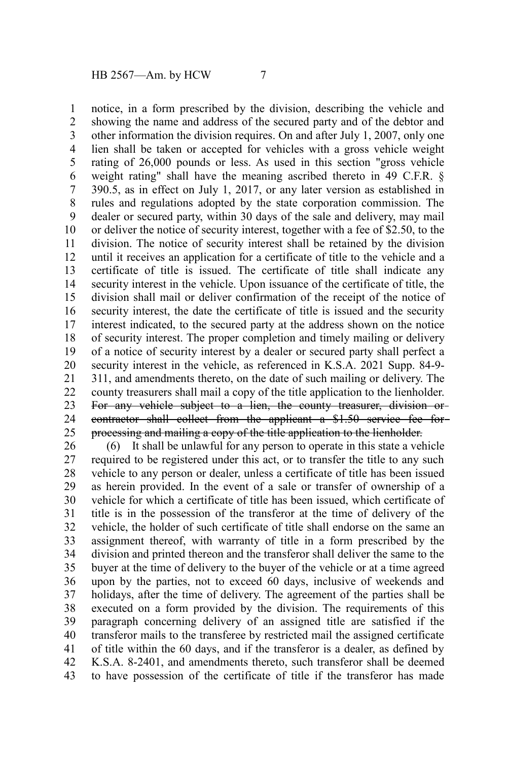notice, in a form prescribed by the division, describing the vehicle and showing the name and address of the secured party and of the debtor and other information the division requires. On and after July 1, 2007, only one lien shall be taken or accepted for vehicles with a gross vehicle weight rating of 26,000 pounds or less. As used in this section "gross vehicle weight rating" shall have the meaning ascribed thereto in 49 C.F.R. § 390.5, as in effect on July 1, 2017, or any later version as established in rules and regulations adopted by the state corporation commission. The dealer or secured party, within 30 days of the sale and delivery, may mail or deliver the notice of security interest, together with a fee of $2.50, to the division. The notice of security interest shall be retained by the division until it receives an application for a certificate of title to the vehicle and a certificate of title is issued. The certificate of title shall indicate any security interest in the vehicle. Upon issuance of the certificate of title, the division shall mail or deliver confirmation of the receipt of the notice of security interest, the date the certificate of title is issued and the security interest indicated, to the secured party at the address shown on the notice of security interest. The proper completion and timely mailing or delivery of a notice of security interest by a dealer or secured party shall perfect a security interest in the vehicle, as referenced in K.S.A. 2021 Supp. 84-9-311, and amendments thereto, on the date of such mailing or delivery. The county treasurers shall mail a copy of the title application to the lienholder. ~~For any vehicle subject to a lien, the county treasurer, division or contractor shall collect from the applicant a $1.50 service fee for processing and mailing a copy of the title application to the lienholder.~~

(6) It shall be unlawful for any person to operate in this state a vehicle required to be registered under this act, or to transfer the title to any such vehicle to any person or dealer, unless a certificate of title has been issued as herein provided. In the event of a sale or transfer of ownership of a vehicle for which a certificate of title has been issued, which certificate of title is in the possession of the transferor at the time of delivery of the vehicle, the holder of such certificate of title shall endorse on the same an assignment thereof, with warranty of title in a form prescribed by the division and printed thereon and the transferor shall deliver the same to the buyer at the time of delivery to the buyer of the vehicle or at a time agreed upon by the parties, not to exceed 60 days, inclusive of weekends and holidays, after the time of delivery. The agreement of the parties shall be executed on a form provided by the division. The requirements of this paragraph concerning delivery of an assigned title are satisfied if the transferor mails to the transferee by restricted mail the assigned certificate of title within the 60 days, and if the transferor is a dealer, as defined by K.S.A. 8-2401, and amendments thereto, such transferor shall be deemed to have possession of the certificate of title if the transferor has made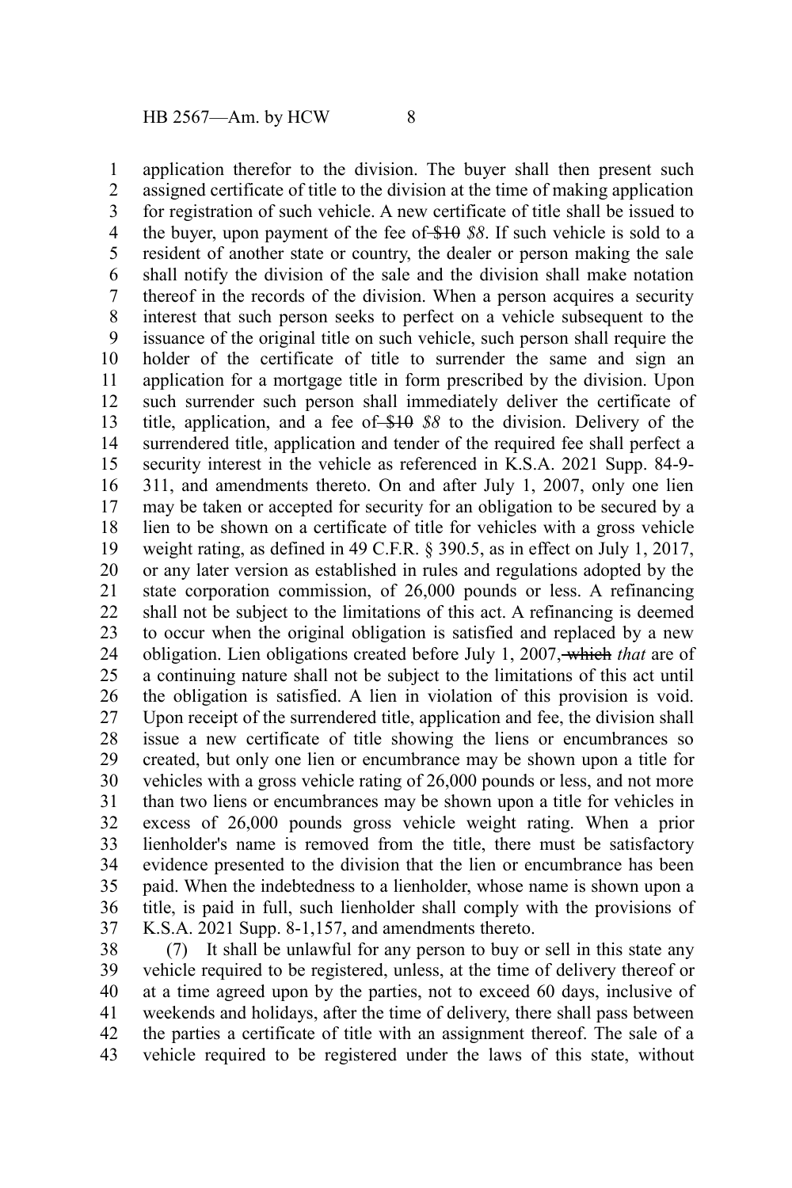application therefor to the division. The buyer shall then present such assigned certificate of title to the division at the time of making application for registration of such vehicle. A new certificate of title shall be issued to the buyer, upon payment of the fee of ~~$10~~ *$8*. If such vehicle is sold to a resident of another state or country, the dealer or person making the sale shall notify the division of the sale and the division shall make notation thereof in the records of the division. When a person acquires a security interest that such person seeks to perfect on a vehicle subsequent to the issuance of the original title on such vehicle, such person shall require the holder of the certificate of title to surrender the same and sign an application for a mortgage title in form prescribed by the division. Upon such surrender such person shall immediately deliver the certificate of title, application, and a fee of ~~$10~~ *$8* to the division. Delivery of the surrendered title, application and tender of the required fee shall perfect a security interest in the vehicle as referenced in K.S.A. 2021 Supp. 84-9-311, and amendments thereto. On and after July 1, 2007, only one lien may be taken or accepted for security for an obligation to be secured by a lien to be shown on a certificate of title for vehicles with a gross vehicle weight rating, as defined in 49 C.F.R. § 390.5, as in effect on July 1, 2017, or any later version as established in rules and regulations adopted by the state corporation commission, of 26,000 pounds or less. A refinancing shall not be subject to the limitations of this act. A refinancing is deemed to occur when the original obligation is satisfied and replaced by a new obligation. Lien obligations created before July 1, 2007, ~~which~~ *that* are of a continuing nature shall not be subject to the limitations of this act until the obligation is satisfied. A lien in violation of this provision is void. Upon receipt of the surrendered title, application and fee, the division shall issue a new certificate of title showing the liens or encumbrances so created, but only one lien or encumbrance may be shown upon a title for vehicles with a gross vehicle rating of 26,000 pounds or less, and not more than two liens or encumbrances may be shown upon a title for vehicles in excess of 26,000 pounds gross vehicle weight rating. When a prior lienholder's name is removed from the title, there must be satisfactory evidence presented to the division that the lien or encumbrance has been paid. When the indebtedness to a lienholder, whose name is shown upon a title, is paid in full, such lienholder shall comply with the provisions of K.S.A. 2021 Supp. 8-1,157, and amendments thereto.

(7) It shall be unlawful for any person to buy or sell in this state any vehicle required to be registered, unless, at the time of delivery thereof or at a time agreed upon by the parties, not to exceed 60 days, inclusive of weekends and holidays, after the time of delivery, there shall pass between the parties a certificate of title with an assignment thereof. The sale of a vehicle required to be registered under the laws of this state, without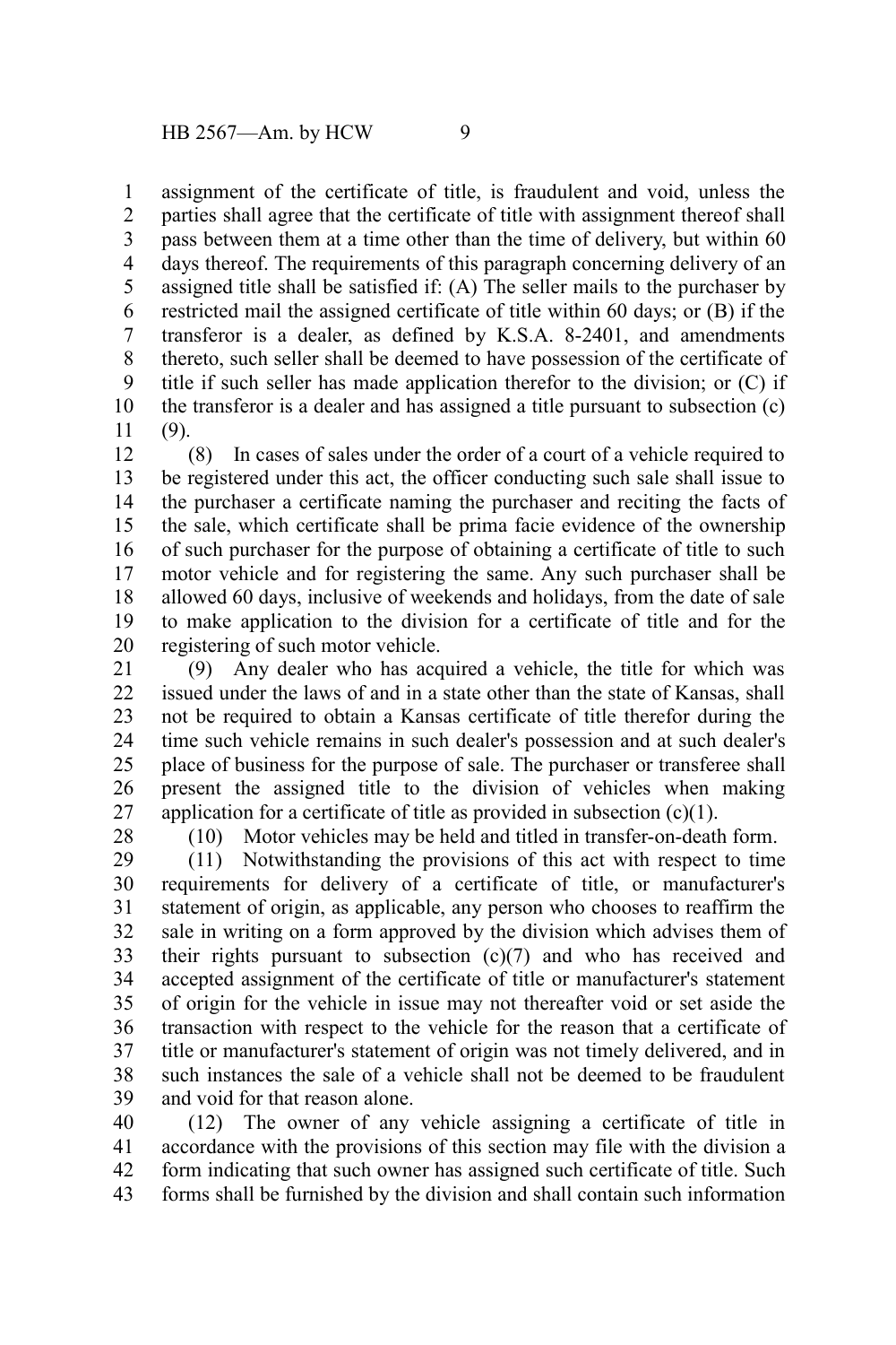assignment of the certificate of title, is fraudulent and void, unless the parties shall agree that the certificate of title with assignment thereof shall pass between them at a time other than the time of delivery, but within 60 days thereof. The requirements of this paragraph concerning delivery of an assigned title shall be satisfied if: (A) The seller mails to the purchaser by restricted mail the assigned certificate of title within 60 days; or (B) if the transferor is a dealer, as defined by K.S.A. 8-2401, and amendments thereto, such seller shall be deemed to have possession of the certificate of title if such seller has made application therefor to the division; or (C) if the transferor is a dealer and has assigned a title pursuant to subsection (c)(9).

(8) In cases of sales under the order of a court of a vehicle required to be registered under this act, the officer conducting such sale shall issue to the purchaser a certificate naming the purchaser and reciting the facts of the sale, which certificate shall be prima facie evidence of the ownership of such purchaser for the purpose of obtaining a certificate of title to such motor vehicle and for registering the same. Any such purchaser shall be allowed 60 days, inclusive of weekends and holidays, from the date of sale to make application to the division for a certificate of title and for the registering of such motor vehicle.

(9) Any dealer who has acquired a vehicle, the title for which was issued under the laws of and in a state other than the state of Kansas, shall not be required to obtain a Kansas certificate of title therefor during the time such vehicle remains in such dealer's possession and at such dealer's place of business for the purpose of sale. The purchaser or transferee shall present the assigned title to the division of vehicles when making application for a certificate of title as provided in subsection (c)(1).

(10) Motor vehicles may be held and titled in transfer-on-death form.

(11) Notwithstanding the provisions of this act with respect to time requirements for delivery of a certificate of title, or manufacturer's statement of origin, as applicable, any person who chooses to reaffirm the sale in writing on a form approved by the division which advises them of their rights pursuant to subsection (c)(7) and who has received and accepted assignment of the certificate of title or manufacturer's statement of origin for the vehicle in issue may not thereafter void or set aside the transaction with respect to the vehicle for the reason that a certificate of title or manufacturer's statement of origin was not timely delivered, and in such instances the sale of a vehicle shall not be deemed to be fraudulent and void for that reason alone.

(12) The owner of any vehicle assigning a certificate of title in accordance with the provisions of this section may file with the division a form indicating that such owner has assigned such certificate of title. Such forms shall be furnished by the division and shall contain such information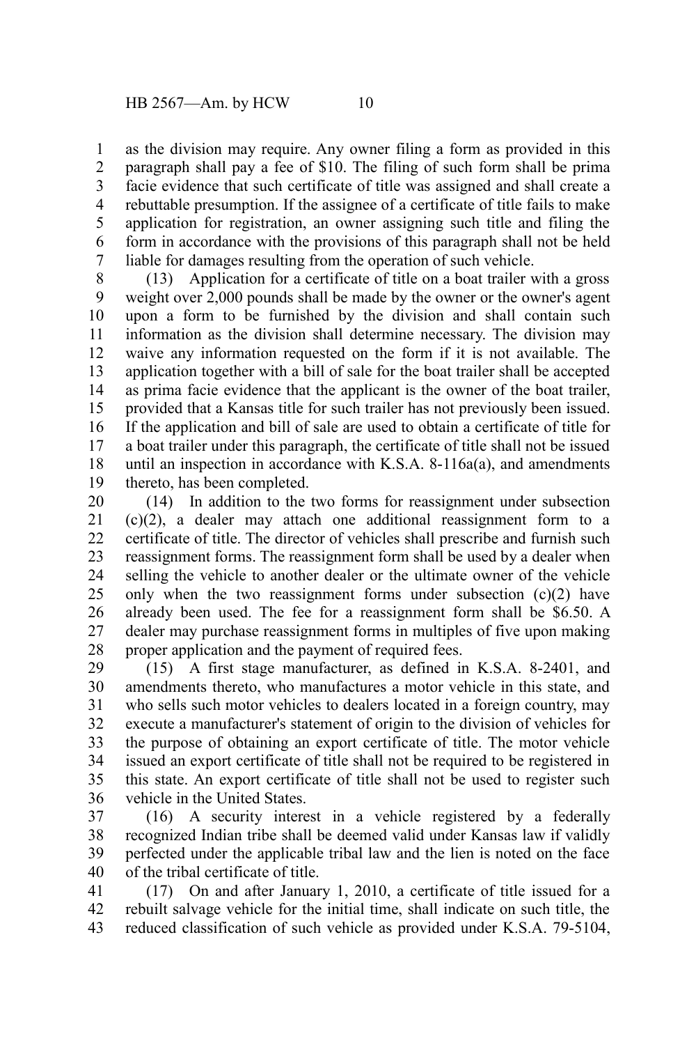as the division may require. Any owner filing a form as provided in this paragraph shall pay a fee of $10. The filing of such form shall be prima facie evidence that such certificate of title was assigned and shall create a rebuttable presumption. If the assignee of a certificate of title fails to make application for registration, an owner assigning such title and filing the form in accordance with the provisions of this paragraph shall not be held liable for damages resulting from the operation of such vehicle.

(13) Application for a certificate of title on a boat trailer with a gross weight over 2,000 pounds shall be made by the owner or the owner's agent upon a form to be furnished by the division and shall contain such information as the division shall determine necessary. The division may waive any information requested on the form if it is not available. The application together with a bill of sale for the boat trailer shall be accepted as prima facie evidence that the applicant is the owner of the boat trailer, provided that a Kansas title for such trailer has not previously been issued. If the application and bill of sale are used to obtain a certificate of title for a boat trailer under this paragraph, the certificate of title shall not be issued until an inspection in accordance with K.S.A. 8-116a(a), and amendments thereto, has been completed.

(14) In addition to the two forms for reassignment under subsection (c)(2), a dealer may attach one additional reassignment form to a certificate of title. The director of vehicles shall prescribe and furnish such reassignment forms. The reassignment form shall be used by a dealer when selling the vehicle to another dealer or the ultimate owner of the vehicle only when the two reassignment forms under subsection (c)(2) have already been used. The fee for a reassignment form shall be $6.50. A dealer may purchase reassignment forms in multiples of five upon making proper application and the payment of required fees.

(15) A first stage manufacturer, as defined in K.S.A. 8-2401, and amendments thereto, who manufactures a motor vehicle in this state, and who sells such motor vehicles to dealers located in a foreign country, may execute a manufacturer's statement of origin to the division of vehicles for the purpose of obtaining an export certificate of title. The motor vehicle issued an export certificate of title shall not be required to be registered in this state. An export certificate of title shall not be used to register such vehicle in the United States.

(16) A security interest in a vehicle registered by a federally recognized Indian tribe shall be deemed valid under Kansas law if validly perfected under the applicable tribal law and the lien is noted on the face of the tribal certificate of title.

(17) On and after January 1, 2010, a certificate of title issued for a rebuilt salvage vehicle for the initial time, shall indicate on such title, the reduced classification of such vehicle as provided under K.S.A. 79-5104,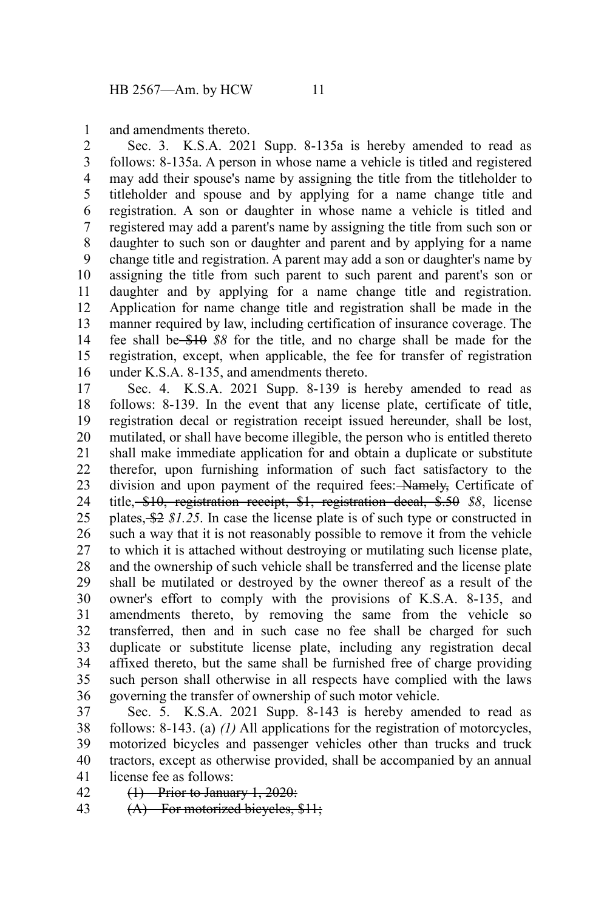and amendments thereto.

Sec. 3. K.S.A. 2021 Supp. 8-135a is hereby amended to read as follows: 8-135a. A person in whose name a vehicle is titled and registered may add their spouse's name by assigning the title from the titleholder to titleholder and spouse and by applying for a name change title and registration. A son or daughter in whose name a vehicle is titled and registered may add a parent's name by assigning the title from such son or daughter to such son or daughter and parent and by applying for a name change title and registration. A parent may add a son or daughter's name by assigning the title from such parent to such parent and parent's son or daughter and by applying for a name change title and registration. Application for name change title and registration shall be made in the manner required by law, including certification of insurance coverage. The fee shall be ~~$10~~ *$8* for the title, and no charge shall be made for the registration, except, when applicable, the fee for transfer of registration under K.S.A. 8-135, and amendments thereto.

Sec. 4. K.S.A. 2021 Supp. 8-139 is hereby amended to read as follows: 8-139. In the event that any license plate, certificate of title, registration decal or registration receipt issued hereunder, shall be lost, mutilated, or shall have become illegible, the person who is entitled thereto shall make immediate application for and obtain a duplicate or substitute therefor, upon furnishing information of such fact satisfactory to the division and upon payment of the required fees: ~~Namely,~~ Certificate of title~~, $10, registration receipt, $1, registration decal, $.50~~ *$8*, license plates~~, $2~~ *$1.25*. In case the license plate is of such type or constructed in such a way that it is not reasonably possible to remove it from the vehicle to which it is attached without destroying or mutilating such license plate, and the ownership of such vehicle shall be transferred and the license plate shall be mutilated or destroyed by the owner thereof as a result of the owner's effort to comply with the provisions of K.S.A. 8-135, and amendments thereto, by removing the same from the vehicle so transferred, then and in such case no fee shall be charged for such duplicate or substitute license plate, including any registration decal affixed thereto, but the same shall be furnished free of charge providing such person shall otherwise in all respects have complied with the laws governing the transfer of ownership of such motor vehicle.

Sec. 5. K.S.A. 2021 Supp. 8-143 is hereby amended to read as follows: 8-143. (a) *(1)* All applications for the registration of motorcycles, motorized bicycles and passenger vehicles other than trucks and truck tractors, except as otherwise provided, shall be accompanied by an annual license fee as follows:

~~(1) Prior to January 1, 2020:~~

~~(A) For motorized bicycles, $11;~~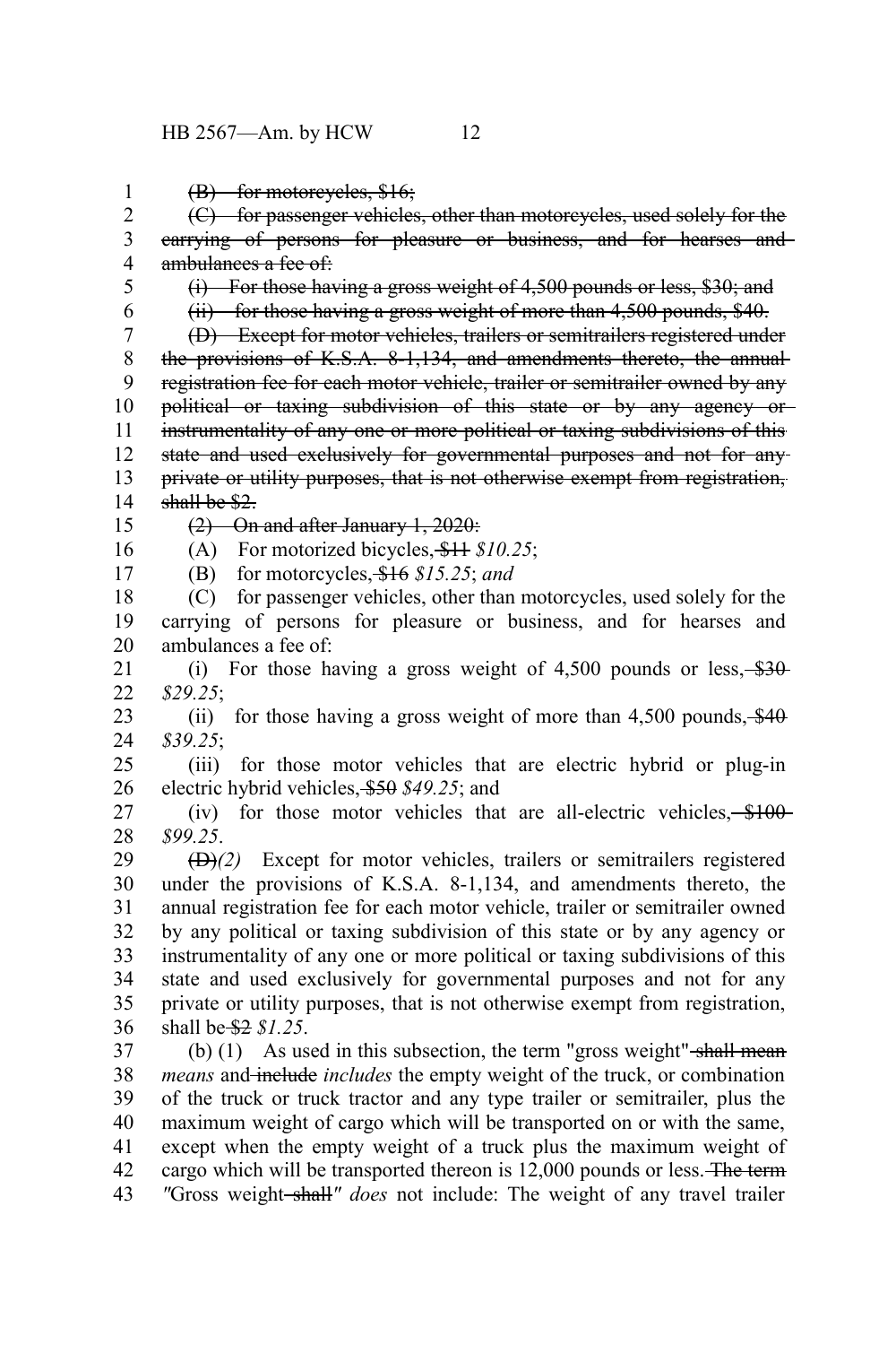~~(B) for motorcycles, $16;~~

~~(C) for passenger vehicles, other than motorcycles, used solely for the carrying of persons for pleasure or business, and for hearses and ambulances a fee of:~~

~~(i) For those having a gross weight of 4,500 pounds or less, $30; and~~

~~(ii) for those having a gross weight of more than 4,500 pounds, $40.~~

~~(D) Except for motor vehicles, trailers or semitrailers registered under the provisions of K.S.A. 8-1,134, and amendments thereto, the annual registration fee for each motor vehicle, trailer or semitrailer owned by any political or taxing subdivision of this state or by any agency or instrumentality of any one or more political or taxing subdivisions of this state and used exclusively for governmental purposes and not for any private or utility purposes, that is not otherwise exempt from registration, shall be $2.~~

~~(2) On and after January 1, 2020:~~

(A) For motorized bicycles, ~~$11~~ *$10.25*;

(B) for motorcycles, ~~$16~~ *$15.25*; *and*

(C) for passenger vehicles, other than motorcycles, used solely for the carrying of persons for pleasure or business, and for hearses and ambulances a fee of:

(i) For those having a gross weight of 4,500 pounds or less, ~~$30~~ *$29.25*;

(ii) for those having a gross weight of more than 4,500 pounds, ~~$40~~ *$39.25*;

(iii) for those motor vehicles that are electric hybrid or plug-in electric hybrid vehicles, ~~$50~~ *$49.25*; and

(iv) for those motor vehicles that are all-electric vehicles, ~~$100~~ *$99.25*.

~~(D)~~*(2)* Except for motor vehicles, trailers or semitrailers registered under the provisions of K.S.A. 8-1,134, and amendments thereto, the annual registration fee for each motor vehicle, trailer or semitrailer owned by any political or taxing subdivision of this state or by any agency or instrumentality of any one or more political or taxing subdivisions of this state and used exclusively for governmental purposes and not for any private or utility purposes, that is not otherwise exempt from registration, shall be ~~$2~~ *$1.25*.

(b) (1) As used in this subsection, the term "gross weight" ~~shall mean~~ *means* and ~~include~~ *includes* the empty weight of the truck, or combination of the truck or truck tractor and any type trailer or semitrailer, plus the maximum weight of cargo which will be transported on or with the same, except when the empty weight of a truck plus the maximum weight of cargo which will be transported thereon is 12,000 pounds or less. ~~The term~~ *"*Gross weight ~~shall~~*" does* not include: The weight of any travel trailer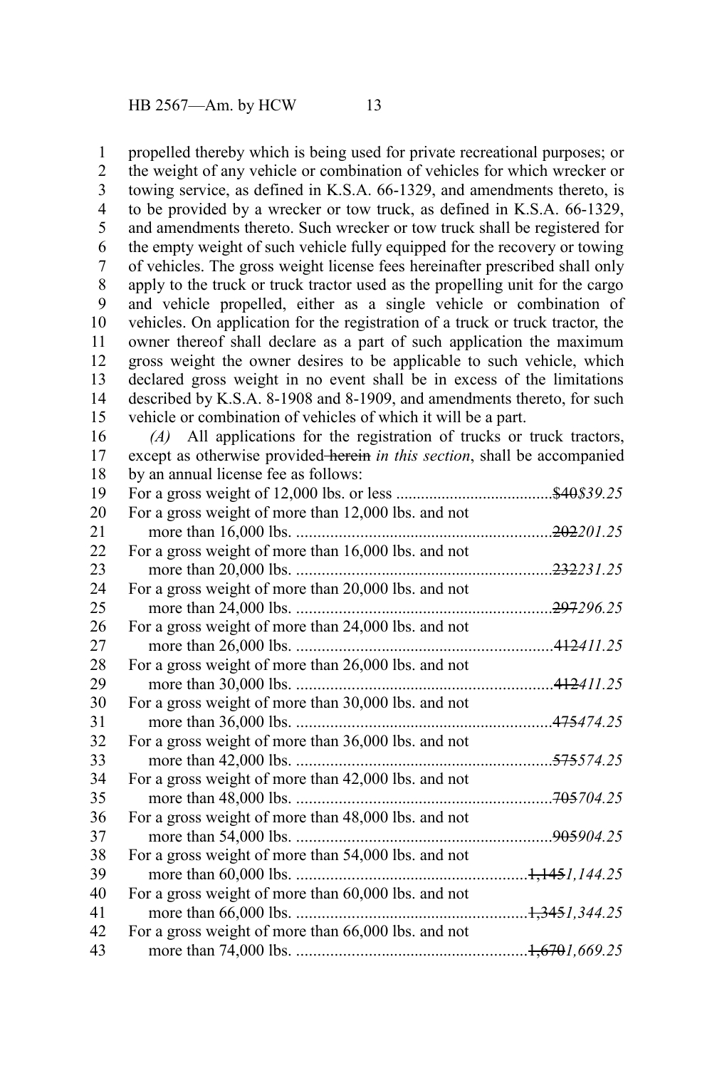propelled thereby which is being used for private recreational purposes; or the weight of any vehicle or combination of vehicles for which wrecker or towing service, as defined in K.S.A. 66-1329, and amendments thereto, is to be provided by a wrecker or tow truck, as defined in K.S.A. 66-1329, and amendments thereto. Such wrecker or tow truck shall be registered for the empty weight of such vehicle fully equipped for the recovery or towing of vehicles. The gross weight license fees hereinafter prescribed shall only apply to the truck or truck tractor used as the propelling unit for the cargo and vehicle propelled, either as a single vehicle or combination of vehicles. On application for the registration of a truck or truck tractor, the owner thereof shall declare as a part of such application the maximum gross weight the owner desires to be applicable to such vehicle, which declared gross weight in no event shall be in excess of the limitations described by K.S.A. 8-1908 and 8-1909, and amendments thereto, for such vehicle or combination of vehicles of which it will be a part.

*(A)* All applications for the registration of trucks or truck tractors, except as otherwise provided ~~herein~~ *in this section*, shall be accompanied by an annual license fee as follows:

| | |
|---|---|
| For a gross weight of 12,000 lbs. or less | ~~$40~~*$39.25* |
| For a gross weight of more than 12,000 lbs. and not more than 16,000 lbs. | ~~202~~*201.25* |
| For a gross weight of more than 16,000 lbs. and not more than 20,000 lbs. | ~~232~~*231.25* |
| For a gross weight of more than 20,000 lbs. and not more than 24,000 lbs. | ~~297~~*296.25* |
| For a gross weight of more than 24,000 lbs. and not more than 26,000 lbs. | ~~412~~*411.25* |
| For a gross weight of more than 26,000 lbs. and not more than 30,000 lbs. | ~~412~~*411.25* |
| For a gross weight of more than 30,000 lbs. and not more than 36,000 lbs. | ~~475~~*474.25* |
| For a gross weight of more than 36,000 lbs. and not more than 42,000 lbs. | ~~575~~*574.25* |
| For a gross weight of more than 42,000 lbs. and not more than 48,000 lbs. | ~~705~~*704.25* |
| For a gross weight of more than 48,000 lbs. and not more than 54,000 lbs. | ~~905~~*904.25* |
| For a gross weight of more than 54,000 lbs. and not more than 60,000 lbs. | ~~1,145~~*1,144.25* |
| For a gross weight of more than 60,000 lbs. and not more than 66,000 lbs. | ~~1,345~~*1,344.25* |
| For a gross weight of more than 66,000 lbs. and not more than 74,000 lbs. | ~~1,670~~*1,669.25* |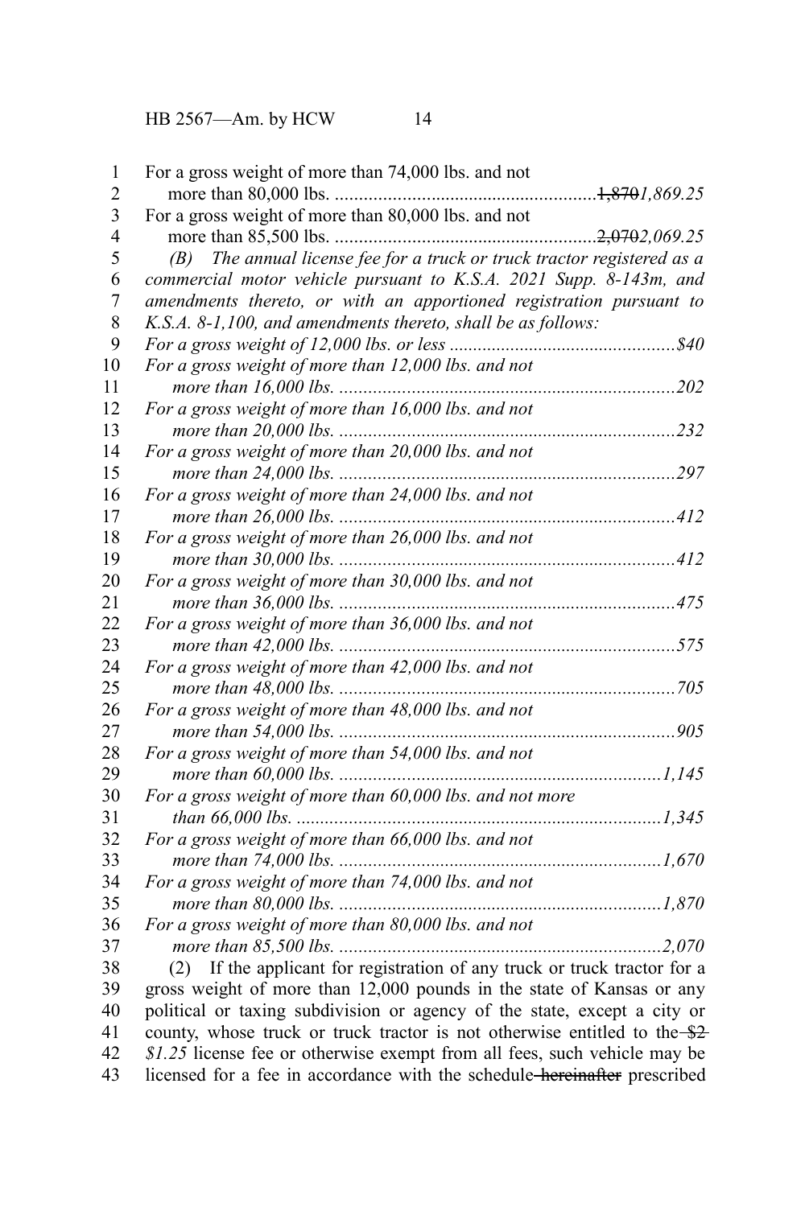For a gross weight of more than 74,000 lbs. and not
more than 80,000 lbs. ....................................................... ~~1,870~~ *1,869.25*

For a gross weight of more than 80,000 lbs. and not
more than 85,500 lbs. ....................................................... ~~2,070~~ *2,069.25*

*(B) The annual license fee for a truck or truck tractor registered as a commercial motor vehicle pursuant to K.S.A. 2021 Supp. 8-143m, and amendments thereto, or with an apportioned registration pursuant to K.S.A. 8-1,100, and amendments thereto, shall be as follows:*

*For a gross weight of 12,000 lbs. or less ............................................... $40*

*For a gross weight of more than 12,000 lbs. and not more than 16,000 lbs. ....................................................................... 202*

*For a gross weight of more than 16,000 lbs. and not more than 20,000 lbs. ....................................................................... 232*

*For a gross weight of more than 20,000 lbs. and not more than 24,000 lbs. ....................................................................... 297*

*For a gross weight of more than 24,000 lbs. and not more than 26,000 lbs. ....................................................................... 412*

*For a gross weight of more than 26,000 lbs. and not more than 30,000 lbs. ....................................................................... 412*

*For a gross weight of more than 30,000 lbs. and not more than 36,000 lbs. ....................................................................... 475*

*For a gross weight of more than 36,000 lbs. and not more than 42,000 lbs. ....................................................................... 575*

*For a gross weight of more than 42,000 lbs. and not more than 48,000 lbs. ....................................................................... 705*

*For a gross weight of more than 48,000 lbs. and not more than 54,000 lbs. ....................................................................... 905*

*For a gross weight of more than 54,000 lbs. and not more than 60,000 lbs. ..................................................................... 1,145*

*For a gross weight of more than 60,000 lbs. and not more than 66,000 lbs. ............................................................................ 1,345*

*For a gross weight of more than 66,000 lbs. and not more than 74,000 lbs. ..................................................................... 1,670*

*For a gross weight of more than 74,000 lbs. and not more than 80,000 lbs. ..................................................................... 1,870*

*For a gross weight of more than 80,000 lbs. and not more than 85,500 lbs. ..................................................................... 2,070*

(2) If the applicant for registration of any truck or truck tractor for a gross weight of more than 12,000 pounds in the state of Kansas or any political or taxing subdivision or agency of the state, except a city or county, whose truck or truck tractor is not otherwise entitled to the ~~$2~~ *$1.25* license fee or otherwise exempt from all fees, such vehicle may be licensed for a fee in accordance with the schedule ~~hereinafter~~ prescribed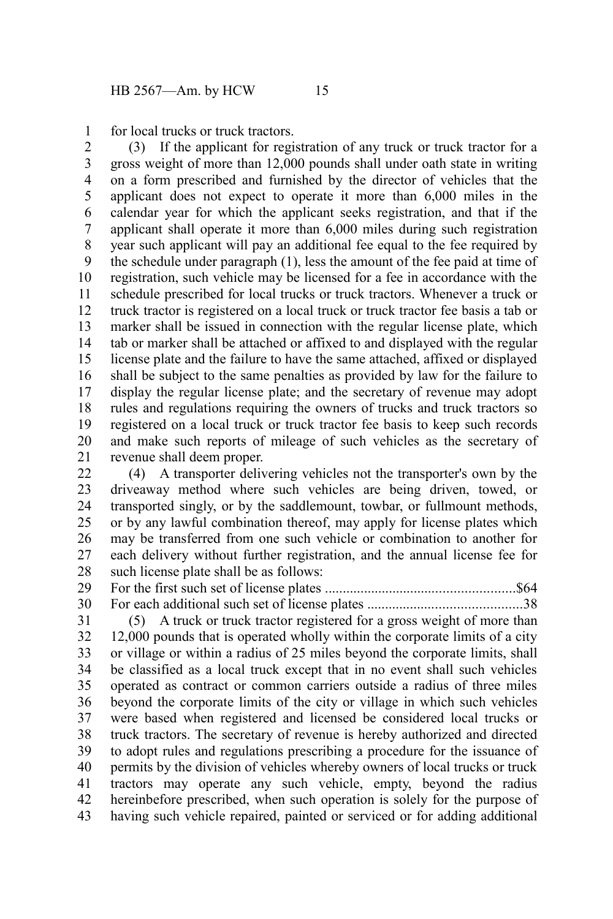for local trucks or truck tractors.

(3) If the applicant for registration of any truck or truck tractor for a gross weight of more than 12,000 pounds shall under oath state in writing on a form prescribed and furnished by the director of vehicles that the applicant does not expect to operate it more than 6,000 miles in the calendar year for which the applicant seeks registration, and that if the applicant shall operate it more than 6,000 miles during such registration year such applicant will pay an additional fee equal to the fee required by the schedule under paragraph (1), less the amount of the fee paid at time of registration, such vehicle may be licensed for a fee in accordance with the schedule prescribed for local trucks or truck tractors. Whenever a truck or truck tractor is registered on a local truck or truck tractor fee basis a tab or marker shall be issued in connection with the regular license plate, which tab or marker shall be attached or affixed to and displayed with the regular license plate and the failure to have the same attached, affixed or displayed shall be subject to the same penalties as provided by law for the failure to display the regular license plate; and the secretary of revenue may adopt rules and regulations requiring the owners of trucks and truck tractors so registered on a local truck or truck tractor fee basis to keep such records and make such reports of mileage of such vehicles as the secretary of revenue shall deem proper.

(4) A transporter delivering vehicles not the transporter's own by the driveaway method where such vehicles are being driven, towed, or transported singly, or by the saddlemount, towbar, or fullmount methods, or by any lawful combination thereof, may apply for license plates which may be transferred from one such vehicle or combination to another for each delivery without further registration, and the annual license fee for such license plate shall be as follows:

For the first such set of license plates ..................................................... $64
For each additional such set of license plates ........................................... 38

(5) A truck or truck tractor registered for a gross weight of more than 12,000 pounds that is operated wholly within the corporate limits of a city or village or within a radius of 25 miles beyond the corporate limits, shall be classified as a local truck except that in no event shall such vehicles operated as contract or common carriers outside a radius of three miles beyond the corporate limits of the city or village in which such vehicles were based when registered and licensed be considered local trucks or truck tractors. The secretary of revenue is hereby authorized and directed to adopt rules and regulations prescribing a procedure for the issuance of permits by the division of vehicles whereby owners of local trucks or truck tractors may operate any such vehicle, empty, beyond the radius hereinbefore prescribed, when such operation is solely for the purpose of having such vehicle repaired, painted or serviced or for adding additional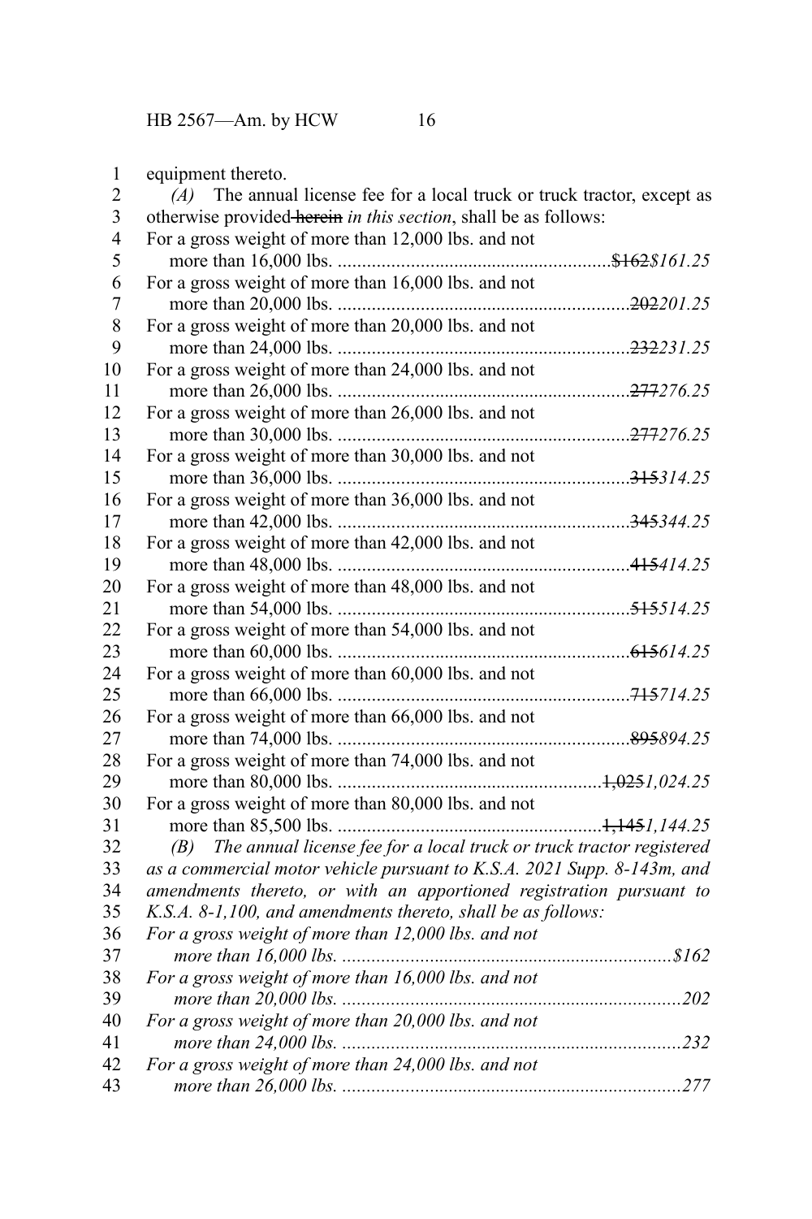equipment thereto.

*(A)* The annual license fee for a local truck or truck tractor, except as otherwise provided ~~herein~~ *in this section*, shall be as follows:

For a gross weight of more than 12,000 lbs. and not more than 16,000 lbs. ........................................................~~$162~~*$161.25*
For a gross weight of more than 16,000 lbs. and not more than 20,000 lbs. ............................................................~~202~~*201.25*
For a gross weight of more than 20,000 lbs. and not more than 24,000 lbs. ............................................................~~232~~*231.25*
For a gross weight of more than 24,000 lbs. and not more than 26,000 lbs. ............................................................~~277~~*276.25*
For a gross weight of more than 26,000 lbs. and not more than 30,000 lbs. ............................................................~~277~~*276.25*
For a gross weight of more than 30,000 lbs. and not more than 36,000 lbs. ............................................................~~315~~*314.25*
For a gross weight of more than 36,000 lbs. and not more than 42,000 lbs. ............................................................~~345~~*344.25*
For a gross weight of more than 42,000 lbs. and not more than 48,000 lbs. ............................................................~~415~~*414.25*
For a gross weight of more than 48,000 lbs. and not more than 54,000 lbs. ............................................................~~515~~*514.25*
For a gross weight of more than 54,000 lbs. and not more than 60,000 lbs. ............................................................~~615~~*614.25*
For a gross weight of more than 60,000 lbs. and not more than 66,000 lbs. ............................................................~~715~~*714.25*
For a gross weight of more than 66,000 lbs. and not more than 74,000 lbs. ............................................................~~895~~*894.25*
For a gross weight of more than 74,000 lbs. and not more than 80,000 lbs. ......................................................~~1,025~~*1,024.25*
For a gross weight of more than 80,000 lbs. and not more than 85,500 lbs. ......................................................~~1,145~~*1,144.25*

*(B) The annual license fee for a local truck or truck tractor registered as a commercial motor vehicle pursuant to K.S.A. 2021 Supp. 8-143m, and amendments thereto, or with an apportioned registration pursuant to K.S.A. 8-1,100, and amendments thereto, shall be as follows:*

*For a gross weight of more than 12,000 lbs. and not more than 16,000 lbs. ....................................................................$162*
*For a gross weight of more than 16,000 lbs. and not more than 20,000 lbs. ......................................................................202*
*For a gross weight of more than 20,000 lbs. and not more than 24,000 lbs. ......................................................................232*
*For a gross weight of more than 24,000 lbs. and not more than 26,000 lbs. ......................................................................277*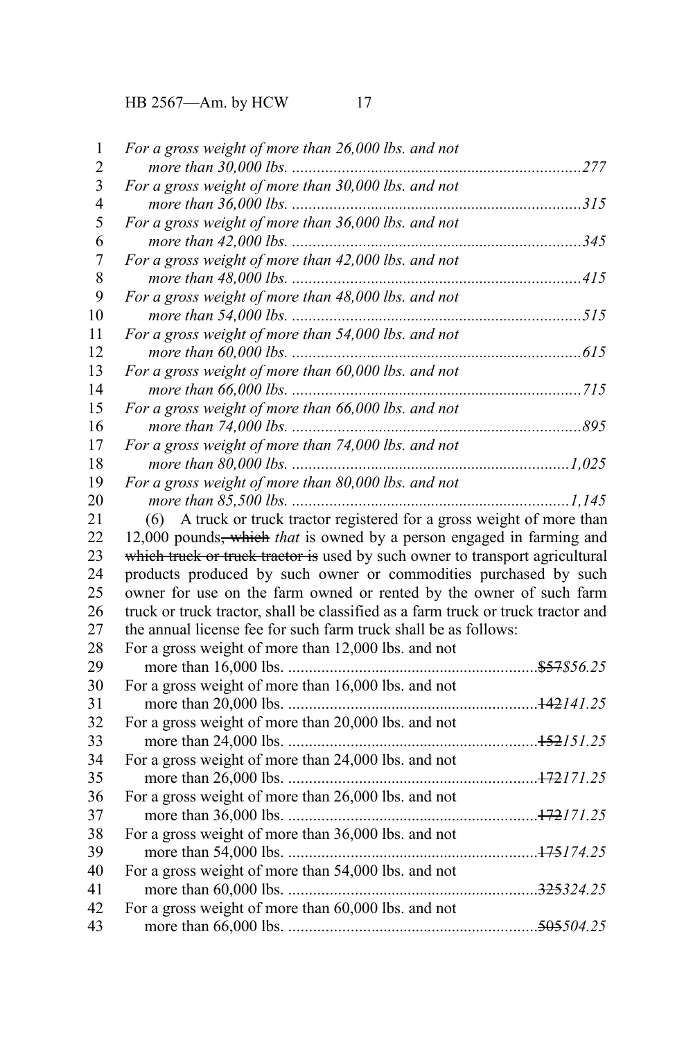*For a gross weight of more than 26,000 lbs. and not more than 30,000 lbs. ....................................................................277*

*For a gross weight of more than 30,000 lbs. and not more than 36,000 lbs. ....................................................................315*

*For a gross weight of more than 36,000 lbs. and not more than 42,000 lbs. ....................................................................345*

*For a gross weight of more than 42,000 lbs. and not more than 48,000 lbs. ....................................................................415*

*For a gross weight of more than 48,000 lbs. and not more than 54,000 lbs. ....................................................................515*

*For a gross weight of more than 54,000 lbs. and not more than 60,000 lbs. ....................................................................615*

*For a gross weight of more than 60,000 lbs. and not more than 66,000 lbs. ....................................................................715*

*For a gross weight of more than 66,000 lbs. and not more than 74,000 lbs. ....................................................................895*

*For a gross weight of more than 74,000 lbs. and not more than 80,000 lbs. ..................................................................1,025*

*For a gross weight of more than 80,000 lbs. and not more than 85,500 lbs. ..................................................................1,145*

(6) A truck or truck tractor registered for a gross weight of more than 12,000 pounds~~, which~~ *that* is owned by a person engaged in farming and ~~which truck or truck tractor is~~ used by such owner to transport agricultural products produced by such owner or commodities purchased by such owner for use on the farm owned or rented by the owner of such farm truck or truck tractor, shall be classified as a farm truck or truck tractor and the annual license fee for such farm truck shall be as follows:

For a gross weight of more than 12,000 lbs. and not more than 16,000 lbs. ..........................................................~~$57~~*$56.25*

For a gross weight of more than 16,000 lbs. and not more than 20,000 lbs. ..........................................................~~142~~*141.25*

For a gross weight of more than 20,000 lbs. and not more than 24,000 lbs. ..........................................................~~152~~*151.25*

For a gross weight of more than 24,000 lbs. and not more than 26,000 lbs. ..........................................................~~172~~*171.25*

For a gross weight of more than 26,000 lbs. and not more than 36,000 lbs. ..........................................................~~172~~*171.25*

For a gross weight of more than 36,000 lbs. and not more than 54,000 lbs. ..........................................................~~175~~*174.25*

For a gross weight of more than 54,000 lbs. and not more than 60,000 lbs. ..........................................................~~325~~*324.25*

For a gross weight of more than 60,000 lbs. and not more than 66,000 lbs. ..........................................................~~505~~*504.25*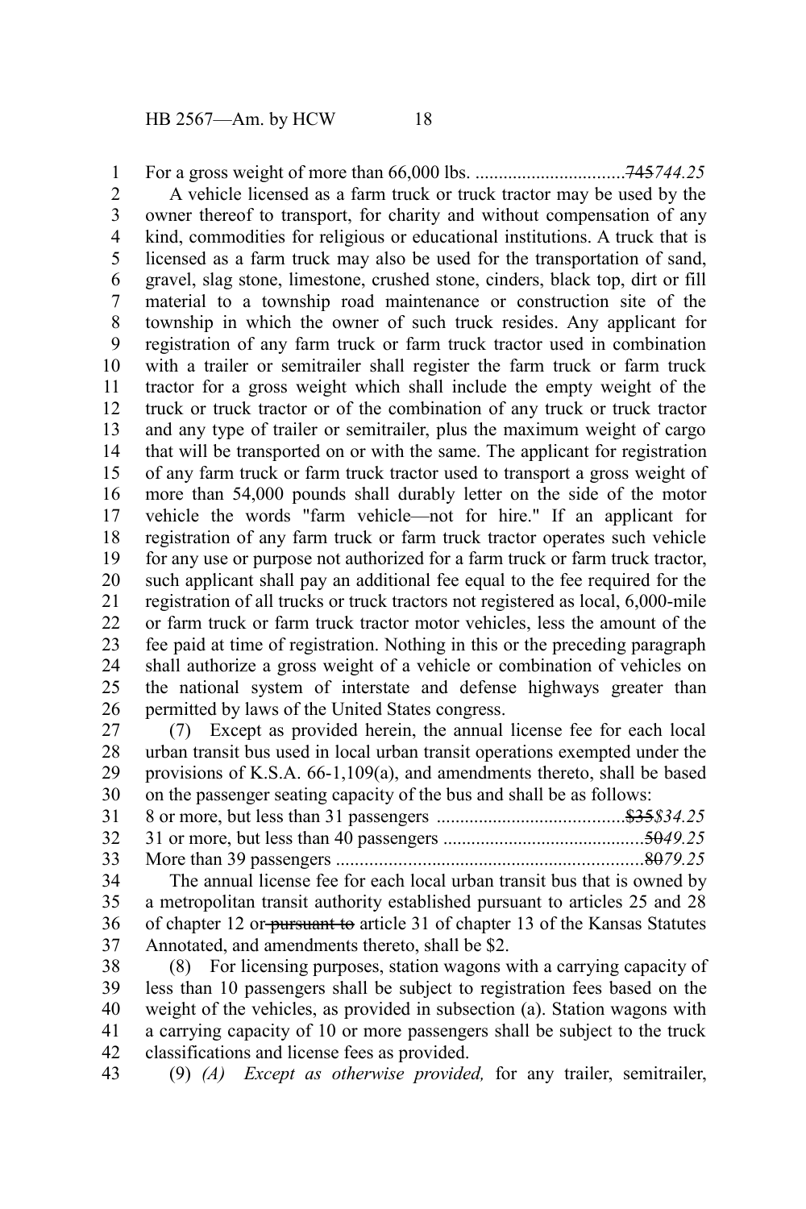For a gross weight of more than 66,000 lbs. ................................~~745~~*744.25*

A vehicle licensed as a farm truck or truck tractor may be used by the owner thereof to transport, for charity and without compensation of any kind, commodities for religious or educational institutions. A truck that is licensed as a farm truck may also be used for the transportation of sand, gravel, slag stone, limestone, crushed stone, cinders, black top, dirt or fill material to a township road maintenance or construction site of the township in which the owner of such truck resides. Any applicant for registration of any farm truck or farm truck tractor used in combination with a trailer or semitrailer shall register the farm truck or farm truck tractor for a gross weight which shall include the empty weight of the truck or truck tractor or of the combination of any truck or truck tractor and any type of trailer or semitrailer, plus the maximum weight of cargo that will be transported on or with the same. The applicant for registration of any farm truck or farm truck tractor used to transport a gross weight of more than 54,000 pounds shall durably letter on the side of the motor vehicle the words "farm vehicle—not for hire." If an applicant for registration of any farm truck or farm truck tractor operates such vehicle for any use or purpose not authorized for a farm truck or farm truck tractor, such applicant shall pay an additional fee equal to the fee required for the registration of all trucks or truck tractors not registered as local, 6,000-mile or farm truck or farm truck tractor motor vehicles, less the amount of the fee paid at time of registration. Nothing in this or the preceding paragraph shall authorize a gross weight of a vehicle or combination of vehicles on the national system of interstate and defense highways greater than permitted by laws of the United States congress.

(7) Except as provided herein, the annual license fee for each local urban transit bus used in local urban transit operations exempted under the provisions of K.S.A. 66-1,109(a), and amendments thereto, shall be based on the passenger seating capacity of the bus and shall be as follows:

8 or more, but less than 31 passengers .......................................~~$35~~*$34.25*
31 or more, but less than 40 passengers ..........................................~~50~~*49.25*
More than 39 passengers ................................................................~~80~~*79.25*

The annual license fee for each local urban transit bus that is owned by a metropolitan transit authority established pursuant to articles 25 and 28 of chapter 12 or ~~pursuant to~~ article 31 of chapter 13 of the Kansas Statutes Annotated, and amendments thereto, shall be $2.

(8) For licensing purposes, station wagons with a carrying capacity of less than 10 passengers shall be subject to registration fees based on the weight of the vehicles, as provided in subsection (a). Station wagons with a carrying capacity of 10 or more passengers shall be subject to the truck classifications and license fees as provided.

(9) *(A) Except as otherwise provided,* for any trailer, semitrailer,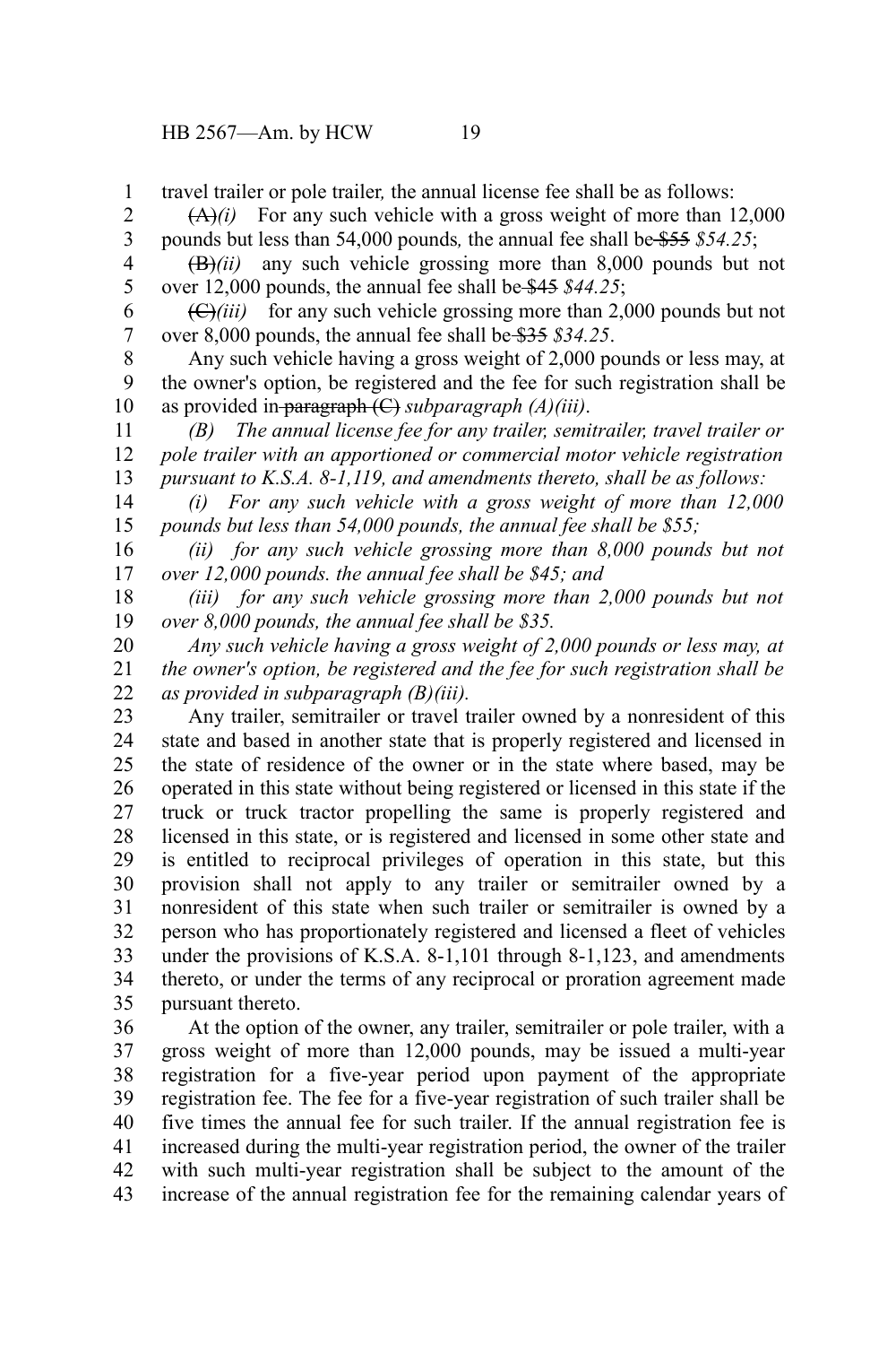travel trailer or pole trailer*,* the annual license fee shall be as follows:

~~(A)~~*(i)* For any such vehicle with a gross weight of more than 12,000 pounds but less than 54,000 pounds*,* the annual fee shall be ~~$55~~ *$54.25*;

~~(B)~~*(ii)* any such vehicle grossing more than 8,000 pounds but not over 12,000 pounds, the annual fee shall be ~~$45~~ *$44.25*;

~~(C)~~*(iii)* for any such vehicle grossing more than 2,000 pounds but not over 8,000 pounds, the annual fee shall be ~~$35~~ *$34.25*.

Any such vehicle having a gross weight of 2,000 pounds or less may, at the owner's option, be registered and the fee for such registration shall be as provided in ~~paragraph (C)~~ *subparagraph (A)(iii)*.

*(B) The annual license fee for any trailer, semitrailer, travel trailer or pole trailer with an apportioned or commercial motor vehicle registration pursuant to K.S.A. 8-1,119, and amendments thereto, shall be as follows:*

*(i) For any such vehicle with a gross weight of more than 12,000 pounds but less than 54,000 pounds, the annual fee shall be $55;*

*(ii) for any such vehicle grossing more than 8,000 pounds but not over 12,000 pounds. the annual fee shall be $45; and*

*(iii) for any such vehicle grossing more than 2,000 pounds but not over 8,000 pounds, the annual fee shall be $35.*

*Any such vehicle having a gross weight of 2,000 pounds or less may, at the owner's option, be registered and the fee for such registration shall be as provided in subparagraph (B)(iii).*

Any trailer, semitrailer or travel trailer owned by a nonresident of this state and based in another state that is properly registered and licensed in the state of residence of the owner or in the state where based, may be operated in this state without being registered or licensed in this state if the truck or truck tractor propelling the same is properly registered and licensed in this state, or is registered and licensed in some other state and is entitled to reciprocal privileges of operation in this state, but this provision shall not apply to any trailer or semitrailer owned by a nonresident of this state when such trailer or semitrailer is owned by a person who has proportionately registered and licensed a fleet of vehicles under the provisions of K.S.A. 8-1,101 through 8-1,123, and amendments thereto, or under the terms of any reciprocal or proration agreement made pursuant thereto.

At the option of the owner, any trailer, semitrailer or pole trailer, with a gross weight of more than 12,000 pounds, may be issued a multi-year registration for a five-year period upon payment of the appropriate registration fee. The fee for a five-year registration of such trailer shall be five times the annual fee for such trailer. If the annual registration fee is increased during the multi-year registration period, the owner of the trailer with such multi-year registration shall be subject to the amount of the increase of the annual registration fee for the remaining calendar years of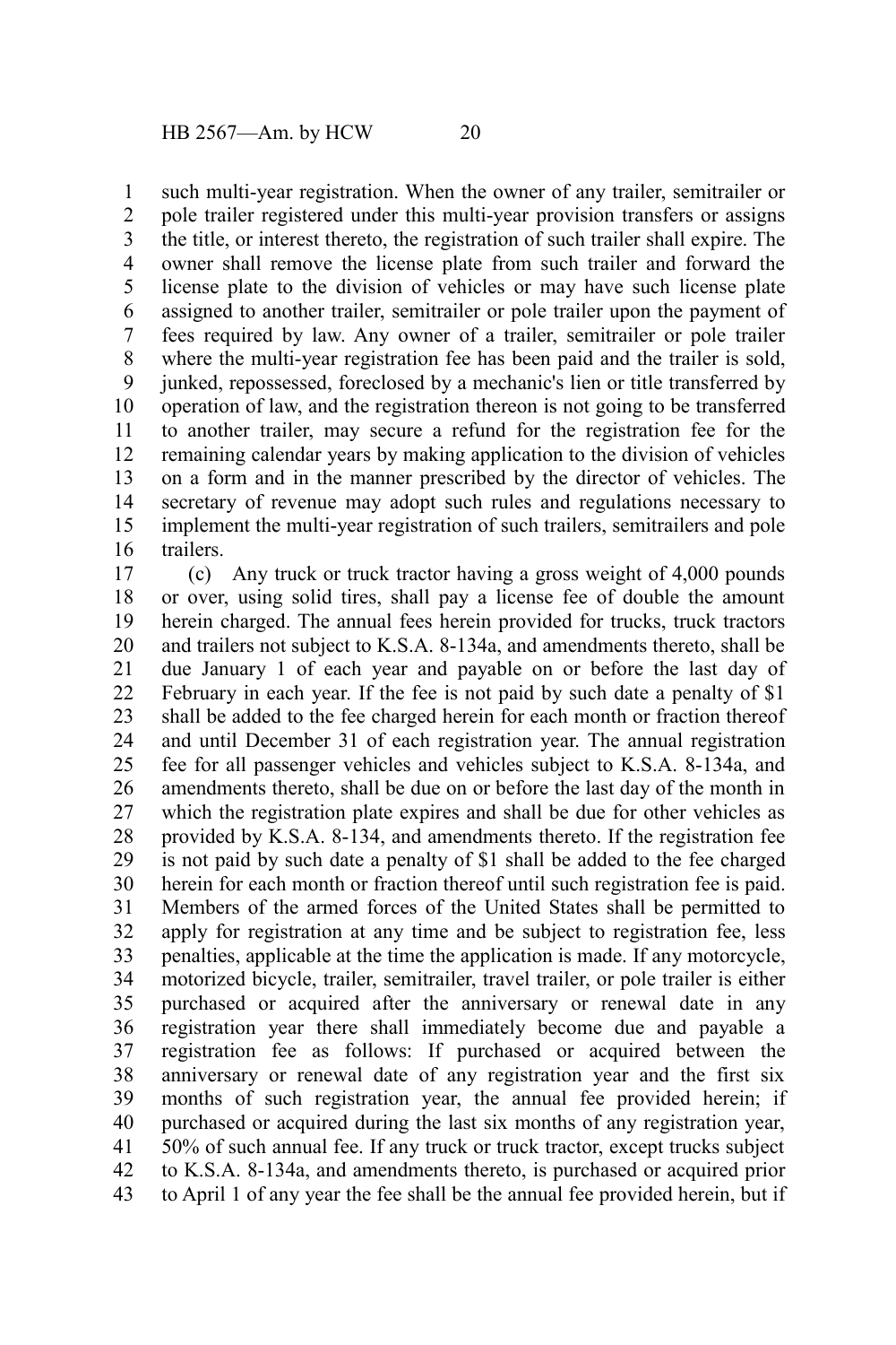such multi-year registration. When the owner of any trailer, semitrailer or pole trailer registered under this multi-year provision transfers or assigns the title, or interest thereto, the registration of such trailer shall expire. The owner shall remove the license plate from such trailer and forward the license plate to the division of vehicles or may have such license plate assigned to another trailer, semitrailer or pole trailer upon the payment of fees required by law. Any owner of a trailer, semitrailer or pole trailer where the multi-year registration fee has been paid and the trailer is sold, junked, repossessed, foreclosed by a mechanic's lien or title transferred by operation of law, and the registration thereon is not going to be transferred to another trailer, may secure a refund for the registration fee for the remaining calendar years by making application to the division of vehicles on a form and in the manner prescribed by the director of vehicles. The secretary of revenue may adopt such rules and regulations necessary to implement the multi-year registration of such trailers, semitrailers and pole trailers.

(c) Any truck or truck tractor having a gross weight of 4,000 pounds or over, using solid tires, shall pay a license fee of double the amount herein charged. The annual fees herein provided for trucks, truck tractors and trailers not subject to K.S.A. 8-134a, and amendments thereto, shall be due January 1 of each year and payable on or before the last day of February in each year. If the fee is not paid by such date a penalty of $1 shall be added to the fee charged herein for each month or fraction thereof and until December 31 of each registration year. The annual registration fee for all passenger vehicles and vehicles subject to K.S.A. 8-134a, and amendments thereto, shall be due on or before the last day of the month in which the registration plate expires and shall be due for other vehicles as provided by K.S.A. 8-134, and amendments thereto. If the registration fee is not paid by such date a penalty of $1 shall be added to the fee charged herein for each month or fraction thereof until such registration fee is paid. Members of the armed forces of the United States shall be permitted to apply for registration at any time and be subject to registration fee, less penalties, applicable at the time the application is made. If any motorcycle, motorized bicycle, trailer, semitrailer, travel trailer, or pole trailer is either purchased or acquired after the anniversary or renewal date in any registration year there shall immediately become due and payable a registration fee as follows: If purchased or acquired between the anniversary or renewal date of any registration year and the first six months of such registration year, the annual fee provided herein; if purchased or acquired during the last six months of any registration year, 50% of such annual fee. If any truck or truck tractor, except trucks subject to K.S.A. 8-134a, and amendments thereto, is purchased or acquired prior to April 1 of any year the fee shall be the annual fee provided herein, but if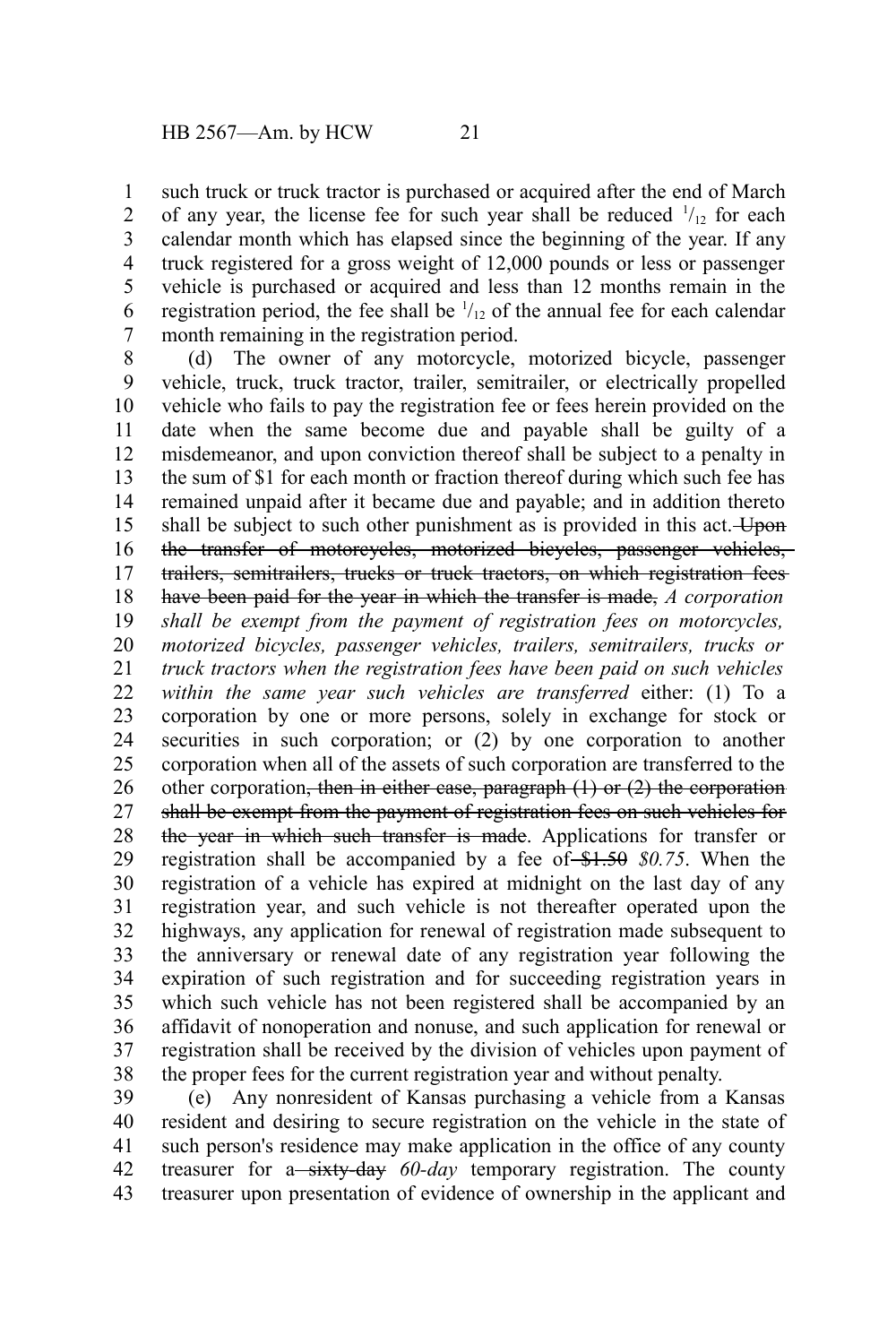such truck or truck tractor is purchased or acquired after the end of March of any year, the license fee for such year shall be reduced $^1/_{12}$ for each calendar month which has elapsed since the beginning of the year. If any truck registered for a gross weight of 12,000 pounds or less or passenger vehicle is purchased or acquired and less than 12 months remain in the registration period, the fee shall be $^1/_{12}$ of the annual fee for each calendar month remaining in the registration period.

(d) The owner of any motorcycle, motorized bicycle, passenger vehicle, truck, truck tractor, trailer, semitrailer, or electrically propelled vehicle who fails to pay the registration fee or fees herein provided on the date when the same become due and payable shall be guilty of a misdemeanor, and upon conviction thereof shall be subject to a penalty in the sum of $1 for each month or fraction thereof during which such fee has remained unpaid after it became due and payable; and in addition thereto shall be subject to such other punishment as is provided in this act. ~~Upon the transfer of motorcycles, motorized bicycles, passenger vehicles, trailers, semitrailers, trucks or truck tractors, on which registration fees have been paid for the year in which the transfer is made,~~ *A corporation shall be exempt from the payment of registration fees on motorcycles, motorized bicycles, passenger vehicles, trailers, semitrailers, trucks or truck tractors when the registration fees have been paid on such vehicles within the same year such vehicles are transferred* either: (1) To a corporation by one or more persons, solely in exchange for stock or securities in such corporation; or (2) by one corporation to another corporation when all of the assets of such corporation are transferred to the other corporation~~, then in either case, paragraph (1) or (2) the corporation shall be exempt from the payment of registration fees on such vehicles for the year in which such transfer is made~~. Applications for transfer or registration shall be accompanied by a fee of ~~$1.50~~ *$0.75*. When the registration of a vehicle has expired at midnight on the last day of any registration year, and such vehicle is not thereafter operated upon the highways, any application for renewal of registration made subsequent to the anniversary or renewal date of any registration year following the expiration of such registration and for succeeding registration years in which such vehicle has not been registered shall be accompanied by an affidavit of nonoperation and nonuse, and such application for renewal or registration shall be received by the division of vehicles upon payment of the proper fees for the current registration year and without penalty.

(e) Any nonresident of Kansas purchasing a vehicle from a Kansas resident and desiring to secure registration on the vehicle in the state of such person's residence may make application in the office of any county treasurer for a ~~sixty-day~~ *60-day* temporary registration. The county treasurer upon presentation of evidence of ownership in the applicant and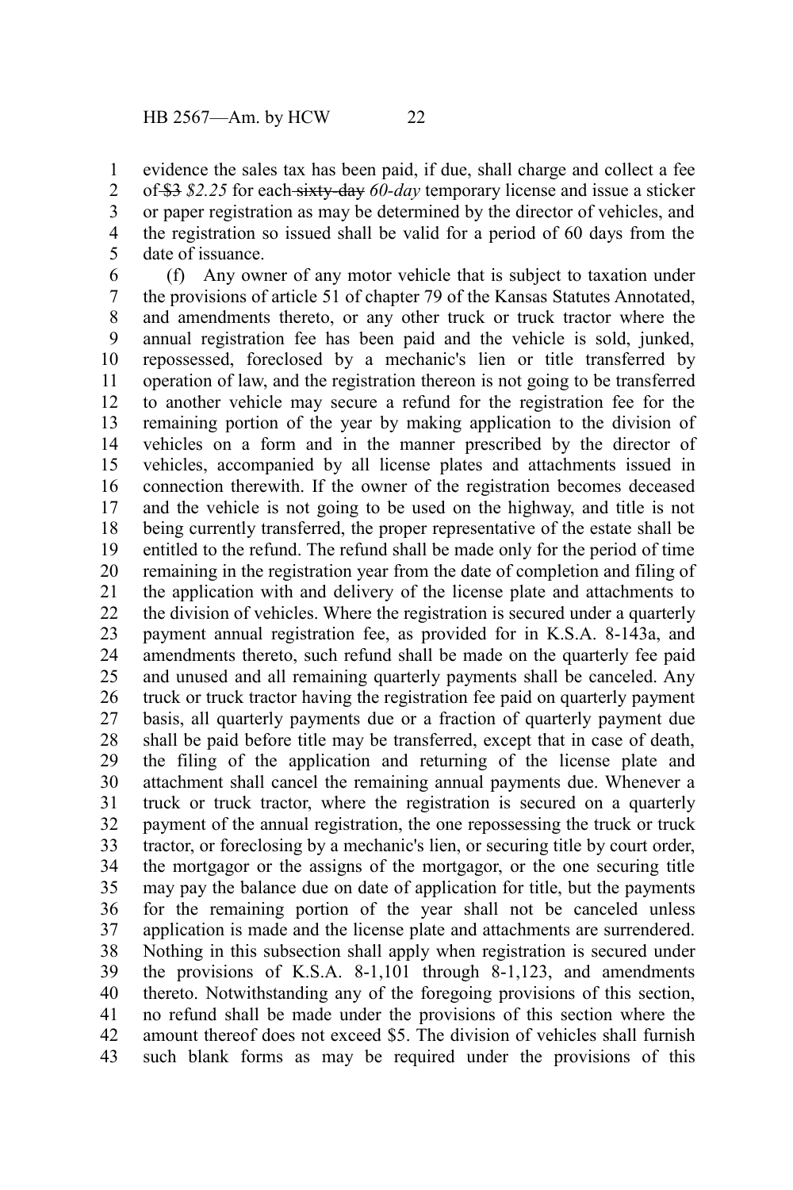evidence the sales tax has been paid, if due, shall charge and collect a fee of ~~$3~~ *$2.25* for each ~~sixty-day~~ *60-day* temporary license and issue a sticker or paper registration as may be determined by the director of vehicles, and the registration so issued shall be valid for a period of 60 days from the date of issuance.

(f) Any owner of any motor vehicle that is subject to taxation under the provisions of article 51 of chapter 79 of the Kansas Statutes Annotated, and amendments thereto, or any other truck or truck tractor where the annual registration fee has been paid and the vehicle is sold, junked, repossessed, foreclosed by a mechanic's lien or title transferred by operation of law, and the registration thereon is not going to be transferred to another vehicle may secure a refund for the registration fee for the remaining portion of the year by making application to the division of vehicles on a form and in the manner prescribed by the director of vehicles, accompanied by all license plates and attachments issued in connection therewith. If the owner of the registration becomes deceased and the vehicle is not going to be used on the highway, and title is not being currently transferred, the proper representative of the estate shall be entitled to the refund. The refund shall be made only for the period of time remaining in the registration year from the date of completion and filing of the application with and delivery of the license plate and attachments to the division of vehicles. Where the registration is secured under a quarterly payment annual registration fee, as provided for in K.S.A. 8-143a, and amendments thereto, such refund shall be made on the quarterly fee paid and unused and all remaining quarterly payments shall be canceled. Any truck or truck tractor having the registration fee paid on quarterly payment basis, all quarterly payments due or a fraction of quarterly payment due shall be paid before title may be transferred, except that in case of death, the filing of the application and returning of the license plate and attachment shall cancel the remaining annual payments due. Whenever a truck or truck tractor, where the registration is secured on a quarterly payment of the annual registration, the one repossessing the truck or truck tractor, or foreclosing by a mechanic's lien, or securing title by court order, the mortgagor or the assigns of the mortgagor, or the one securing title may pay the balance due on date of application for title, but the payments for the remaining portion of the year shall not be canceled unless application is made and the license plate and attachments are surrendered. Nothing in this subsection shall apply when registration is secured under the provisions of K.S.A. 8-1,101 through 8-1,123, and amendments thereto. Notwithstanding any of the foregoing provisions of this section, no refund shall be made under the provisions of this section where the amount thereof does not exceed $5. The division of vehicles shall furnish such blank forms as may be required under the provisions of this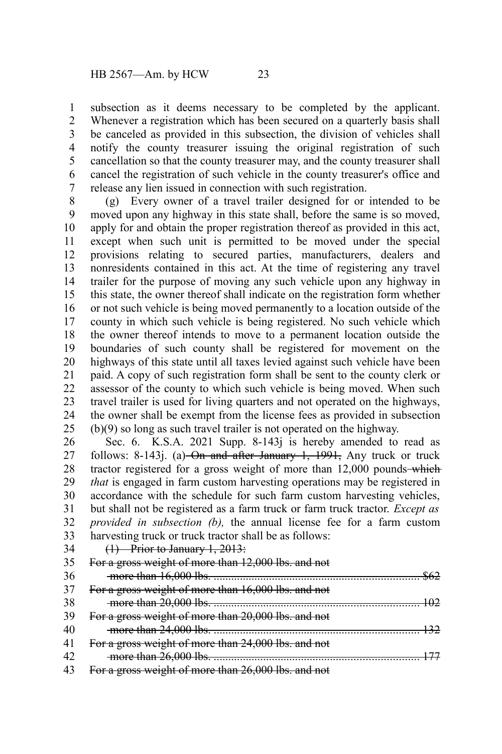subsection as it deems necessary to be completed by the applicant. Whenever a registration which has been secured on a quarterly basis shall be canceled as provided in this subsection, the division of vehicles shall notify the county treasurer issuing the original registration of such cancellation so that the county treasurer may, and the county treasurer shall cancel the registration of such vehicle in the county treasurer's office and release any lien issued in connection with such registration.

(g) Every owner of a travel trailer designed for or intended to be moved upon any highway in this state shall, before the same is so moved, apply for and obtain the proper registration thereof as provided in this act, except when such unit is permitted to be moved under the special provisions relating to secured parties, manufacturers, dealers and nonresidents contained in this act. At the time of registering any travel trailer for the purpose of moving any such vehicle upon any highway in this state, the owner thereof shall indicate on the registration form whether or not such vehicle is being moved permanently to a location outside of the county in which such vehicle is being registered. No such vehicle which the owner thereof intends to move to a permanent location outside the boundaries of such county shall be registered for movement on the highways of this state until all taxes levied against such vehicle have been paid. A copy of such registration form shall be sent to the county clerk or assessor of the county to which such vehicle is being moved. When such travel trailer is used for living quarters and not operated on the highways, the owner shall be exempt from the license fees as provided in subsection (b)(9) so long as such travel trailer is not operated on the highway.

Sec. 6. K.S.A. 2021 Supp. 8-143j is hereby amended to read as follows: 8-143j. (a) ~~On and after January 1, 1991,~~ Any truck or truck tractor registered for a gross weight of more than 12,000 pounds ~~which~~ *that* is engaged in farm custom harvesting operations may be registered in accordance with the schedule for such farm custom harvesting vehicles, but shall not be registered as a farm truck or farm truck tractor. *Except as provided in subsection (b),* the annual license fee for a farm custom harvesting truck or truck tractor shall be as follows:

~~(1) Prior to January 1, 2013:~~

~~For a gross weight of more than 12,000 lbs. and not more than 16,000 lbs. .......... $62~~

~~For a gross weight of more than 16,000 lbs. and not more than 20,000 lbs. .......... 102~~

~~For a gross weight of more than 20,000 lbs. and not more than 24,000 lbs. .......... 132~~

~~For a gross weight of more than 24,000 lbs. and not more than 26,000 lbs. .......... 177~~

~~For a gross weight of more than 26,000 lbs. and not~~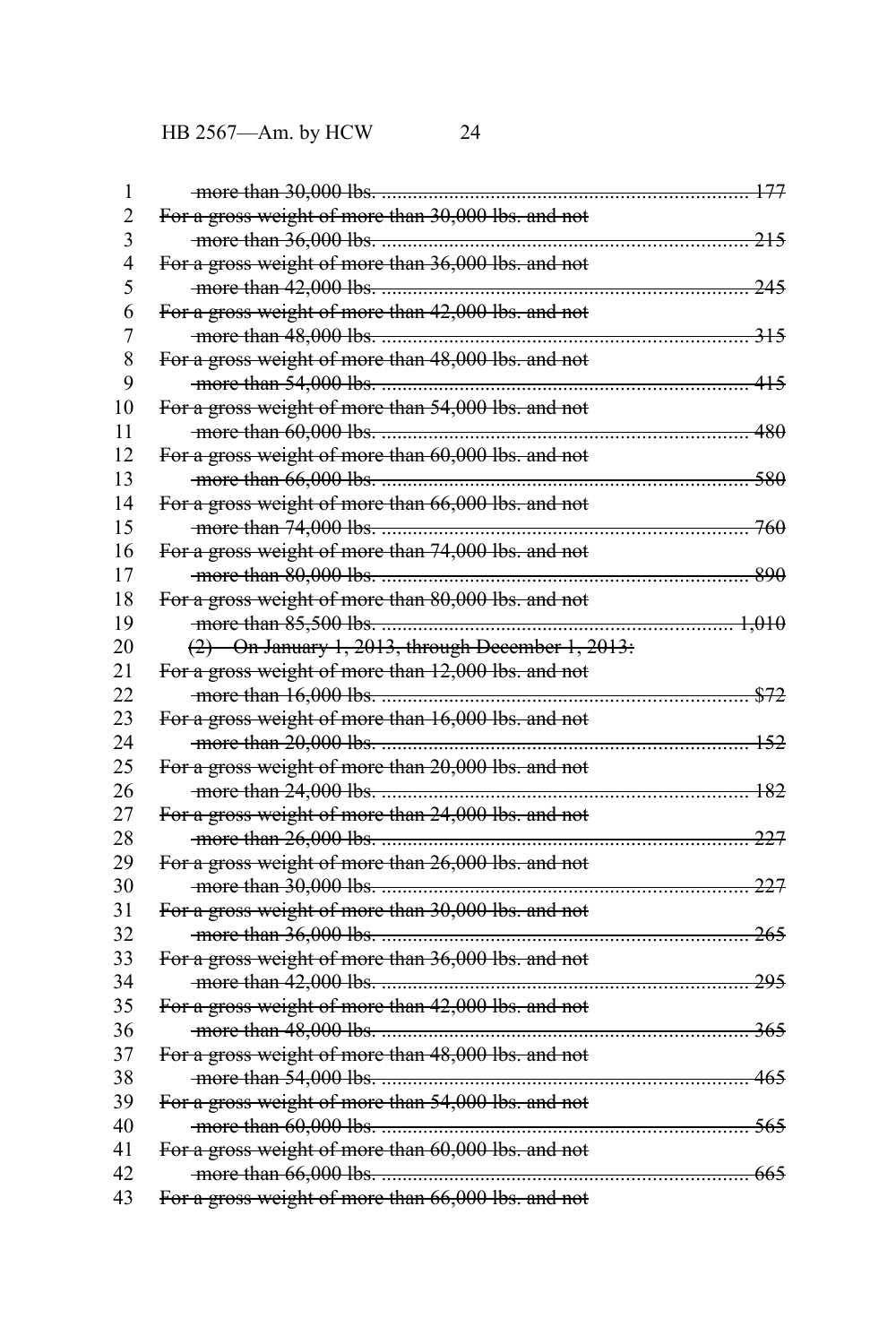~~more than 30,000 lbs. ........................................................................ 177~~
~~For a gross weight of more than 30,000 lbs. and not~~
~~more than 36,000 lbs. ........................................................................ 215~~
~~For a gross weight of more than 36,000 lbs. and not~~
~~more than 42,000 lbs. ........................................................................ 245~~
~~For a gross weight of more than 42,000 lbs. and not~~
~~more than 48,000 lbs. ........................................................................ 315~~
~~For a gross weight of more than 48,000 lbs. and not~~
~~more than 54,000 lbs. ........................................................................ 415~~
~~For a gross weight of more than 54,000 lbs. and not~~
~~more than 60,000 lbs. ........................................................................ 480~~
~~For a gross weight of more than 60,000 lbs. and not~~
~~more than 66,000 lbs. ........................................................................ 580~~
~~For a gross weight of more than 66,000 lbs. and not~~
~~more than 74,000 lbs. ........................................................................ 760~~
~~For a gross weight of more than 74,000 lbs. and not~~
~~more than 80,000 lbs. ........................................................................ 890~~
~~For a gross weight of more than 80,000 lbs. and not~~
~~more than 85,500 lbs. ..................................................................... 1,010~~
~~(2) On January 1, 2013, through December 1, 2013:~~
~~For a gross weight of more than 12,000 lbs. and not~~
~~more than 16,000 lbs. ........................................................................ $72~~
~~For a gross weight of more than 16,000 lbs. and not~~
~~more than 20,000 lbs. ........................................................................ 152~~
~~For a gross weight of more than 20,000 lbs. and not~~
~~more than 24,000 lbs. ........................................................................ 182~~
~~For a gross weight of more than 24,000 lbs. and not~~
~~more than 26,000 lbs. ........................................................................ 227~~
~~For a gross weight of more than 26,000 lbs. and not~~
~~more than 30,000 lbs. ........................................................................ 227~~
~~For a gross weight of more than 30,000 lbs. and not~~
~~more than 36,000 lbs. ........................................................................ 265~~
~~For a gross weight of more than 36,000 lbs. and not~~
~~more than 42,000 lbs. ........................................................................ 295~~
~~For a gross weight of more than 42,000 lbs. and not~~
~~more than 48,000 lbs. ........................................................................ 365~~
~~For a gross weight of more than 48,000 lbs. and not~~
~~more than 54,000 lbs. ........................................................................ 465~~
~~For a gross weight of more than 54,000 lbs. and not~~
~~more than 60,000 lbs. ........................................................................ 565~~
~~For a gross weight of more than 60,000 lbs. and not~~
~~more than 66,000 lbs. ........................................................................ 665~~
~~For a gross weight of more than 66,000 lbs. and not~~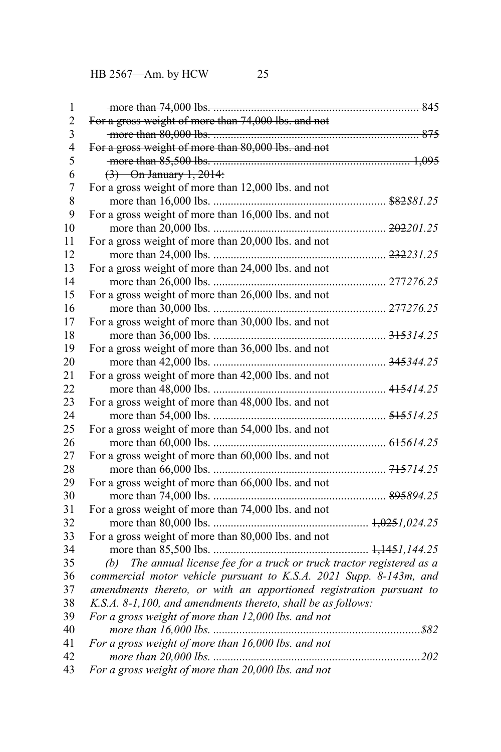~~more than 74,000 lbs. ........................................................................ 845~~
~~For a gross weight of more than 74,000 lbs. and not~~
~~more than 80,000 lbs. ........................................................................ 875~~
~~For a gross weight of more than 80,000 lbs. and not~~
~~more than 85,500 lbs. ........................................................................ 1,095~~
~~(3) On January 1, 2014:~~

For a gross weight of more than 12,000 lbs. and not
more than 16,000 lbs. ........................................................... ~~$82~~*$81.25*

For a gross weight of more than 16,000 lbs. and not
more than 20,000 lbs. ........................................................... ~~202~~*201.25*

For a gross weight of more than 20,000 lbs. and not
more than 24,000 lbs. ........................................................... ~~232~~*231.25*

For a gross weight of more than 24,000 lbs. and not
more than 26,000 lbs. ........................................................... ~~277~~*276.25*

For a gross weight of more than 26,000 lbs. and not
more than 30,000 lbs. ........................................................... ~~277~~*276.25*

For a gross weight of more than 30,000 lbs. and not
more than 36,000 lbs. ........................................................... ~~315~~*314.25*

For a gross weight of more than 36,000 lbs. and not
more than 42,000 lbs. ........................................................... ~~345~~*344.25*

For a gross weight of more than 42,000 lbs. and not
more than 48,000 lbs. ........................................................... ~~415~~*414.25*

For a gross weight of more than 48,000 lbs. and not
more than 54,000 lbs. ........................................................... ~~515~~*514.25*

For a gross weight of more than 54,000 lbs. and not
more than 60,000 lbs. ........................................................... ~~615~~*614.25*

For a gross weight of more than 60,000 lbs. and not
more than 66,000 lbs. ........................................................... ~~715~~*714.25*

For a gross weight of more than 66,000 lbs. and not
more than 74,000 lbs. ........................................................... ~~895~~*894.25*

For a gross weight of more than 74,000 lbs. and not
more than 80,000 lbs. ..................................................... ~~1,025~~*1,024.25*

For a gross weight of more than 80,000 lbs. and not
more than 85,500 lbs. ..................................................... ~~1,145~~*1,144.25*

*(b) The annual license fee for a truck or truck tractor registered as a commercial motor vehicle pursuant to K.S.A. 2021 Supp. 8-143m, and amendments thereto, or with an apportioned registration pursuant to K.S.A. 8-1,100, and amendments thereto, shall be as follows:*

*For a gross weight of more than 12,000 lbs. and not*
*more than 16,000 lbs. ........................................................................$82*

*For a gross weight of more than 16,000 lbs. and not*
*more than 20,000 lbs. ........................................................................202*

*For a gross weight of more than 20,000 lbs. and not*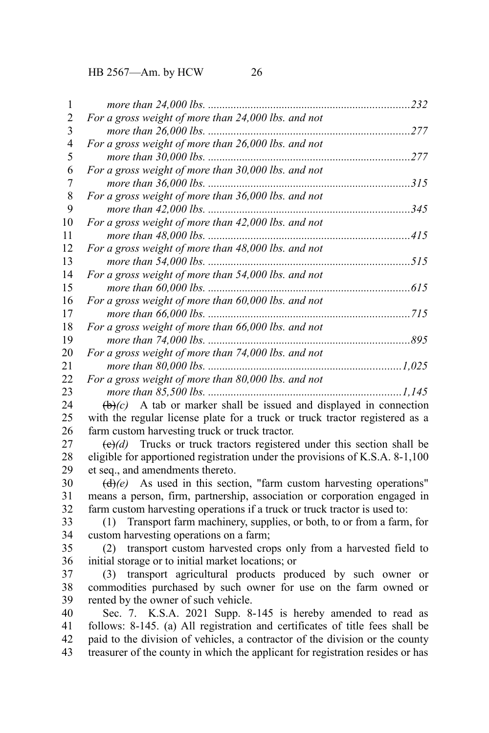*more than 24,000 lbs. .......................................................................232*
*For a gross weight of more than 24,000 lbs. and not more than 26,000 lbs. .......................................................................277*
*For a gross weight of more than 26,000 lbs. and not more than 30,000 lbs. .......................................................................277*
*For a gross weight of more than 30,000 lbs. and not more than 36,000 lbs. .......................................................................315*
*For a gross weight of more than 36,000 lbs. and not more than 42,000 lbs. .......................................................................345*
*For a gross weight of more than 42,000 lbs. and not more than 48,000 lbs. .......................................................................415*
*For a gross weight of more than 48,000 lbs. and not more than 54,000 lbs. .......................................................................515*
*For a gross weight of more than 54,000 lbs. and not more than 60,000 lbs. .......................................................................615*
*For a gross weight of more than 60,000 lbs. and not more than 66,000 lbs. .......................................................................715*
*For a gross weight of more than 66,000 lbs. and not more than 74,000 lbs. .......................................................................895*
*For a gross weight of more than 74,000 lbs. and not more than 80,000 lbs. ....................................................................1,025*
*For a gross weight of more than 80,000 lbs. and not more than 85,500 lbs. ....................................................................1,145*

~~(b)~~*(c)* A tab or marker shall be issued and displayed in connection with the regular license plate for a truck or truck tractor registered as a farm custom harvesting truck or truck tractor.

~~(c)~~*(d)* Trucks or truck tractors registered under this section shall be eligible for apportioned registration under the provisions of K.S.A. 8-1,100 et seq., and amendments thereto.

~~(d)~~*(e)* As used in this section, "farm custom harvesting operations" means a person, firm, partnership, association or corporation engaged in farm custom harvesting operations if a truck or truck tractor is used to:

(1) Transport farm machinery, supplies, or both, to or from a farm, for custom harvesting operations on a farm;

(2) transport custom harvested crops only from a harvested field to initial storage or to initial market locations; or

(3) transport agricultural products produced by such owner or commodities purchased by such owner for use on the farm owned or rented by the owner of such vehicle.

Sec. 7. K.S.A. 2021 Supp. 8-145 is hereby amended to read as follows: 8-145. (a) All registration and certificates of title fees shall be paid to the division of vehicles, a contractor of the division or the county treasurer of the county in which the applicant for registration resides or has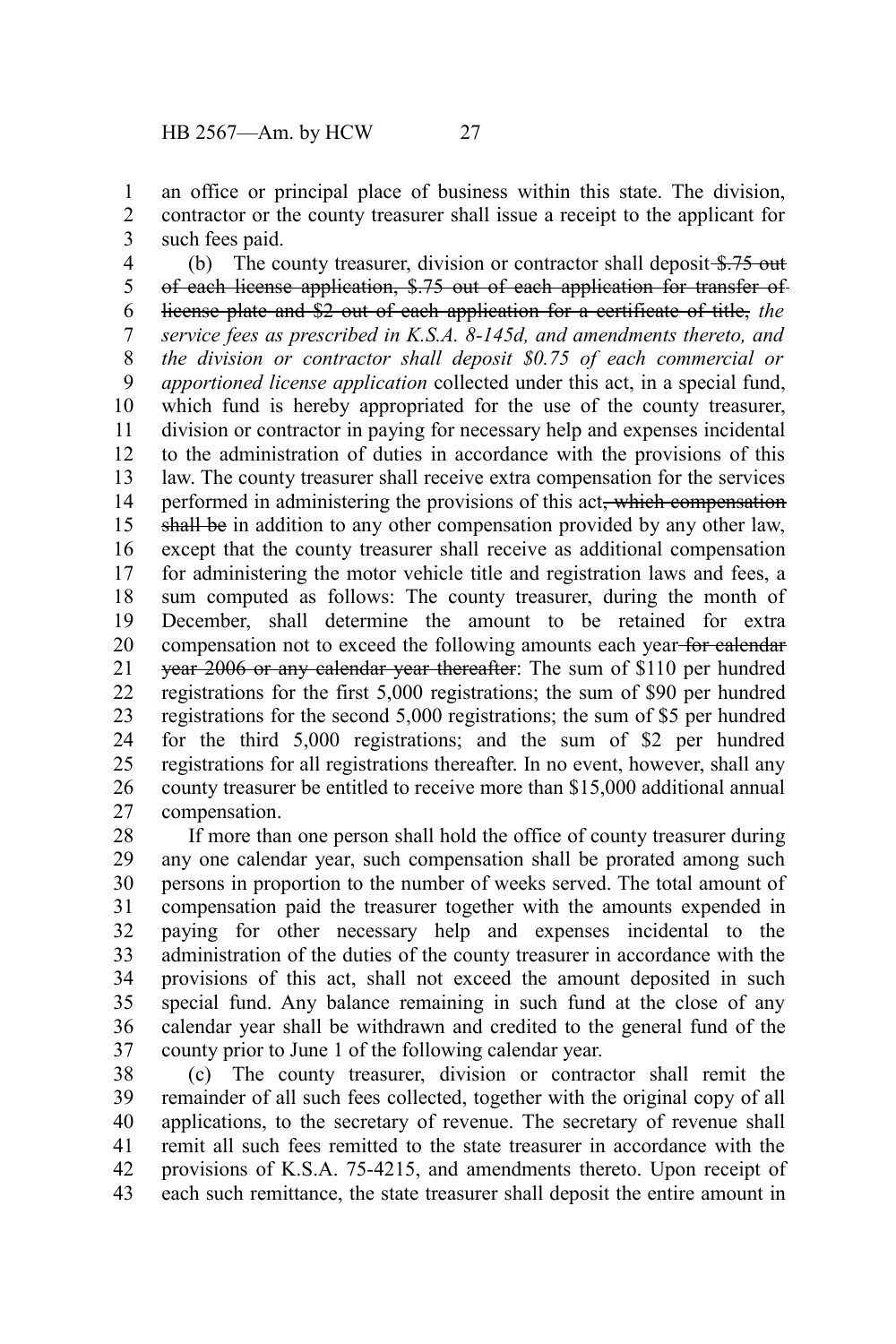an office or principal place of business within this state. The division, contractor or the county treasurer shall issue a receipt to the applicant for such fees paid.

(b) The county treasurer, division or contractor shall deposit ~~\$.75 out of each license application, \$.75 out of each application for transfer of license plate and \$2 out of each application for a certificate of title,~~ *the service fees as prescribed in K.S.A. 8-145d, and amendments thereto, and the division or contractor shall deposit \$0.75 of each commercial or apportioned license application* collected under this act, in a special fund, which fund is hereby appropriated for the use of the county treasurer, division or contractor in paying for necessary help and expenses incidental to the administration of duties in accordance with the provisions of this law. The county treasurer shall receive extra compensation for the services performed in administering the provisions of this act~~, which compensation shall be~~ in addition to any other compensation provided by any other law, except that the county treasurer shall receive as additional compensation for administering the motor vehicle title and registration laws and fees, a sum computed as follows: The county treasurer, during the month of December, shall determine the amount to be retained for extra compensation not to exceed the following amounts each year ~~for calendar year 2006 or any calendar year thereafter~~: The sum of \$110 per hundred registrations for the first 5,000 registrations; the sum of \$90 per hundred registrations for the second 5,000 registrations; the sum of \$5 per hundred for the third 5,000 registrations; and the sum of \$2 per hundred registrations for all registrations thereafter. In no event, however, shall any county treasurer be entitled to receive more than \$15,000 additional annual compensation.

If more than one person shall hold the office of county treasurer during any one calendar year, such compensation shall be prorated among such persons in proportion to the number of weeks served. The total amount of compensation paid the treasurer together with the amounts expended in paying for other necessary help and expenses incidental to the administration of the duties of the county treasurer in accordance with the provisions of this act, shall not exceed the amount deposited in such special fund. Any balance remaining in such fund at the close of any calendar year shall be withdrawn and credited to the general fund of the county prior to June 1 of the following calendar year.

(c) The county treasurer, division or contractor shall remit the remainder of all such fees collected, together with the original copy of all applications, to the secretary of revenue. The secretary of revenue shall remit all such fees remitted to the state treasurer in accordance with the provisions of K.S.A. 75-4215, and amendments thereto. Upon receipt of each such remittance, the state treasurer shall deposit the entire amount in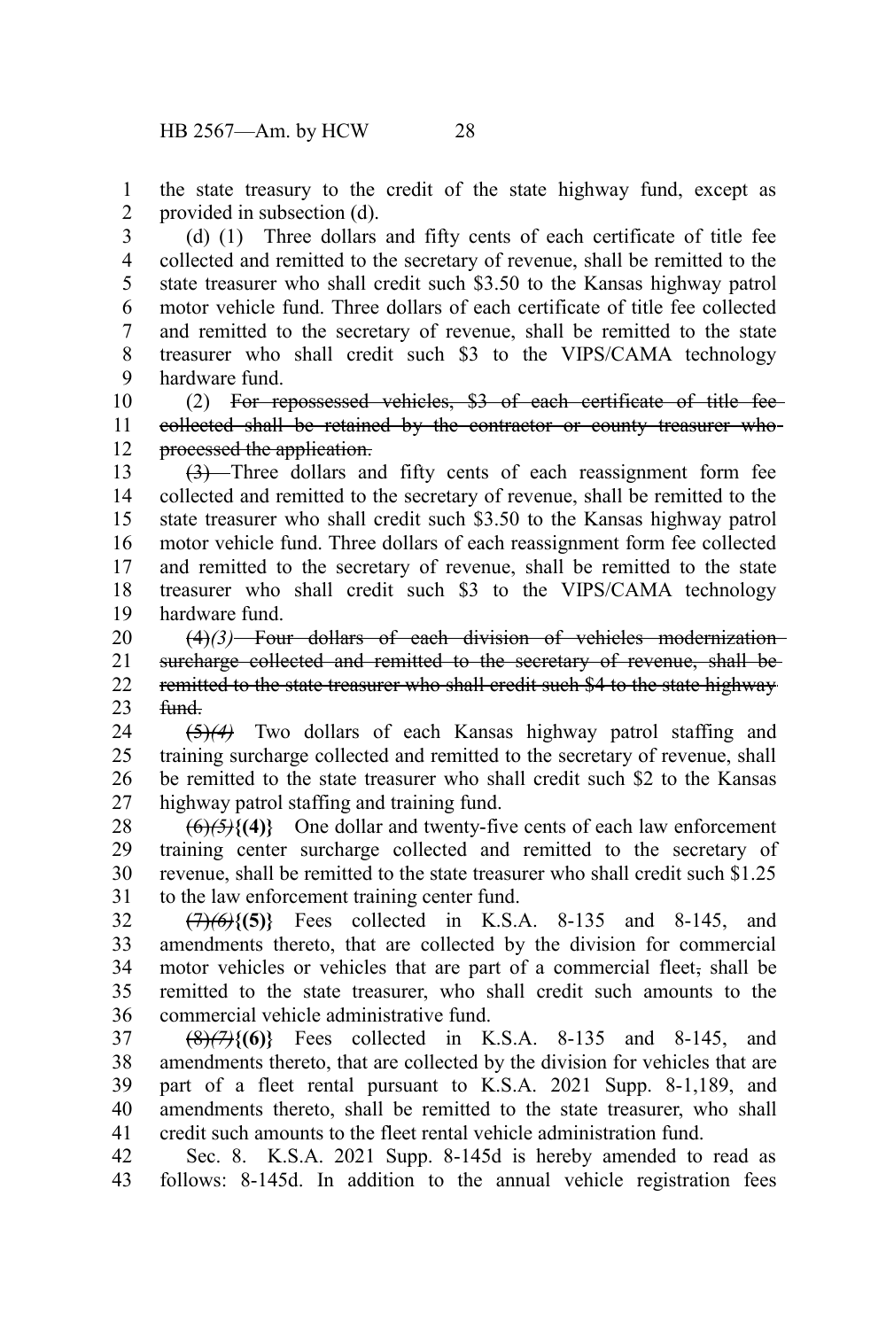the state treasury to the credit of the state highway fund, except as provided in subsection (d).

(d) (1) Three dollars and fifty cents of each certificate of title fee collected and remitted to the secretary of revenue, shall be remitted to the state treasurer who shall credit such $3.50 to the Kansas highway patrol motor vehicle fund. Three dollars of each certificate of title fee collected and remitted to the secretary of revenue, shall be remitted to the state treasurer who shall credit such $3 to the VIPS/CAMA technology hardware fund.

(2) ~~For repossessed vehicles, $3 of each certificate of title fee collected shall be retained by the contractor or county treasurer who processed the application.~~

~~(3)~~ Three dollars and fifty cents of each reassignment form fee collected and remitted to the secretary of revenue, shall be remitted to the state treasurer who shall credit such $3.50 to the Kansas highway patrol motor vehicle fund. Three dollars of each reassignment form fee collected and remitted to the secretary of revenue, shall be remitted to the state treasurer who shall credit such $3 to the VIPS/CAMA technology hardware fund.

~~(4)~~*(3)* ~~Four dollars of each division of vehicles modernization surcharge collected and remitted to the secretary of revenue, shall be remitted to the state treasurer who shall credit such $4 to the state highway fund.~~

~~(5)~~*(4)* Two dollars of each Kansas highway patrol staffing and training surcharge collected and remitted to the secretary of revenue, shall be remitted to the state treasurer who shall credit such $2 to the Kansas highway patrol staffing and training fund.

~~(6)~~*~~(5)~~***{(4)}** One dollar and twenty-five cents of each law enforcement training center surcharge collected and remitted to the secretary of revenue, shall be remitted to the state treasurer who shall credit such $1.25 to the law enforcement training center fund.

~~(7)~~*~~(6)~~***{(5)}** Fees collected in K.S.A. 8-135 and 8-145, and amendments thereto, that are collected by the division for commercial motor vehicles or vehicles that are part of a commercial fleet~~,~~ shall be remitted to the state treasurer, who shall credit such amounts to the commercial vehicle administrative fund.

~~(8)~~*~~(7)~~***{(6)}** Fees collected in K.S.A. 8-135 and 8-145, and amendments thereto, that are collected by the division for vehicles that are part of a fleet rental pursuant to K.S.A. 2021 Supp. 8-1,189, and amendments thereto, shall be remitted to the state treasurer, who shall credit such amounts to the fleet rental vehicle administration fund.

Sec. 8. K.S.A. 2021 Supp. 8-145d is hereby amended to read as follows: 8-145d. In addition to the annual vehicle registration fees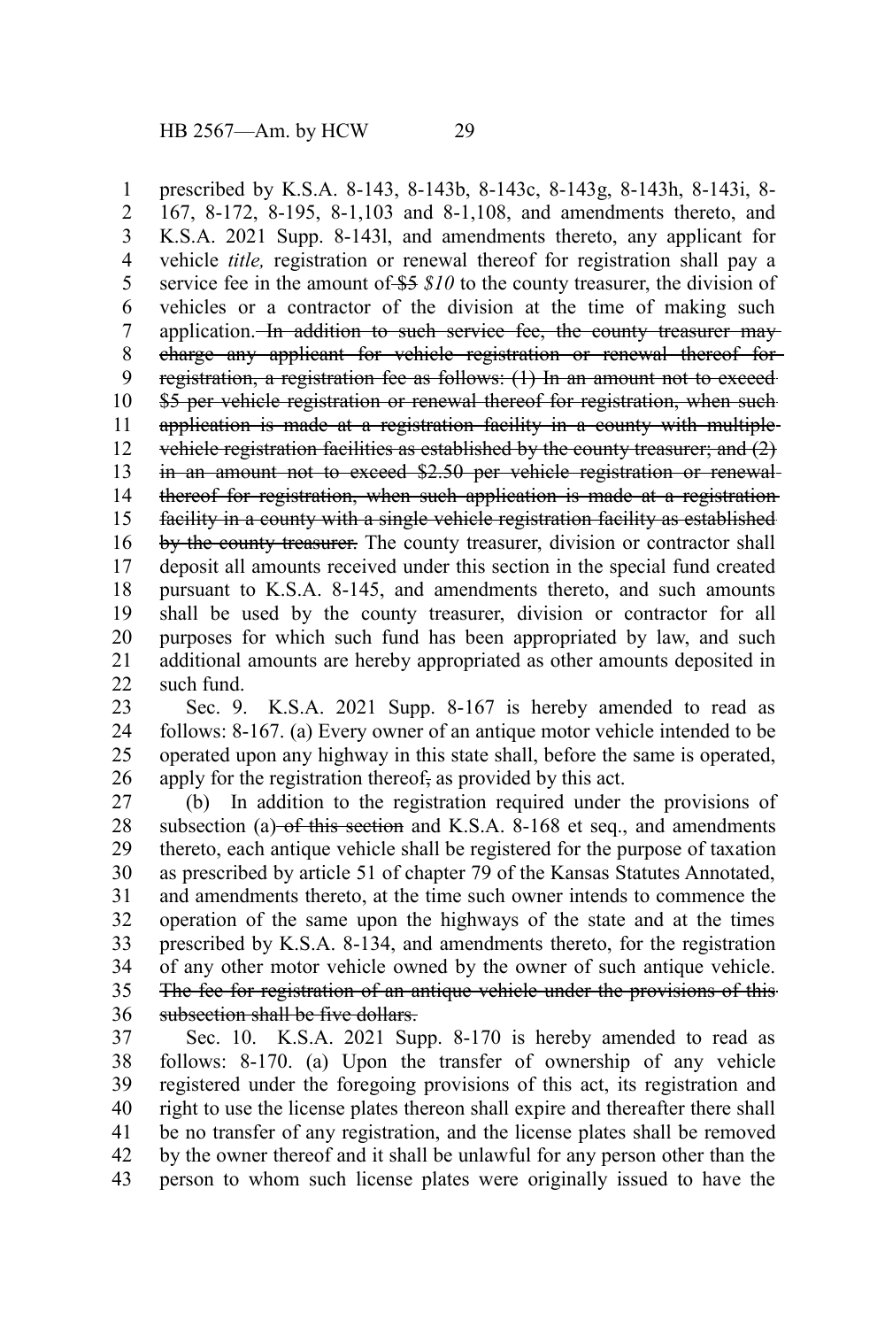prescribed by K.S.A. 8-143, 8-143b, 8-143c, 8-143g, 8-143h, 8-143i, 8-167, 8-172, 8-195, 8-1,103 and 8-1,108, and amendments thereto, and K.S.A. 2021 Supp. 8-143l, and amendments thereto, any applicant for vehicle *title,* registration or renewal thereof for registration shall pay a service fee in the amount of ~~$5~~ *$10* to the county treasurer, the division of vehicles or a contractor of the division at the time of making such application. ~~In addition to such service fee, the county treasurer may charge any applicant for vehicle registration or renewal thereof for registration, a registration fee as follows: (1) In an amount not to exceed $5 per vehicle registration or renewal thereof for registration, when such application is made at a registration facility in a county with multiple vehicle registration facilities as established by the county treasurer; and (2) in an amount not to exceed $2.50 per vehicle registration or renewal thereof for registration, when such application is made at a registration facility in a county with a single vehicle registration facility as established by the county treasurer.~~ The county treasurer, division or contractor shall deposit all amounts received under this section in the special fund created pursuant to K.S.A. 8-145, and amendments thereto, and such amounts shall be used by the county treasurer, division or contractor for all purposes for which such fund has been appropriated by law, and such additional amounts are hereby appropriated as other amounts deposited in such fund.

Sec. 9. K.S.A. 2021 Supp. 8-167 is hereby amended to read as follows: 8-167. (a) Every owner of an antique motor vehicle intended to be operated upon any highway in this state shall, before the same is operated, apply for the registration thereof~~,~~ as provided by this act.

(b) In addition to the registration required under the provisions of subsection (a) ~~of this section~~ and K.S.A. 8-168 et seq., and amendments thereto, each antique vehicle shall be registered for the purpose of taxation as prescribed by article 51 of chapter 79 of the Kansas Statutes Annotated, and amendments thereto, at the time such owner intends to commence the operation of the same upon the highways of the state and at the times prescribed by K.S.A. 8-134, and amendments thereto, for the registration of any other motor vehicle owned by the owner of such antique vehicle. ~~The fee for registration of an antique vehicle under the provisions of this subsection shall be five dollars.~~

Sec. 10. K.S.A. 2021 Supp. 8-170 is hereby amended to read as follows: 8-170. (a) Upon the transfer of ownership of any vehicle registered under the foregoing provisions of this act, its registration and right to use the license plates thereon shall expire and thereafter there shall be no transfer of any registration, and the license plates shall be removed by the owner thereof and it shall be unlawful for any person other than the person to whom such license plates were originally issued to have the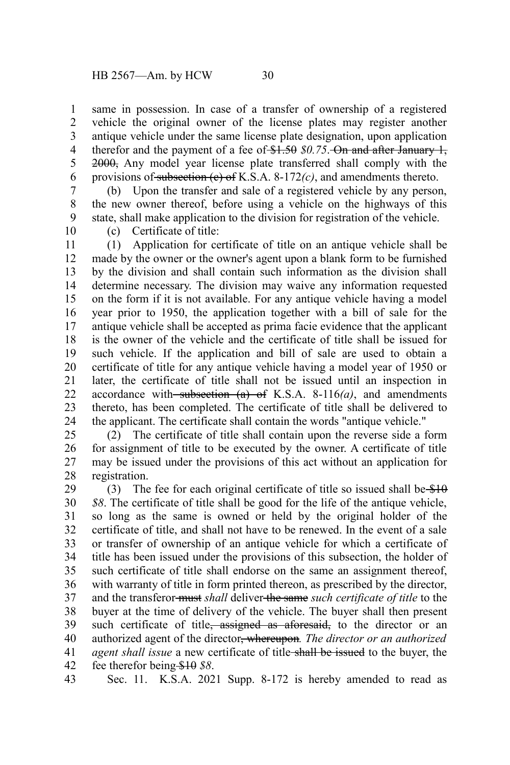same in possession. In case of a transfer of ownership of a registered vehicle the original owner of the license plates may register another antique vehicle under the same license plate designation, upon application therefor and the payment of a fee of ~~$1.50~~ *$0.75*. ~~On and after January 1, 2000,~~ Any model year license plate transferred shall comply with the provisions of ~~subsection (c) of~~ K.S.A. 8-172*(c)*, and amendments thereto.

(b) Upon the transfer and sale of a registered vehicle by any person, the new owner thereof, before using a vehicle on the highways of this state, shall make application to the division for registration of the vehicle.

(c) Certificate of title:

(1) Application for certificate of title on an antique vehicle shall be made by the owner or the owner's agent upon a blank form to be furnished by the division and shall contain such information as the division shall determine necessary. The division may waive any information requested on the form if it is not available. For any antique vehicle having a model year prior to 1950, the application together with a bill of sale for the antique vehicle shall be accepted as prima facie evidence that the applicant is the owner of the vehicle and the certificate of title shall be issued for such vehicle. If the application and bill of sale are used to obtain a certificate of title for any antique vehicle having a model year of 1950 or later, the certificate of title shall not be issued until an inspection in accordance with ~~subsection (a) of~~ K.S.A. 8-116*(a)*, and amendments thereto, has been completed. The certificate of title shall be delivered to the applicant. The certificate shall contain the words "antique vehicle."

(2) The certificate of title shall contain upon the reverse side a form for assignment of title to be executed by the owner. A certificate of title may be issued under the provisions of this act without an application for registration.

(3) The fee for each original certificate of title so issued shall be ~~$10~~ *$8*. The certificate of title shall be good for the life of the antique vehicle, so long as the same is owned or held by the original holder of the certificate of title, and shall not have to be renewed. In the event of a sale or transfer of ownership of an antique vehicle for which a certificate of title has been issued under the provisions of this subsection, the holder of such certificate of title shall endorse on the same an assignment thereof, with warranty of title in form printed thereon, as prescribed by the director, and the transferor ~~must~~ *shall* deliver ~~the same~~ *such certificate of title* to the buyer at the time of delivery of the vehicle. The buyer shall then present such certificate of title~~, assigned as aforesaid,~~ to the director or an authorized agent of the director~~, whereupon~~*. The director or an authorized agent shall issue* a new certificate of title ~~shall be issued~~ to the buyer, the fee therefor being ~~$10~~ *$8*.

Sec. 11. K.S.A. 2021 Supp. 8-172 is hereby amended to read as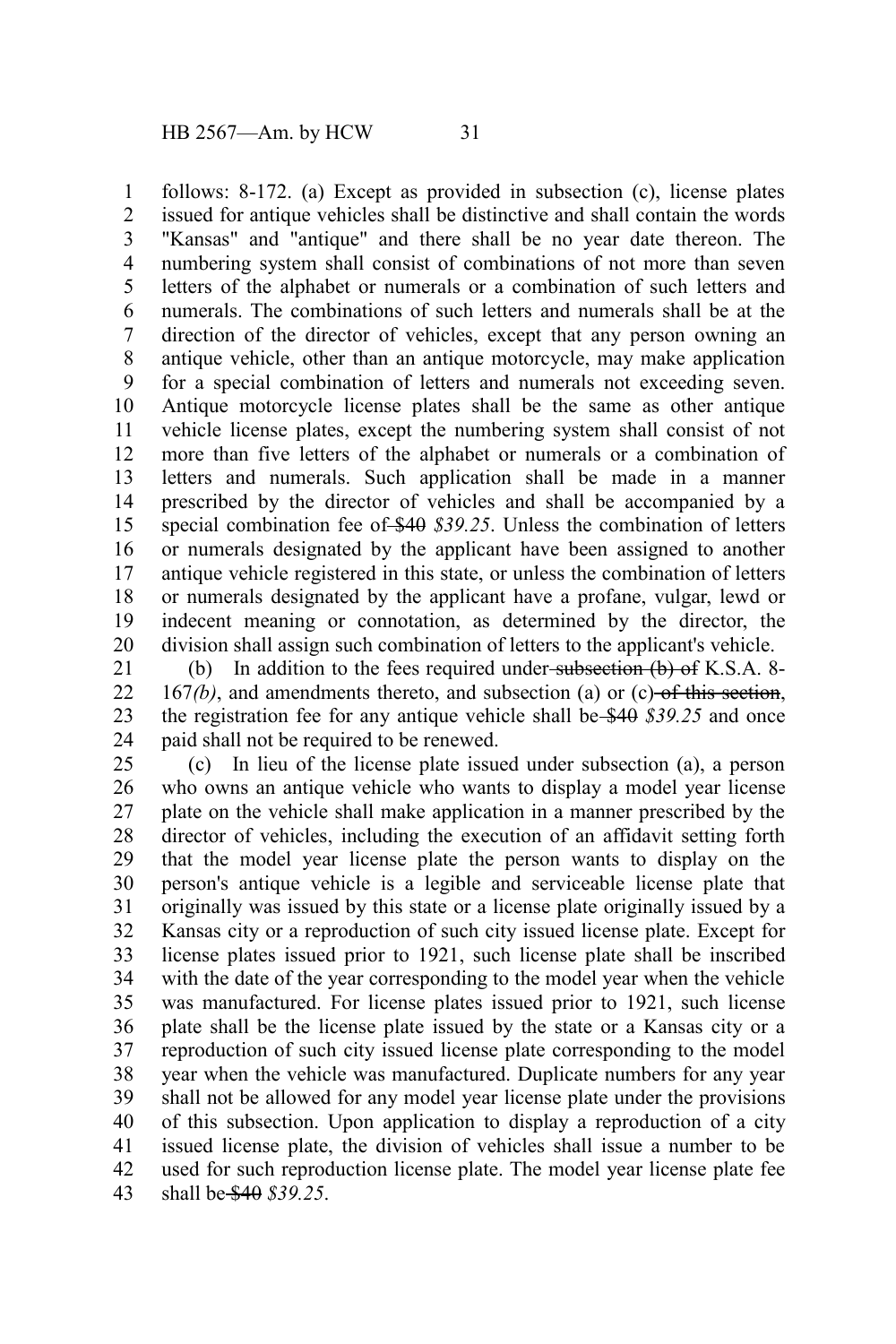follows: 8-172. (a) Except as provided in subsection (c), license plates issued for antique vehicles shall be distinctive and shall contain the words "Kansas" and "antique" and there shall be no year date thereon. The numbering system shall consist of combinations of not more than seven letters of the alphabet or numerals or a combination of such letters and numerals. The combinations of such letters and numerals shall be at the direction of the director of vehicles, except that any person owning an antique vehicle, other than an antique motorcycle, may make application for a special combination of letters and numerals not exceeding seven. Antique motorcycle license plates shall be the same as other antique vehicle license plates, except the numbering system shall consist of not more than five letters of the alphabet or numerals or a combination of letters and numerals. Such application shall be made in a manner prescribed by the director of vehicles and shall be accompanied by a special combination fee of ~~$40~~ *$39.25*. Unless the combination of letters or numerals designated by the applicant have been assigned to another antique vehicle registered in this state, or unless the combination of letters or numerals designated by the applicant have a profane, vulgar, lewd or indecent meaning or connotation, as determined by the director, the division shall assign such combination of letters to the applicant's vehicle.

(b) In addition to the fees required under ~~subsection (b) of~~ K.S.A. 8-167*(b)*, and amendments thereto, and subsection (a) or (c) ~~of this section~~, the registration fee for any antique vehicle shall be ~~$40~~ *$39.25* and once paid shall not be required to be renewed.

(c) In lieu of the license plate issued under subsection (a), a person who owns an antique vehicle who wants to display a model year license plate on the vehicle shall make application in a manner prescribed by the director of vehicles, including the execution of an affidavit setting forth that the model year license plate the person wants to display on the person's antique vehicle is a legible and serviceable license plate that originally was issued by this state or a license plate originally issued by a Kansas city or a reproduction of such city issued license plate. Except for license plates issued prior to 1921, such license plate shall be inscribed with the date of the year corresponding to the model year when the vehicle was manufactured. For license plates issued prior to 1921, such license plate shall be the license plate issued by the state or a Kansas city or a reproduction of such city issued license plate corresponding to the model year when the vehicle was manufactured. Duplicate numbers for any year shall not be allowed for any model year license plate under the provisions of this subsection. Upon application to display a reproduction of a city issued license plate, the division of vehicles shall issue a number to be used for such reproduction license plate. The model year license plate fee shall be ~~$40~~ *$39.25*.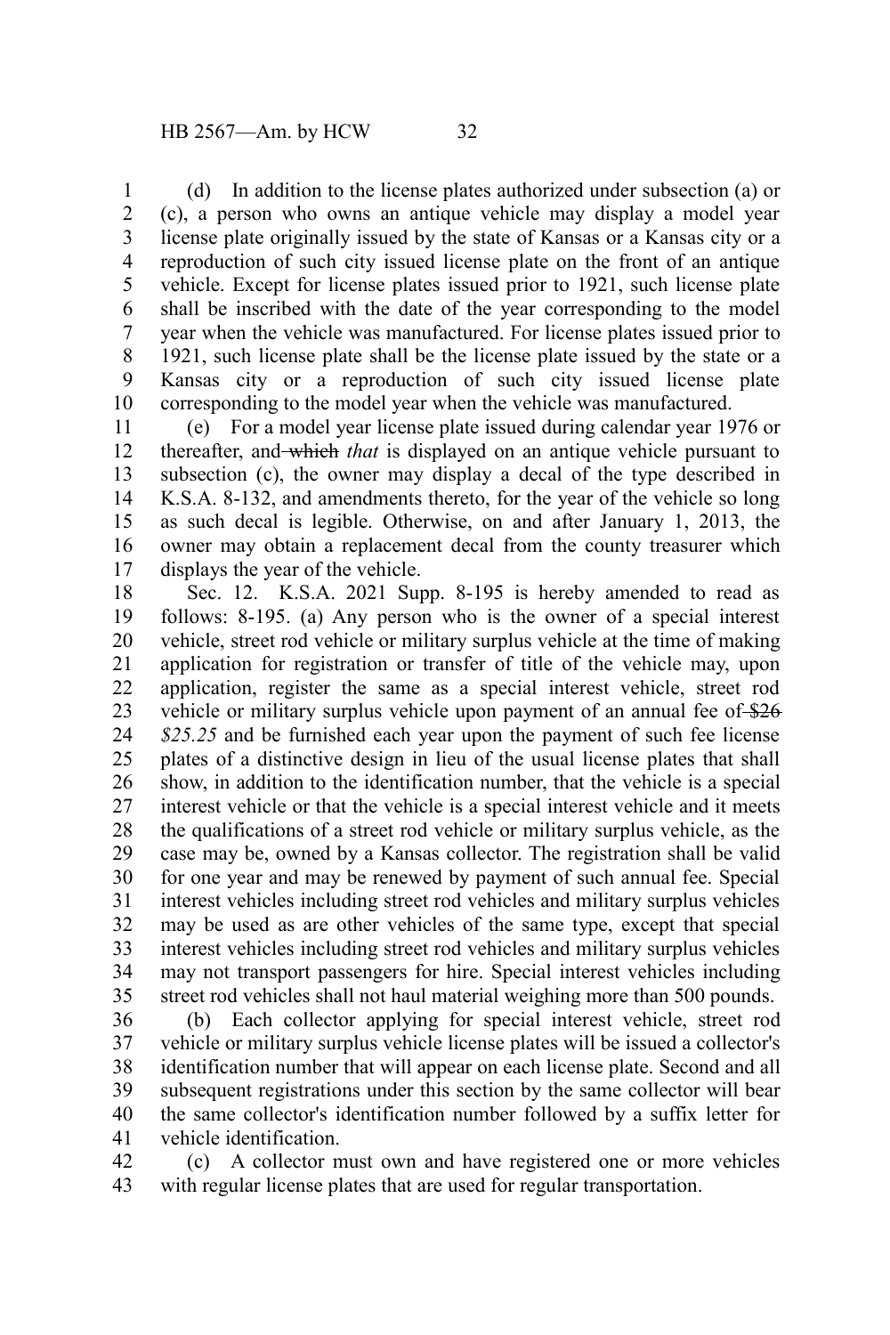(d) In addition to the license plates authorized under subsection (a) or (c), a person who owns an antique vehicle may display a model year license plate originally issued by the state of Kansas or a Kansas city or a reproduction of such city issued license plate on the front of an antique vehicle. Except for license plates issued prior to 1921, such license plate shall be inscribed with the date of the year corresponding to the model year when the vehicle was manufactured. For license plates issued prior to 1921, such license plate shall be the license plate issued by the state or a Kansas city or a reproduction of such city issued license plate corresponding to the model year when the vehicle was manufactured.

(e) For a model year license plate issued during calendar year 1976 or thereafter, and ~~which~~ *that* is displayed on an antique vehicle pursuant to subsection (c), the owner may display a decal of the type described in K.S.A. 8-132, and amendments thereto, for the year of the vehicle so long as such decal is legible. Otherwise, on and after January 1, 2013, the owner may obtain a replacement decal from the county treasurer which displays the year of the vehicle.

Sec. 12. K.S.A. 2021 Supp. 8-195 is hereby amended to read as follows: 8-195. (a) Any person who is the owner of a special interest vehicle, street rod vehicle or military surplus vehicle at the time of making application for registration or transfer of title of the vehicle may, upon application, register the same as a special interest vehicle, street rod vehicle or military surplus vehicle upon payment of an annual fee of ~~$26~~ *$25.25* and be furnished each year upon the payment of such fee license plates of a distinctive design in lieu of the usual license plates that shall show, in addition to the identification number, that the vehicle is a special interest vehicle or that the vehicle is a special interest vehicle and it meets the qualifications of a street rod vehicle or military surplus vehicle, as the case may be, owned by a Kansas collector. The registration shall be valid for one year and may be renewed by payment of such annual fee. Special interest vehicles including street rod vehicles and military surplus vehicles may be used as are other vehicles of the same type, except that special interest vehicles including street rod vehicles and military surplus vehicles may not transport passengers for hire. Special interest vehicles including street rod vehicles shall not haul material weighing more than 500 pounds.

(b) Each collector applying for special interest vehicle, street rod vehicle or military surplus vehicle license plates will be issued a collector's identification number that will appear on each license plate. Second and all subsequent registrations under this section by the same collector will bear the same collector's identification number followed by a suffix letter for vehicle identification.

(c) A collector must own and have registered one or more vehicles with regular license plates that are used for regular transportation.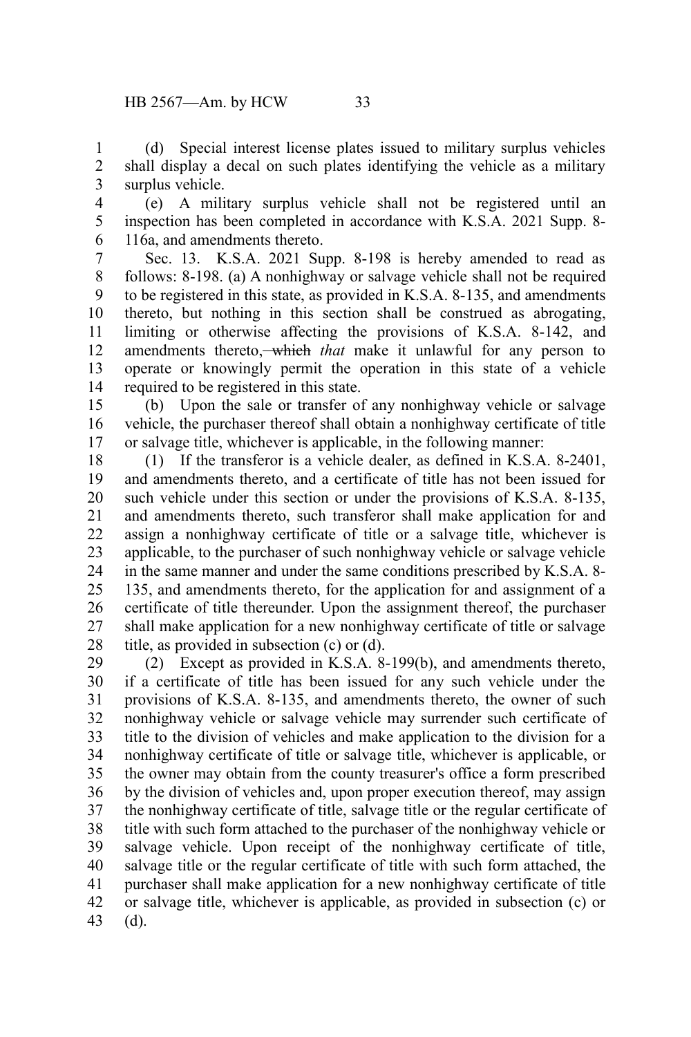(d) Special interest license plates issued to military surplus vehicles shall display a decal on such plates identifying the vehicle as a military surplus vehicle.

(e) A military surplus vehicle shall not be registered until an inspection has been completed in accordance with K.S.A. 2021 Supp. 8-116a, and amendments thereto.

Sec. 13. K.S.A. 2021 Supp. 8-198 is hereby amended to read as follows: 8-198. (a) A nonhighway or salvage vehicle shall not be required to be registered in this state, as provided in K.S.A. 8-135, and amendments thereto, but nothing in this section shall be construed as abrogating, limiting or otherwise affecting the provisions of K.S.A. 8-142, and amendments thereto, ~~which~~ *that* make it unlawful for any person to operate or knowingly permit the operation in this state of a vehicle required to be registered in this state.

(b) Upon the sale or transfer of any nonhighway vehicle or salvage vehicle, the purchaser thereof shall obtain a nonhighway certificate of title or salvage title, whichever is applicable, in the following manner:

(1) If the transferor is a vehicle dealer, as defined in K.S.A. 8-2401, and amendments thereto, and a certificate of title has not been issued for such vehicle under this section or under the provisions of K.S.A. 8-135, and amendments thereto, such transferor shall make application for and assign a nonhighway certificate of title or a salvage title, whichever is applicable, to the purchaser of such nonhighway vehicle or salvage vehicle in the same manner and under the same conditions prescribed by K.S.A. 8-135, and amendments thereto, for the application for and assignment of a certificate of title thereunder. Upon the assignment thereof, the purchaser shall make application for a new nonhighway certificate of title or salvage title, as provided in subsection (c) or (d).

(2) Except as provided in K.S.A. 8-199(b), and amendments thereto, if a certificate of title has been issued for any such vehicle under the provisions of K.S.A. 8-135, and amendments thereto, the owner of such nonhighway vehicle or salvage vehicle may surrender such certificate of title to the division of vehicles and make application to the division for a nonhighway certificate of title or salvage title, whichever is applicable, or the owner may obtain from the county treasurer's office a form prescribed by the division of vehicles and, upon proper execution thereof, may assign the nonhighway certificate of title, salvage title or the regular certificate of title with such form attached to the purchaser of the nonhighway vehicle or salvage vehicle. Upon receipt of the nonhighway certificate of title, salvage title or the regular certificate of title with such form attached, the purchaser shall make application for a new nonhighway certificate of title or salvage title, whichever is applicable, as provided in subsection (c) or (d).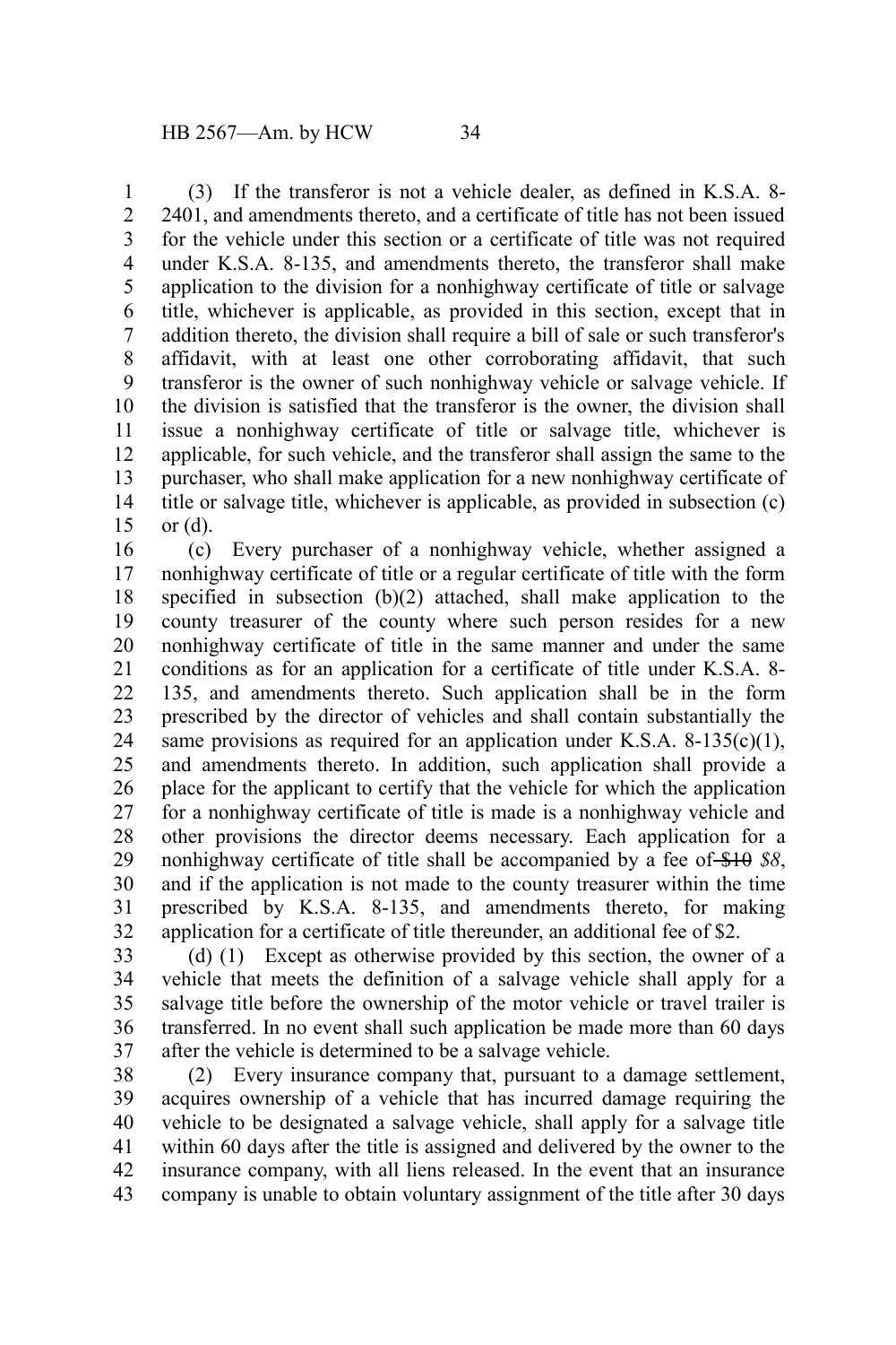(3) If the transferor is not a vehicle dealer, as defined in K.S.A. 8-2401, and amendments thereto, and a certificate of title has not been issued for the vehicle under this section or a certificate of title was not required under K.S.A. 8-135, and amendments thereto, the transferor shall make application to the division for a nonhighway certificate of title or salvage title, whichever is applicable, as provided in this section, except that in addition thereto, the division shall require a bill of sale or such transferor's affidavit, with at least one other corroborating affidavit, that such transferor is the owner of such nonhighway vehicle or salvage vehicle. If the division is satisfied that the transferor is the owner, the division shall issue a nonhighway certificate of title or salvage title, whichever is applicable, for such vehicle, and the transferor shall assign the same to the purchaser, who shall make application for a new nonhighway certificate of title or salvage title, whichever is applicable, as provided in subsection (c) or (d).

(c) Every purchaser of a nonhighway vehicle, whether assigned a nonhighway certificate of title or a regular certificate of title with the form specified in subsection (b)(2) attached, shall make application to the county treasurer of the county where such person resides for a new nonhighway certificate of title in the same manner and under the same conditions as for an application for a certificate of title under K.S.A. 8-135, and amendments thereto. Such application shall be in the form prescribed by the director of vehicles and shall contain substantially the same provisions as required for an application under K.S.A. 8-135(c)(1), and amendments thereto. In addition, such application shall provide a place for the applicant to certify that the vehicle for which the application for a nonhighway certificate of title is made is a nonhighway vehicle and other provisions the director deems necessary. Each application for a nonhighway certificate of title shall be accompanied by a fee of ~~$10~~ *$8*, and if the application is not made to the county treasurer within the time prescribed by K.S.A. 8-135, and amendments thereto, for making application for a certificate of title thereunder, an additional fee of $2.

(d) (1) Except as otherwise provided by this section, the owner of a vehicle that meets the definition of a salvage vehicle shall apply for a salvage title before the ownership of the motor vehicle or travel trailer is transferred. In no event shall such application be made more than 60 days after the vehicle is determined to be a salvage vehicle.

(2) Every insurance company that, pursuant to a damage settlement, acquires ownership of a vehicle that has incurred damage requiring the vehicle to be designated a salvage vehicle, shall apply for a salvage title within 60 days after the title is assigned and delivered by the owner to the insurance company, with all liens released. In the event that an insurance company is unable to obtain voluntary assignment of the title after 30 days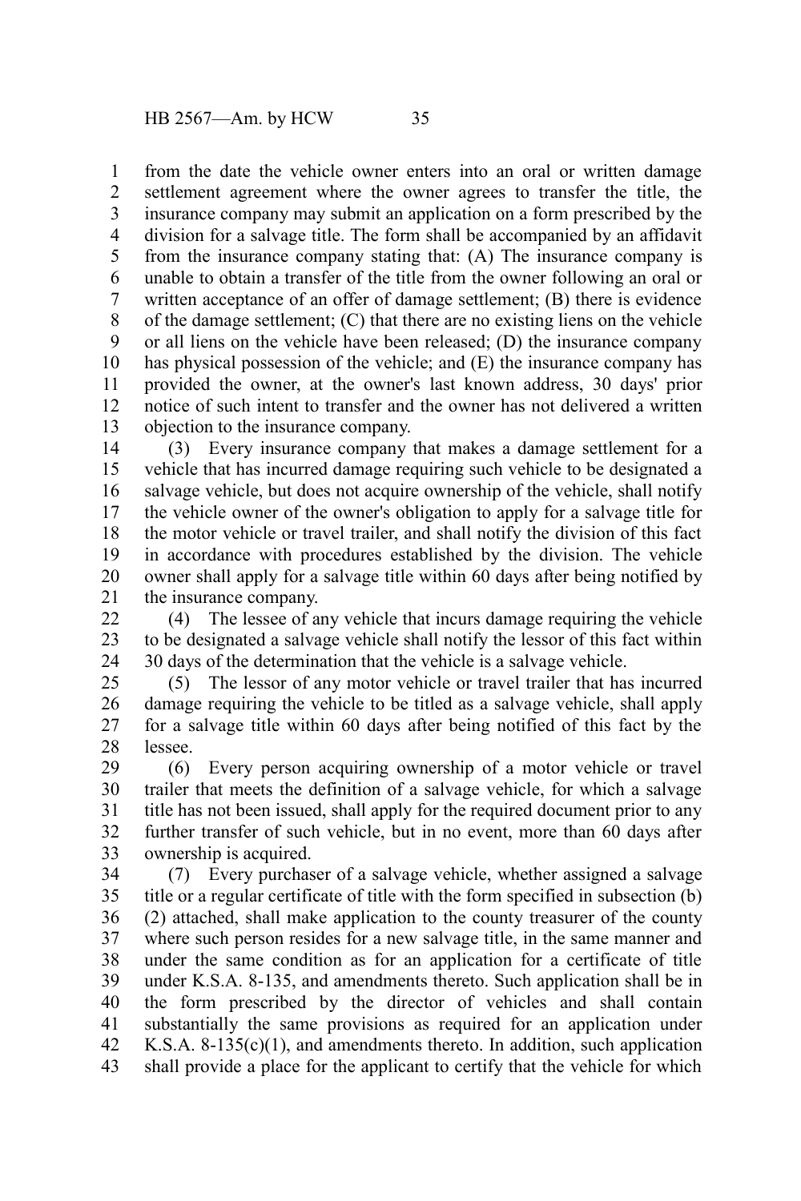from the date the vehicle owner enters into an oral or written damage settlement agreement where the owner agrees to transfer the title, the insurance company may submit an application on a form prescribed by the division for a salvage title. The form shall be accompanied by an affidavit from the insurance company stating that: (A) The insurance company is unable to obtain a transfer of the title from the owner following an oral or written acceptance of an offer of damage settlement; (B) there is evidence of the damage settlement; (C) that there are no existing liens on the vehicle or all liens on the vehicle have been released; (D) the insurance company has physical possession of the vehicle; and (E) the insurance company has provided the owner, at the owner's last known address, 30 days' prior notice of such intent to transfer and the owner has not delivered a written objection to the insurance company.

(3) Every insurance company that makes a damage settlement for a vehicle that has incurred damage requiring such vehicle to be designated a salvage vehicle, but does not acquire ownership of the vehicle, shall notify the vehicle owner of the owner's obligation to apply for a salvage title for the motor vehicle or travel trailer, and shall notify the division of this fact in accordance with procedures established by the division. The vehicle owner shall apply for a salvage title within 60 days after being notified by the insurance company.

(4) The lessee of any vehicle that incurs damage requiring the vehicle to be designated a salvage vehicle shall notify the lessor of this fact within 30 days of the determination that the vehicle is a salvage vehicle.

(5) The lessor of any motor vehicle or travel trailer that has incurred damage requiring the vehicle to be titled as a salvage vehicle, shall apply for a salvage title within 60 days after being notified of this fact by the lessee.

(6) Every person acquiring ownership of a motor vehicle or travel trailer that meets the definition of a salvage vehicle, for which a salvage title has not been issued, shall apply for the required document prior to any further transfer of such vehicle, but in no event, more than 60 days after ownership is acquired.

(7) Every purchaser of a salvage vehicle, whether assigned a salvage title or a regular certificate of title with the form specified in subsection (b)(2) attached, shall make application to the county treasurer of the county where such person resides for a new salvage title, in the same manner and under the same condition as for an application for a certificate of title under K.S.A. 8-135, and amendments thereto. Such application shall be in the form prescribed by the director of vehicles and shall contain substantially the same provisions as required for an application under K.S.A. 8-135(c)(1), and amendments thereto. In addition, such application shall provide a place for the applicant to certify that the vehicle for which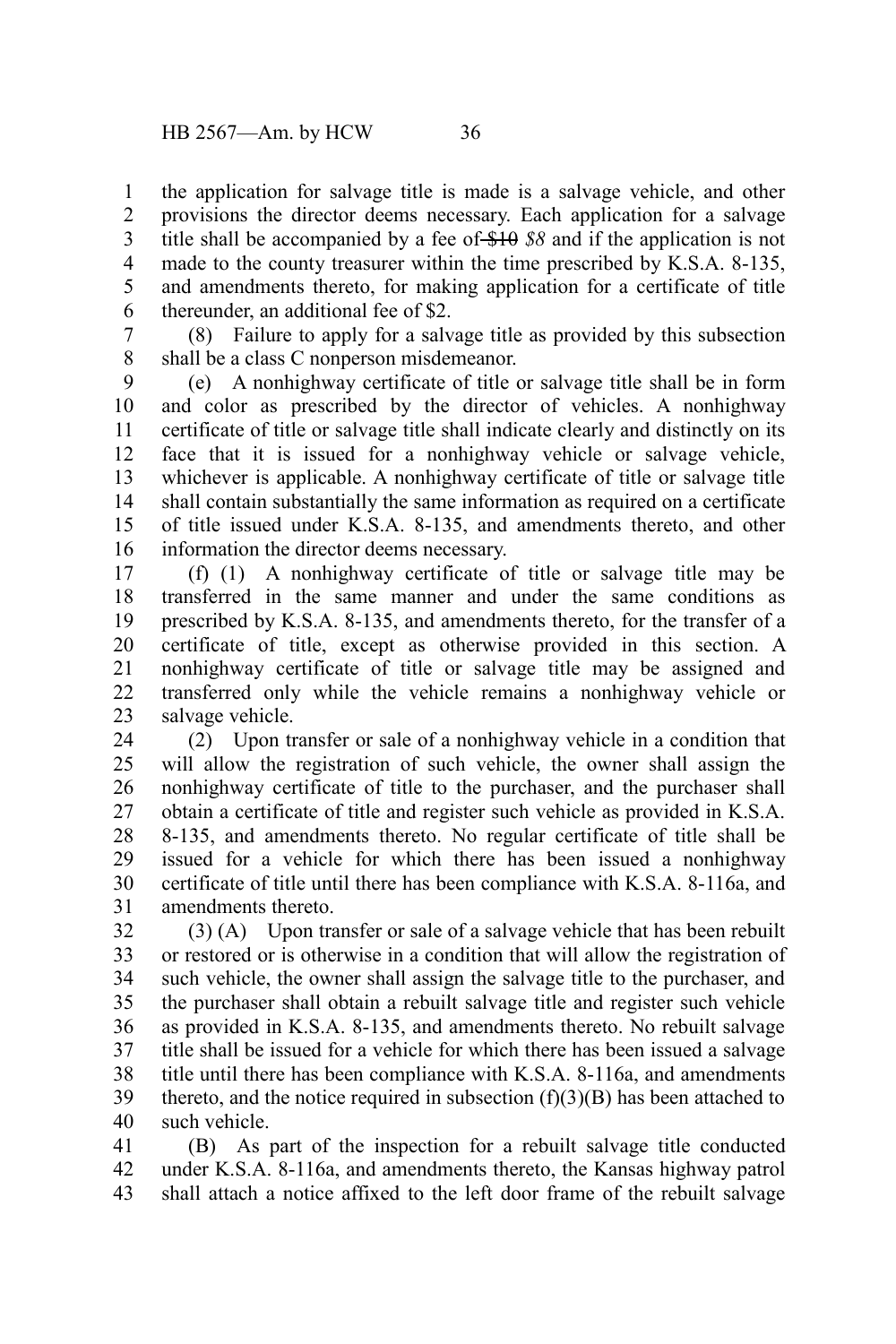the application for salvage title is made is a salvage vehicle, and other provisions the director deems necessary. Each application for a salvage title shall be accompanied by a fee of ~~$10~~ *$8* and if the application is not made to the county treasurer within the time prescribed by K.S.A. 8-135, and amendments thereto, for making application for a certificate of title thereunder, an additional fee of $2.

(8) Failure to apply for a salvage title as provided by this subsection shall be a class C nonperson misdemeanor.

(e) A nonhighway certificate of title or salvage title shall be in form and color as prescribed by the director of vehicles. A nonhighway certificate of title or salvage title shall indicate clearly and distinctly on its face that it is issued for a nonhighway vehicle or salvage vehicle, whichever is applicable. A nonhighway certificate of title or salvage title shall contain substantially the same information as required on a certificate of title issued under K.S.A. 8-135, and amendments thereto, and other information the director deems necessary.

(f) (1) A nonhighway certificate of title or salvage title may be transferred in the same manner and under the same conditions as prescribed by K.S.A. 8-135, and amendments thereto, for the transfer of a certificate of title, except as otherwise provided in this section. A nonhighway certificate of title or salvage title may be assigned and transferred only while the vehicle remains a nonhighway vehicle or salvage vehicle.

(2) Upon transfer or sale of a nonhighway vehicle in a condition that will allow the registration of such vehicle, the owner shall assign the nonhighway certificate of title to the purchaser, and the purchaser shall obtain a certificate of title and register such vehicle as provided in K.S.A. 8-135, and amendments thereto. No regular certificate of title shall be issued for a vehicle for which there has been issued a nonhighway certificate of title until there has been compliance with K.S.A. 8-116a, and amendments thereto.

(3) (A) Upon transfer or sale of a salvage vehicle that has been rebuilt or restored or is otherwise in a condition that will allow the registration of such vehicle, the owner shall assign the salvage title to the purchaser, and the purchaser shall obtain a rebuilt salvage title and register such vehicle as provided in K.S.A. 8-135, and amendments thereto. No rebuilt salvage title shall be issued for a vehicle for which there has been issued a salvage title until there has been compliance with K.S.A. 8-116a, and amendments thereto, and the notice required in subsection (f)(3)(B) has been attached to such vehicle.

(B) As part of the inspection for a rebuilt salvage title conducted under K.S.A. 8-116a, and amendments thereto, the Kansas highway patrol shall attach a notice affixed to the left door frame of the rebuilt salvage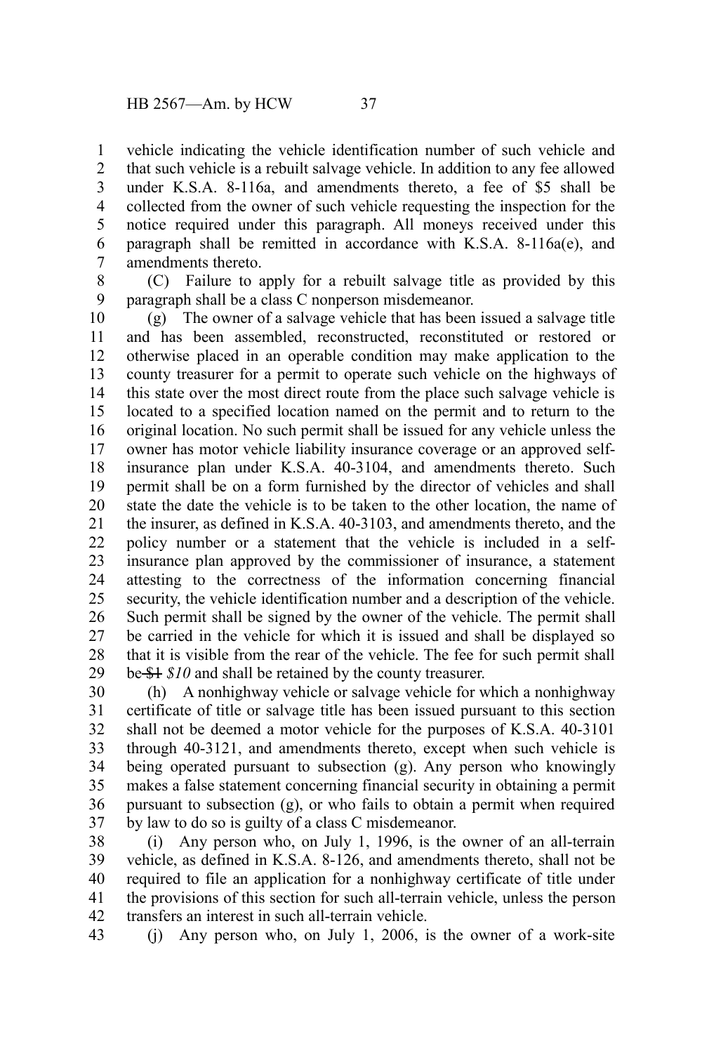vehicle indicating the vehicle identification number of such vehicle and that such vehicle is a rebuilt salvage vehicle. In addition to any fee allowed under K.S.A. 8-116a, and amendments thereto, a fee of $5 shall be collected from the owner of such vehicle requesting the inspection for the notice required under this paragraph. All moneys received under this paragraph shall be remitted in accordance with K.S.A. 8-116a(e), and amendments thereto.

(C) Failure to apply for a rebuilt salvage title as provided by this paragraph shall be a class C nonperson misdemeanor.

(g) The owner of a salvage vehicle that has been issued a salvage title and has been assembled, reconstructed, reconstituted or restored or otherwise placed in an operable condition may make application to the county treasurer for a permit to operate such vehicle on the highways of this state over the most direct route from the place such salvage vehicle is located to a specified location named on the permit and to return to the original location. No such permit shall be issued for any vehicle unless the owner has motor vehicle liability insurance coverage or an approved self-insurance plan under K.S.A. 40-3104, and amendments thereto. Such permit shall be on a form furnished by the director of vehicles and shall state the date the vehicle is to be taken to the other location, the name of the insurer, as defined in K.S.A. 40-3103, and amendments thereto, and the policy number or a statement that the vehicle is included in a self-insurance plan approved by the commissioner of insurance, a statement attesting to the correctness of the information concerning financial security, the vehicle identification number and a description of the vehicle. Such permit shall be signed by the owner of the vehicle. The permit shall be carried in the vehicle for which it is issued and shall be displayed so that it is visible from the rear of the vehicle. The fee for such permit shall be ~~$1~~ *$10* and shall be retained by the county treasurer.

(h) A nonhighway vehicle or salvage vehicle for which a nonhighway certificate of title or salvage title has been issued pursuant to this section shall not be deemed a motor vehicle for the purposes of K.S.A. 40-3101 through 40-3121, and amendments thereto, except when such vehicle is being operated pursuant to subsection (g). Any person who knowingly makes a false statement concerning financial security in obtaining a permit pursuant to subsection (g), or who fails to obtain a permit when required by law to do so is guilty of a class C misdemeanor.

(i) Any person who, on July 1, 1996, is the owner of an all-terrain vehicle, as defined in K.S.A. 8-126, and amendments thereto, shall not be required to file an application for a nonhighway certificate of title under the provisions of this section for such all-terrain vehicle, unless the person transfers an interest in such all-terrain vehicle.

(j) Any person who, on July 1, 2006, is the owner of a work-site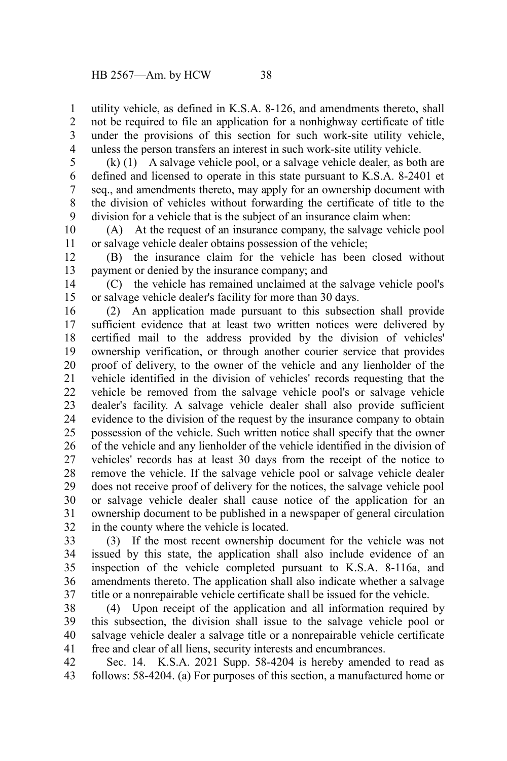utility vehicle, as defined in K.S.A. 8-126, and amendments thereto, shall not be required to file an application for a nonhighway certificate of title under the provisions of this section for such work-site utility vehicle, unless the person transfers an interest in such work-site utility vehicle.

(k) (1) A salvage vehicle pool, or a salvage vehicle dealer, as both are defined and licensed to operate in this state pursuant to K.S.A. 8-2401 et seq., and amendments thereto, may apply for an ownership document with the division of vehicles without forwarding the certificate of title to the division for a vehicle that is the subject of an insurance claim when:

(A) At the request of an insurance company, the salvage vehicle pool or salvage vehicle dealer obtains possession of the vehicle;

(B) the insurance claim for the vehicle has been closed without payment or denied by the insurance company; and

(C) the vehicle has remained unclaimed at the salvage vehicle pool's or salvage vehicle dealer's facility for more than 30 days.

(2) An application made pursuant to this subsection shall provide sufficient evidence that at least two written notices were delivered by certified mail to the address provided by the division of vehicles' ownership verification, or through another courier service that provides proof of delivery, to the owner of the vehicle and any lienholder of the vehicle identified in the division of vehicles' records requesting that the vehicle be removed from the salvage vehicle pool's or salvage vehicle dealer's facility. A salvage vehicle dealer shall also provide sufficient evidence to the division of the request by the insurance company to obtain possession of the vehicle. Such written notice shall specify that the owner of the vehicle and any lienholder of the vehicle identified in the division of vehicles' records has at least 30 days from the receipt of the notice to remove the vehicle. If the salvage vehicle pool or salvage vehicle dealer does not receive proof of delivery for the notices, the salvage vehicle pool or salvage vehicle dealer shall cause notice of the application for an ownership document to be published in a newspaper of general circulation in the county where the vehicle is located.

(3) If the most recent ownership document for the vehicle was not issued by this state, the application shall also include evidence of an inspection of the vehicle completed pursuant to K.S.A. 8-116a, and amendments thereto. The application shall also indicate whether a salvage title or a nonrepairable vehicle certificate shall be issued for the vehicle.

(4) Upon receipt of the application and all information required by this subsection, the division shall issue to the salvage vehicle pool or salvage vehicle dealer a salvage title or a nonrepairable vehicle certificate free and clear of all liens, security interests and encumbrances.

Sec. 14. K.S.A. 2021 Supp. 58-4204 is hereby amended to read as follows: 58-4204. (a) For purposes of this section, a manufactured home or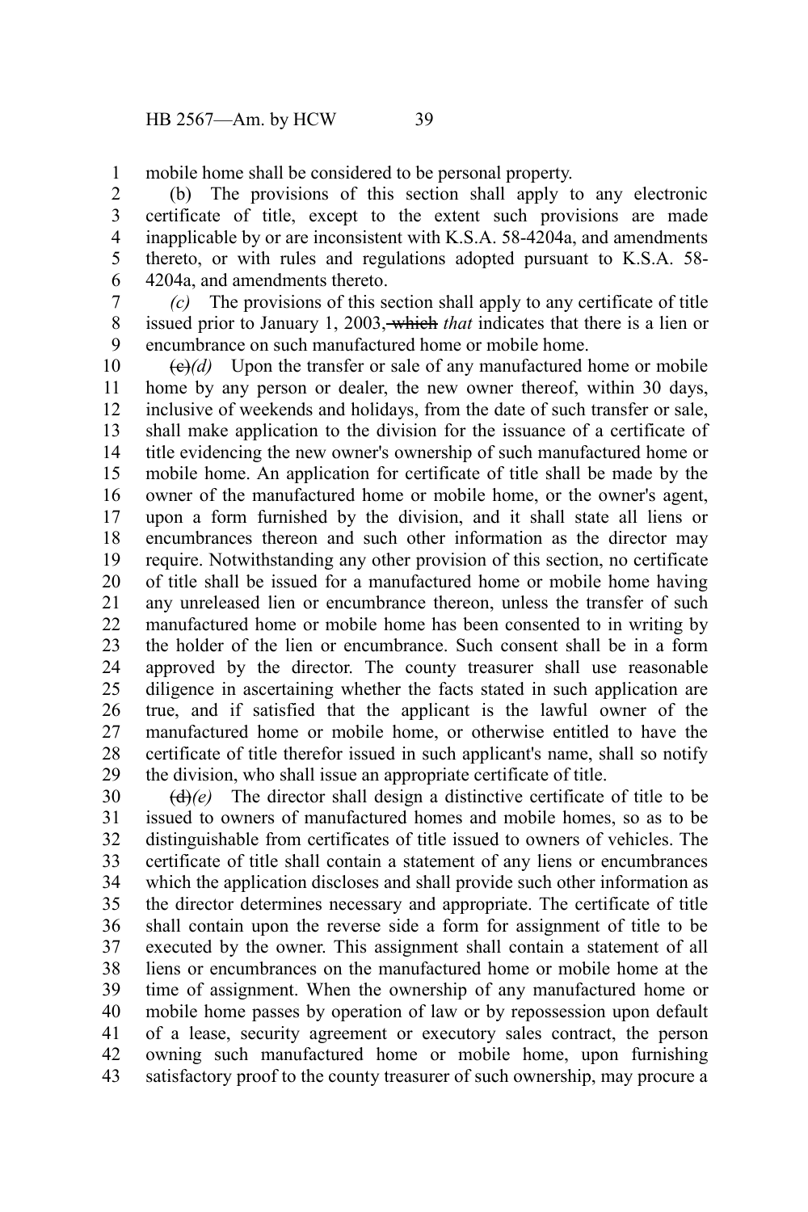mobile home shall be considered to be personal property.

(b) The provisions of this section shall apply to any electronic certificate of title, except to the extent such provisions are made inapplicable by or are inconsistent with K.S.A. 58-4204a, and amendments thereto, or with rules and regulations adopted pursuant to K.S.A. 58-4204a, and amendments thereto.

*(c)* The provisions of this section shall apply to any certificate of title issued prior to January 1, 2003, ~~which~~ *that* indicates that there is a lien or encumbrance on such manufactured home or mobile home.

~~(c)~~*(d)* Upon the transfer or sale of any manufactured home or mobile home by any person or dealer, the new owner thereof, within 30 days, inclusive of weekends and holidays, from the date of such transfer or sale, shall make application to the division for the issuance of a certificate of title evidencing the new owner's ownership of such manufactured home or mobile home. An application for certificate of title shall be made by the owner of the manufactured home or mobile home, or the owner's agent, upon a form furnished by the division, and it shall state all liens or encumbrances thereon and such other information as the director may require. Notwithstanding any other provision of this section, no certificate of title shall be issued for a manufactured home or mobile home having any unreleased lien or encumbrance thereon, unless the transfer of such manufactured home or mobile home has been consented to in writing by the holder of the lien or encumbrance. Such consent shall be in a form approved by the director. The county treasurer shall use reasonable diligence in ascertaining whether the facts stated in such application are true, and if satisfied that the applicant is the lawful owner of the manufactured home or mobile home, or otherwise entitled to have the certificate of title therefor issued in such applicant's name, shall so notify the division, who shall issue an appropriate certificate of title.

~~(d)~~*(e)* The director shall design a distinctive certificate of title to be issued to owners of manufactured homes and mobile homes, so as to be distinguishable from certificates of title issued to owners of vehicles. The certificate of title shall contain a statement of any liens or encumbrances which the application discloses and shall provide such other information as the director determines necessary and appropriate. The certificate of title shall contain upon the reverse side a form for assignment of title to be executed by the owner. This assignment shall contain a statement of all liens or encumbrances on the manufactured home or mobile home at the time of assignment. When the ownership of any manufactured home or mobile home passes by operation of law or by repossession upon default of a lease, security agreement or executory sales contract, the person owning such manufactured home or mobile home, upon furnishing satisfactory proof to the county treasurer of such ownership, may procure a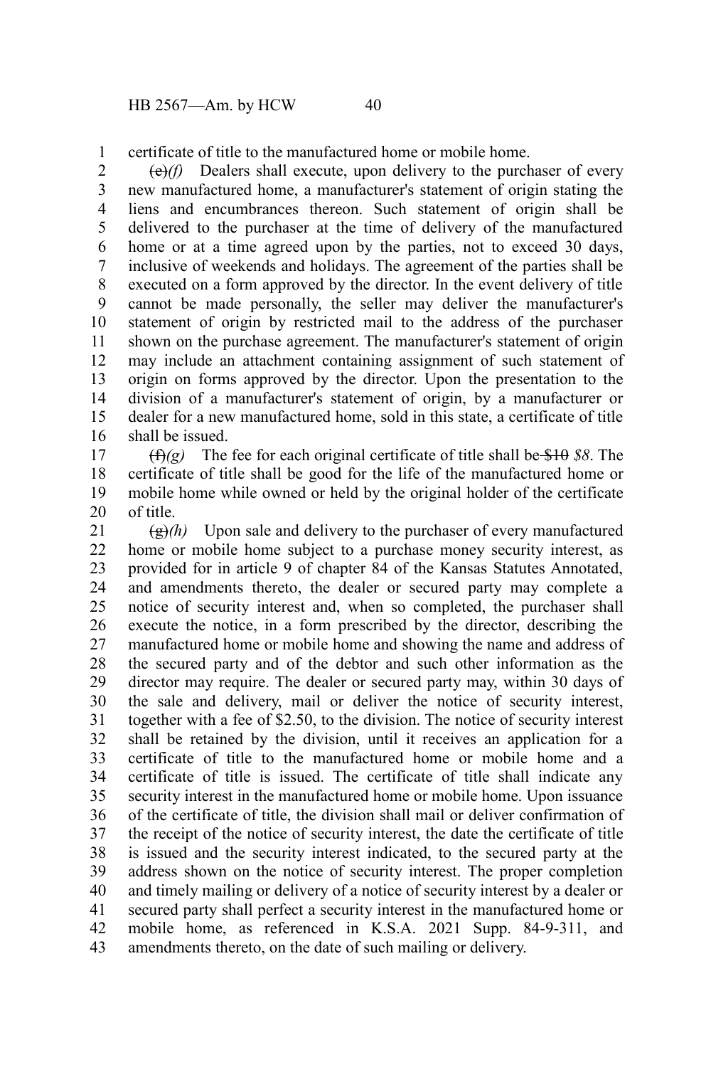certificate of title to the manufactured home or mobile home.

~~(e)~~*(f)* Dealers shall execute, upon delivery to the purchaser of every new manufactured home, a manufacturer's statement of origin stating the liens and encumbrances thereon. Such statement of origin shall be delivered to the purchaser at the time of delivery of the manufactured home or at a time agreed upon by the parties, not to exceed 30 days, inclusive of weekends and holidays. The agreement of the parties shall be executed on a form approved by the director. In the event delivery of title cannot be made personally, the seller may deliver the manufacturer's statement of origin by restricted mail to the address of the purchaser shown on the purchase agreement. The manufacturer's statement of origin may include an attachment containing assignment of such statement of origin on forms approved by the director. Upon the presentation to the division of a manufacturer's statement of origin, by a manufacturer or dealer for a new manufactured home, sold in this state, a certificate of title shall be issued.

~~(f)~~*(g)* The fee for each original certificate of title shall be ~~$10~~ *$8*. The certificate of title shall be good for the life of the manufactured home or mobile home while owned or held by the original holder of the certificate of title.

~~(g)~~*(h)* Upon sale and delivery to the purchaser of every manufactured home or mobile home subject to a purchase money security interest, as provided for in article 9 of chapter 84 of the Kansas Statutes Annotated, and amendments thereto, the dealer or secured party may complete a notice of security interest and, when so completed, the purchaser shall execute the notice, in a form prescribed by the director, describing the manufactured home or mobile home and showing the name and address of the secured party and of the debtor and such other information as the director may require. The dealer or secured party may, within 30 days of the sale and delivery, mail or deliver the notice of security interest, together with a fee of $2.50, to the division. The notice of security interest shall be retained by the division, until it receives an application for a certificate of title to the manufactured home or mobile home and a certificate of title is issued. The certificate of title shall indicate any security interest in the manufactured home or mobile home. Upon issuance of the certificate of title, the division shall mail or deliver confirmation of the receipt of the notice of security interest, the date the certificate of title is issued and the security interest indicated, to the secured party at the address shown on the notice of security interest. The proper completion and timely mailing or delivery of a notice of security interest by a dealer or secured party shall perfect a security interest in the manufactured home or mobile home, as referenced in K.S.A. 2021 Supp. 84-9-311, and amendments thereto, on the date of such mailing or delivery.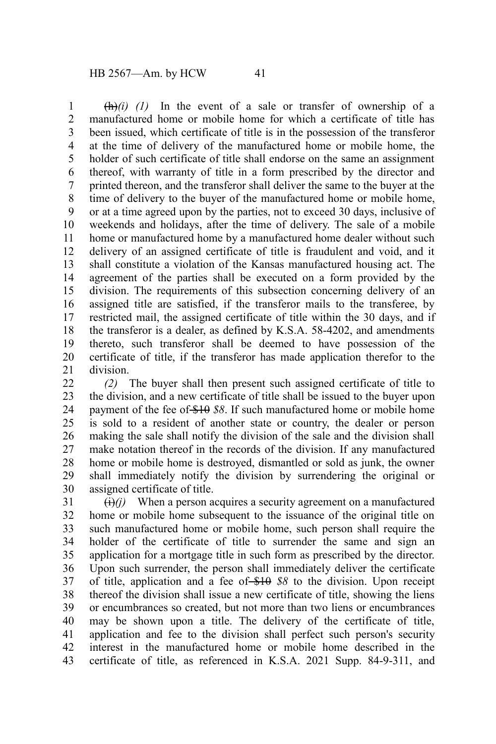~~(h)~~*(i)* *(1)* In the event of a sale or transfer of ownership of a manufactured home or mobile home for which a certificate of title has been issued, which certificate of title is in the possession of the transferor at the time of delivery of the manufactured home or mobile home, the holder of such certificate of title shall endorse on the same an assignment thereof, with warranty of title in a form prescribed by the director and printed thereon, and the transferor shall deliver the same to the buyer at the time of delivery to the buyer of the manufactured home or mobile home, or at a time agreed upon by the parties, not to exceed 30 days, inclusive of weekends and holidays, after the time of delivery. The sale of a mobile home or manufactured home by a manufactured home dealer without such delivery of an assigned certificate of title is fraudulent and void, and it shall constitute a violation of the Kansas manufactured housing act. The agreement of the parties shall be executed on a form provided by the division. The requirements of this subsection concerning delivery of an assigned title are satisfied, if the transferor mails to the transferee, by restricted mail, the assigned certificate of title within the 30 days, and if the transferor is a dealer, as defined by K.S.A. 58-4202, and amendments thereto, such transferor shall be deemed to have possession of the certificate of title, if the transferor has made application therefor to the division.

*(2)* The buyer shall then present such assigned certificate of title to the division, and a new certificate of title shall be issued to the buyer upon payment of the fee of ~~$10~~ *$8*. If such manufactured home or mobile home is sold to a resident of another state or country, the dealer or person making the sale shall notify the division of the sale and the division shall make notation thereof in the records of the division. If any manufactured home or mobile home is destroyed, dismantled or sold as junk, the owner shall immediately notify the division by surrendering the original or assigned certificate of title.

~~(i)~~*(j)* When a person acquires a security agreement on a manufactured home or mobile home subsequent to the issuance of the original title on such manufactured home or mobile home, such person shall require the holder of the certificate of title to surrender the same and sign an application for a mortgage title in such form as prescribed by the director. Upon such surrender, the person shall immediately deliver the certificate of title, application and a fee of ~~$10~~ *$8* to the division. Upon receipt thereof the division shall issue a new certificate of title, showing the liens or encumbrances so created, but not more than two liens or encumbrances may be shown upon a title. The delivery of the certificate of title, application and fee to the division shall perfect such person's security interest in the manufactured home or mobile home described in the certificate of title, as referenced in K.S.A. 2021 Supp. 84-9-311, and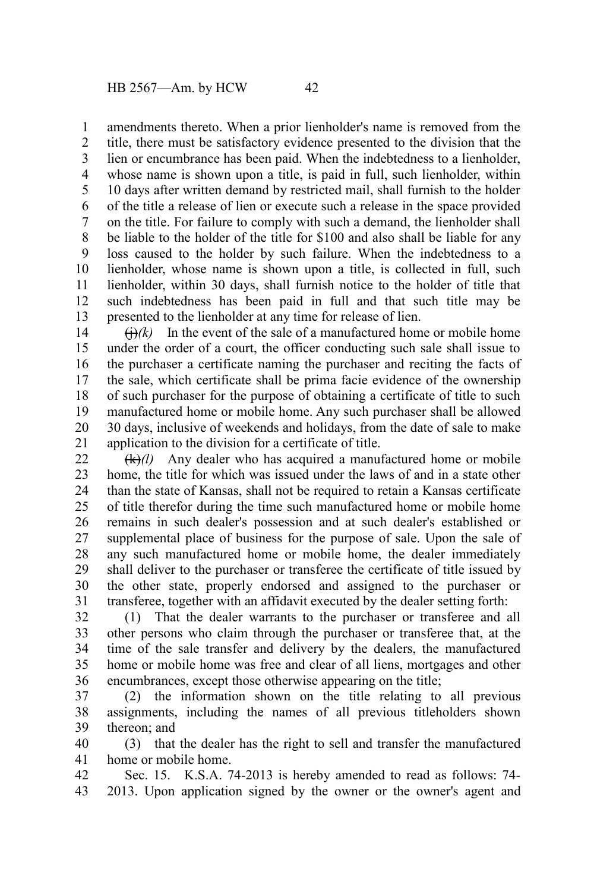amendments thereto. When a prior lienholder's name is removed from the title, there must be satisfactory evidence presented to the division that the lien or encumbrance has been paid. When the indebtedness to a lienholder, whose name is shown upon a title, is paid in full, such lienholder, within 10 days after written demand by restricted mail, shall furnish to the holder of the title a release of lien or execute such a release in the space provided on the title. For failure to comply with such a demand, the lienholder shall be liable to the holder of the title for $100 and also shall be liable for any loss caused to the holder by such failure. When the indebtedness to a lienholder, whose name is shown upon a title, is collected in full, such lienholder, within 30 days, shall furnish notice to the holder of title that such indebtedness has been paid in full and that such title may be presented to the lienholder at any time for release of lien.

~~(j)~~*(k)* In the event of the sale of a manufactured home or mobile home under the order of a court, the officer conducting such sale shall issue to the purchaser a certificate naming the purchaser and reciting the facts of the sale, which certificate shall be prima facie evidence of the ownership of such purchaser for the purpose of obtaining a certificate of title to such manufactured home or mobile home. Any such purchaser shall be allowed 30 days, inclusive of weekends and holidays, from the date of sale to make application to the division for a certificate of title.

~~(k)~~*(l)* Any dealer who has acquired a manufactured home or mobile home, the title for which was issued under the laws of and in a state other than the state of Kansas, shall not be required to retain a Kansas certificate of title therefor during the time such manufactured home or mobile home remains in such dealer's possession and at such dealer's established or supplemental place of business for the purpose of sale. Upon the sale of any such manufactured home or mobile home, the dealer immediately shall deliver to the purchaser or transferee the certificate of title issued by the other state, properly endorsed and assigned to the purchaser or transferee, together with an affidavit executed by the dealer setting forth:

(1) That the dealer warrants to the purchaser or transferee and all other persons who claim through the purchaser or transferee that, at the time of the sale transfer and delivery by the dealers, the manufactured home or mobile home was free and clear of all liens, mortgages and other encumbrances, except those otherwise appearing on the title;

(2) the information shown on the title relating to all previous assignments, including the names of all previous titleholders shown thereon; and

(3) that the dealer has the right to sell and transfer the manufactured home or mobile home.

Sec. 15. K.S.A. 74-2013 is hereby amended to read as follows: 74-2013. Upon application signed by the owner or the owner's agent and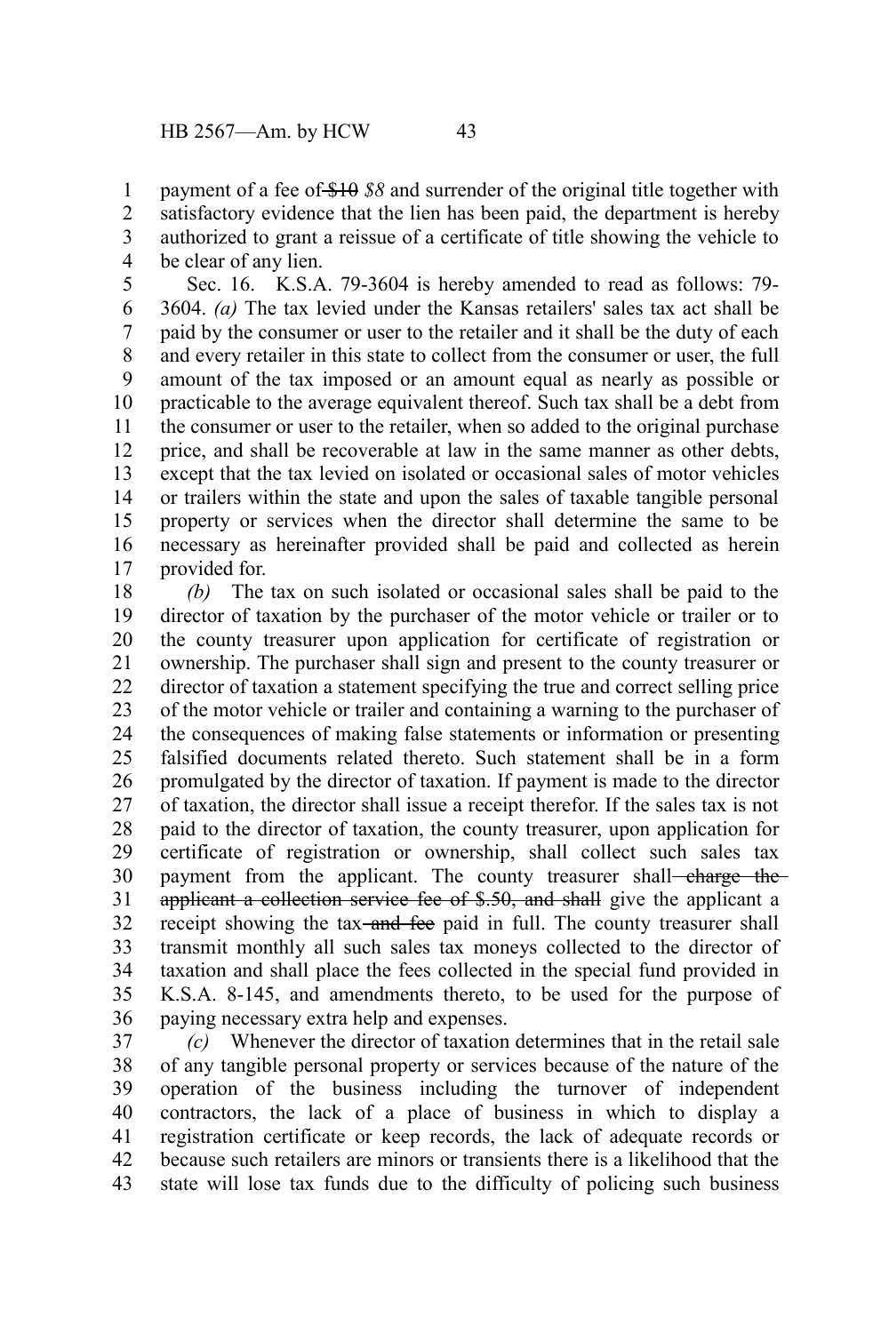payment of a fee of ~~$10~~ *$8* and surrender of the original title together with satisfactory evidence that the lien has been paid, the department is hereby authorized to grant a reissue of a certificate of title showing the vehicle to be clear of any lien.

Sec. 16. K.S.A. 79-3604 is hereby amended to read as follows: 79-3604. *(a)* The tax levied under the Kansas retailers' sales tax act shall be paid by the consumer or user to the retailer and it shall be the duty of each and every retailer in this state to collect from the consumer or user, the full amount of the tax imposed or an amount equal as nearly as possible or practicable to the average equivalent thereof. Such tax shall be a debt from the consumer or user to the retailer, when so added to the original purchase price, and shall be recoverable at law in the same manner as other debts, except that the tax levied on isolated or occasional sales of motor vehicles or trailers within the state and upon the sales of taxable tangible personal property or services when the director shall determine the same to be necessary as hereinafter provided shall be paid and collected as herein provided for.

*(b)* The tax on such isolated or occasional sales shall be paid to the director of taxation by the purchaser of the motor vehicle or trailer or to the county treasurer upon application for certificate of registration or ownership. The purchaser shall sign and present to the county treasurer or director of taxation a statement specifying the true and correct selling price of the motor vehicle or trailer and containing a warning to the purchaser of the consequences of making false statements or information or presenting falsified documents related thereto. Such statement shall be in a form promulgated by the director of taxation. If payment is made to the director of taxation, the director shall issue a receipt therefor. If the sales tax is not paid to the director of taxation, the county treasurer, upon application for certificate of registration or ownership, shall collect such sales tax payment from the applicant. The county treasurer shall ~~charge the applicant a collection service fee of $.50, and shall~~ give the applicant a receipt showing the tax ~~and fee~~ paid in full. The county treasurer shall transmit monthly all such sales tax moneys collected to the director of taxation and shall place the fees collected in the special fund provided in K.S.A. 8-145, and amendments thereto, to be used for the purpose of paying necessary extra help and expenses.

*(c)* Whenever the director of taxation determines that in the retail sale of any tangible personal property or services because of the nature of the operation of the business including the turnover of independent contractors, the lack of a place of business in which to display a registration certificate or keep records, the lack of adequate records or because such retailers are minors or transients there is a likelihood that the state will lose tax funds due to the difficulty of policing such business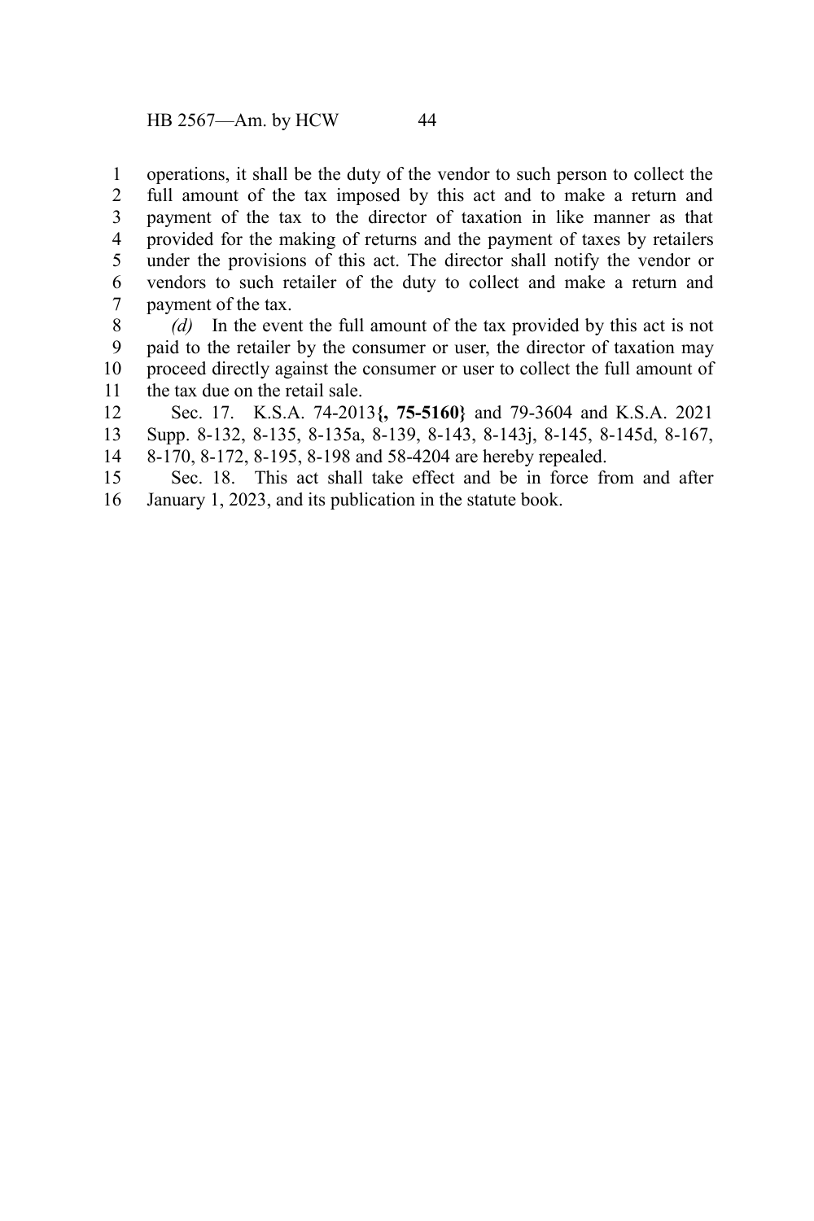operations, it shall be the duty of the vendor to such person to collect the full amount of the tax imposed by this act and to make a return and payment of the tax to the director of taxation in like manner as that provided for the making of returns and the payment of taxes by retailers under the provisions of this act. The director shall notify the vendor or vendors to such retailer of the duty to collect and make a return and payment of the tax.

*(d)* In the event the full amount of the tax provided by this act is not paid to the retailer by the consumer or user, the director of taxation may proceed directly against the consumer or user to collect the full amount of the tax due on the retail sale.

Sec. 17. K.S.A. 74-2013**{, 75-5160}** and 79-3604 and K.S.A. 2021 Supp. 8-132, 8-135, 8-135a, 8-139, 8-143, 8-143j, 8-145, 8-145d, 8-167, 8-170, 8-172, 8-195, 8-198 and 58-4204 are hereby repealed.

Sec. 18. This act shall take effect and be in force from and after January 1, 2023, and its publication in the statute book.